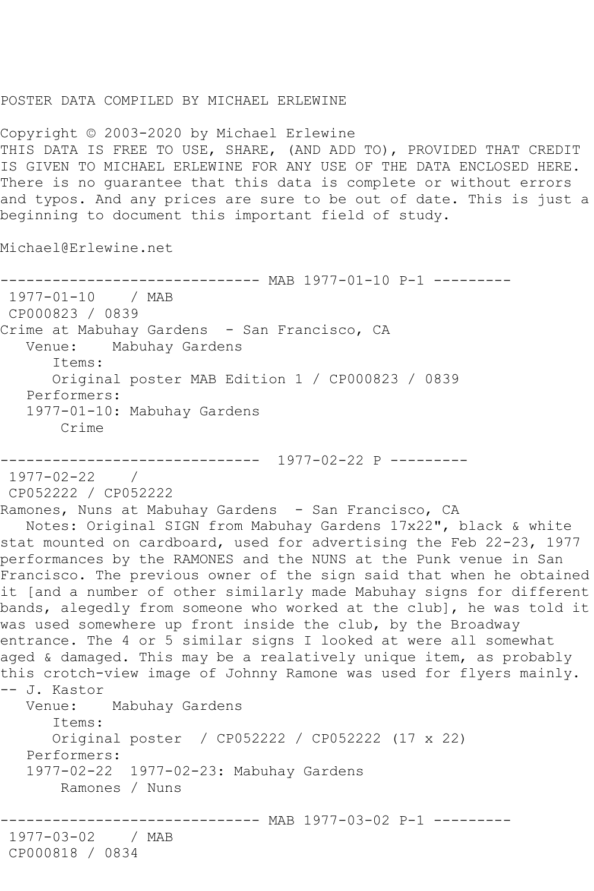POSTER DATA COMPILED BY MICHAEL ERLEWINE

Copyright © 2003-2020 by Michael Erlewine
THIS DATA IS FREE TO USE, SHARE, (AND ADD TO), PROVIDED THAT CREDIT IS GIVEN TO MICHAEL ERLEWINE FOR ANY USE OF THE DATA ENCLOSED HERE. There is no guarantee that this data is complete or without errors and typos. And any prices are sure to be out of date. This is just a beginning to document this important field of study.

Michael@Erlewine.net

------------------------------ MAB 1977-01-10 P-1 ---------

1977-01-10 / MAB
CP000823 / 0839
Crime at Mabuhay Gardens - San Francisco, CA
Venue: Mabuhay Gardens
Items:
Original poster MAB Edition 1 / CP000823 / 0839
Performers:
1977-01-10: Mabuhay Gardens
Crime

------------------------------ 1977-02-22 P ---------

1977-02-22 /
CP052222 / CP052222
Ramones, Nuns at Mabuhay Gardens - San Francisco, CA
Notes: Original SIGN from Mabuhay Gardens 17x22", black & white stat mounted on cardboard, used for advertising the Feb 22-23, 1977 performances by the RAMONES and the NUNS at the Punk venue in San Francisco. The previous owner of the sign said that when he obtained it [and a number of other similarly made Mabuhay signs for different bands, alegedly from someone who worked at the club], he was told it was used somewhere up front inside the club, by the Broadway entrance. The 4 or 5 similar signs I looked at were all somewhat aged & damaged. This may be a realatively unique item, as probably this crotch-view image of Johnny Ramone was used for flyers mainly. -- J. Kastor
Venue: Mabuhay Gardens
Items:
Original poster / CP052222 / CP052222 (17 x 22)
Performers:
1977-02-22 1977-02-23: Mabuhay Gardens
Ramones / Nuns

------------------------------ MAB 1977-03-02 P-1 ---------

1977-03-02 / MAB
CP000818 / 0834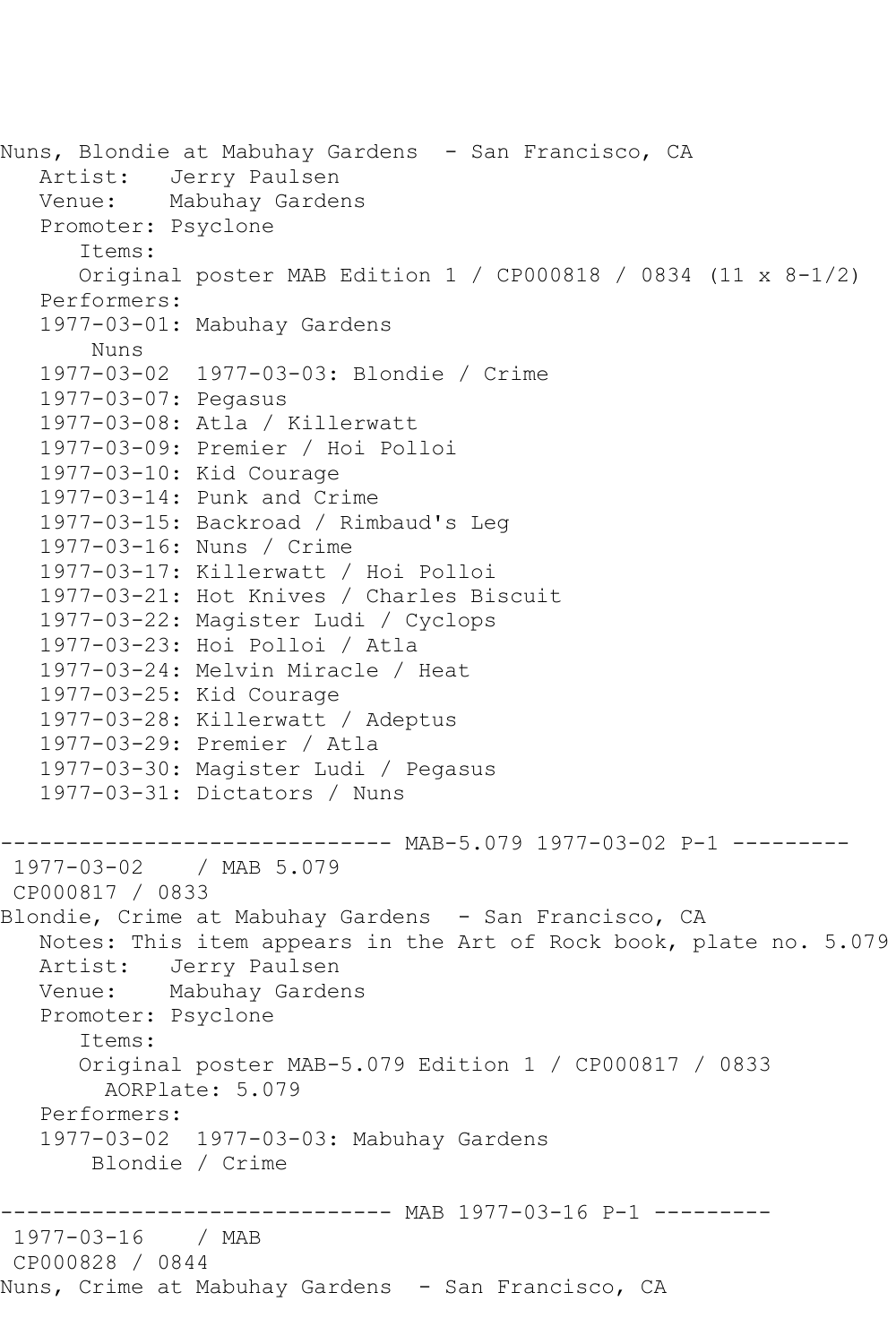Nuns, Blondie at Mabuhay Gardens - San Francisco, CA
   Artist:   Jerry Paulsen
   Venue:    Mabuhay Gardens
   Promoter: Psyclone
      Items:
      Original poster MAB Edition 1 / CP000818 / 0834 (11 x 8-1/2)
   Performers:
   1977-03-01: Mabuhay Gardens
       Nuns
   1977-03-02  1977-03-03: Blondie / Crime
   1977-03-07: Pegasus
   1977-03-08: Atla / Killerwatt
   1977-03-09: Premier / Hoi Polloi
   1977-03-10: Kid Courage
   1977-03-14: Punk and Crime
   1977-03-15: Backroad / Rimbaud's Leg
   1977-03-16: Nuns / Crime
   1977-03-17: Killerwatt / Hoi Polloi
   1977-03-21: Hot Knives / Charles Biscuit
   1977-03-22: Magister Ludi / Cyclops
   1977-03-23: Hoi Polloi / Atla
   1977-03-24: Melvin Miracle / Heat
   1977-03-25: Kid Courage
   1977-03-28: Killerwatt / Adeptus
   1977-03-29: Premier / Atla
   1977-03-30: Magister Ludi / Pegasus
   1977-03-31: Dictators / Nuns

------------------------------ MAB-5.079 1977-03-02 P-1 ---------
 1977-03-02    / MAB 5.079
 CP000817 / 0833
Blondie, Crime at Mabuhay Gardens - San Francisco, CA
   Notes: This item appears in the Art of Rock book, plate no. 5.079
   Artist:   Jerry Paulsen
   Venue:    Mabuhay Gardens
   Promoter: Psyclone
      Items:
      Original poster MAB-5.079 Edition 1 / CP000817 / 0833
        AORPlate: 5.079
   Performers:
   1977-03-02  1977-03-03: Mabuhay Gardens
       Blondie / Crime

------------------------------ MAB 1977-03-16 P-1 ---------
 1977-03-16    / MAB
 CP000828 / 0844
Nuns, Crime at Mabuhay Gardens - San Francisco, CA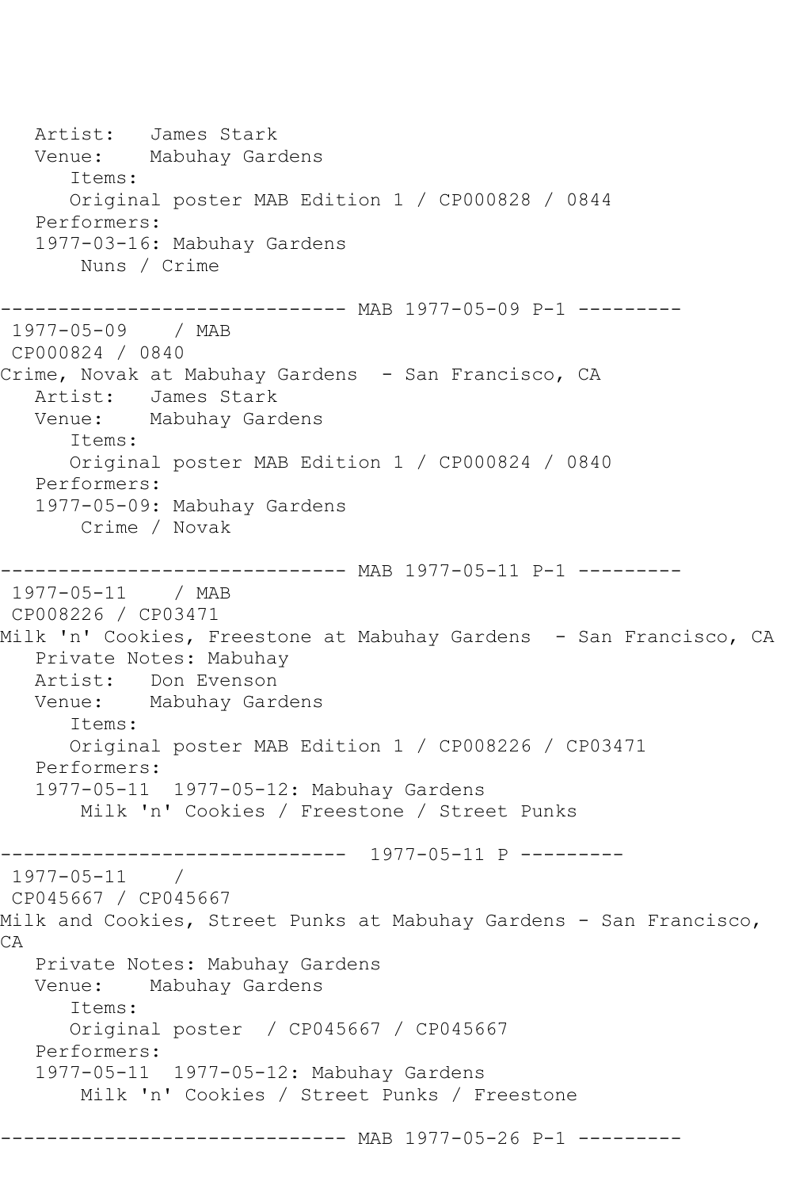```
   Artist:   James Stark
   Venue:    Mabuhay Gardens
      Items:
      Original poster MAB Edition 1 / CP000828 / 0844
   Performers:
   1977-03-16: Mabuhay Gardens
       Nuns / Crime

------------------------------ MAB 1977-05-09 P-1 ---------
 1977-05-09    / MAB
 CP000824 / 0840
Crime, Novak at Mabuhay Gardens  - San Francisco, CA
   Artist:   James Stark
   Venue:    Mabuhay Gardens
      Items:
      Original poster MAB Edition 1 / CP000824 / 0840
   Performers:
   1977-05-09: Mabuhay Gardens
       Crime / Novak

------------------------------ MAB 1977-05-11 P-1 ---------
 1977-05-11    / MAB
 CP008226 / CP03471
Milk 'n' Cookies, Freestone at Mabuhay Gardens  - San Francisco, CA
   Private Notes: Mabuhay
   Artist:   Don Evenson
   Venue:    Mabuhay Gardens
      Items:
      Original poster MAB Edition 1 / CP008226 / CP03471
   Performers:
   1977-05-11  1977-05-12: Mabuhay Gardens
       Milk 'n' Cookies / Freestone / Street Punks

------------------------------  1977-05-11 P ---------
 1977-05-11    /
 CP045667 / CP045667
Milk and Cookies, Street Punks at Mabuhay Gardens - San Francisco,
CA
   Private Notes: Mabuhay Gardens
   Venue:    Mabuhay Gardens
      Items:
      Original poster  / CP045667 / CP045667
   Performers:
   1977-05-11  1977-05-12: Mabuhay Gardens
       Milk 'n' Cookies / Street Punks / Freestone

------------------------------ MAB 1977-05-26 P-1 ---------
```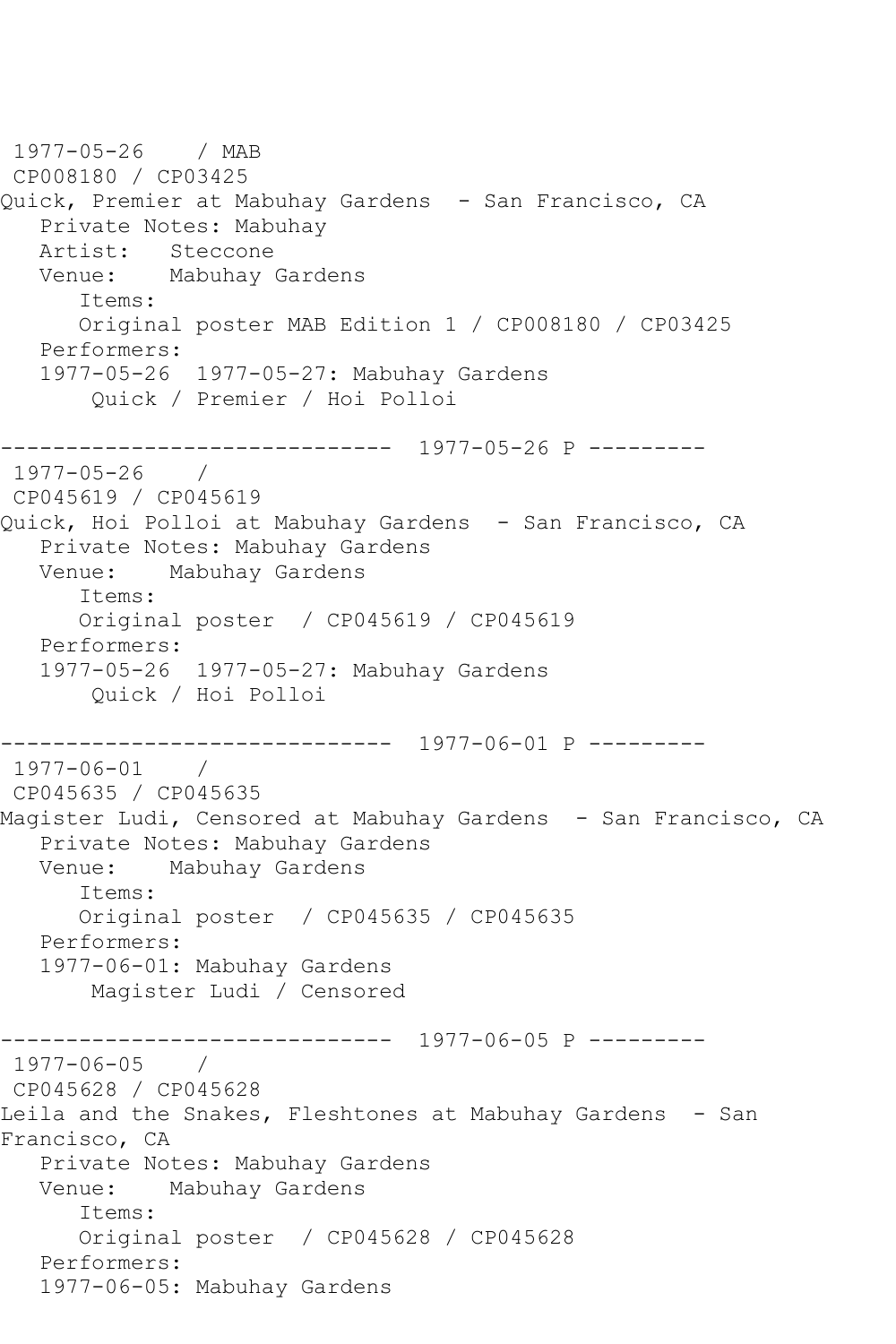1977-05-26 / MAB
CP008180 / CP03425
Quick, Premier at Mabuhay Gardens - San Francisco, CA
Private Notes: Mabuhay
Artist: Steccone
Venue: Mabuhay Gardens
Items:
Original poster MAB Edition 1 / CP008180 / CP03425
Performers:
1977-05-26 1977-05-27: Mabuhay Gardens
Quick / Premier / Hoi Polloi

------------------------------ 1977-05-26 P ---------
1977-05-26 /
CP045619 / CP045619
Quick, Hoi Polloi at Mabuhay Gardens - San Francisco, CA
Private Notes: Mabuhay Gardens
Venue: Mabuhay Gardens
Items:
Original poster / CP045619 / CP045619
Performers:
1977-05-26 1977-05-27: Mabuhay Gardens
Quick / Hoi Polloi

------------------------------ 1977-06-01 P ---------
1977-06-01 /
CP045635 / CP045635
Magister Ludi, Censored at Mabuhay Gardens - San Francisco, CA
Private Notes: Mabuhay Gardens
Venue: Mabuhay Gardens
Items:
Original poster / CP045635 / CP045635
Performers:
1977-06-01: Mabuhay Gardens
Magister Ludi / Censored

------------------------------ 1977-06-05 P ---------
1977-06-05 /
CP045628 / CP045628
Leila and the Snakes, Fleshtones at Mabuhay Gardens - San Francisco, CA
Private Notes: Mabuhay Gardens
Venue: Mabuhay Gardens
Items:
Original poster / CP045628 / CP045628
Performers:
1977-06-05: Mabuhay Gardens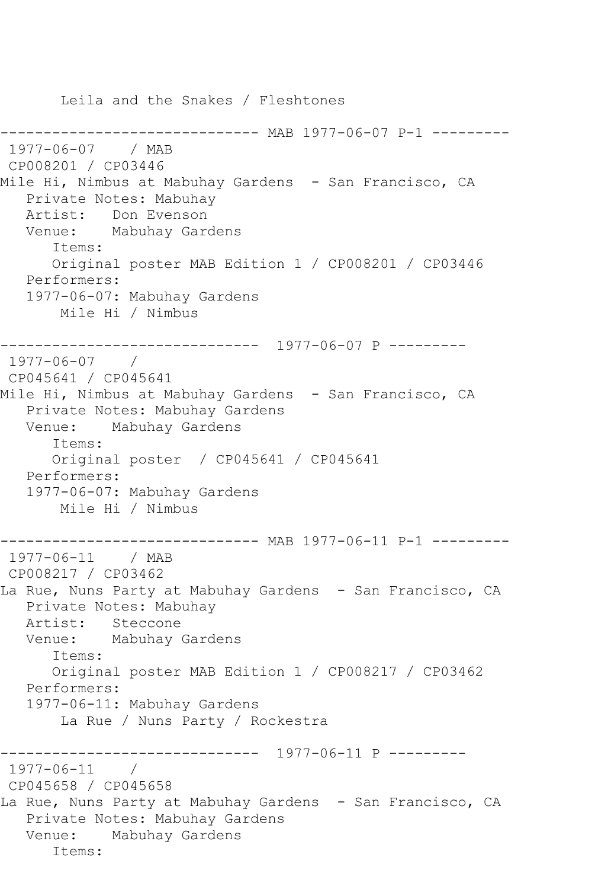```
       Leila and the Snakes / Fleshtones

------------------------------ MAB 1977-06-07 P-1 ---------
 1977-06-07    / MAB
 CP008201 / CP03446
Mile Hi, Nimbus at Mabuhay Gardens  - San Francisco, CA
   Private Notes: Mabuhay
   Artist:   Don Evenson
   Venue:    Mabuhay Gardens
      Items:
      Original poster MAB Edition 1 / CP008201 / CP03446
   Performers:
   1977-06-07: Mabuhay Gardens
       Mile Hi / Nimbus

------------------------------  1977-06-07 P ---------
 1977-06-07    /
 CP045641 / CP045641
Mile Hi, Nimbus at Mabuhay Gardens  - San Francisco, CA
   Private Notes: Mabuhay Gardens
   Venue:    Mabuhay Gardens
      Items:
      Original poster  / CP045641 / CP045641
   Performers:
   1977-06-07: Mabuhay Gardens
       Mile Hi / Nimbus

------------------------------ MAB 1977-06-11 P-1 ---------
 1977-06-11    / MAB
 CP008217 / CP03462
La Rue, Nuns Party at Mabuhay Gardens  - San Francisco, CA
   Private Notes: Mabuhay
   Artist:   Steccone
   Venue:    Mabuhay Gardens
      Items:
      Original poster MAB Edition 1 / CP008217 / CP03462
   Performers:
   1977-06-11: Mabuhay Gardens
       La Rue / Nuns Party / Rockestra

------------------------------  1977-06-11 P ---------
 1977-06-11    /
 CP045658 / CP045658
La Rue, Nuns Party at Mabuhay Gardens  - San Francisco, CA
   Private Notes: Mabuhay Gardens
   Venue:    Mabuhay Gardens
      Items:
```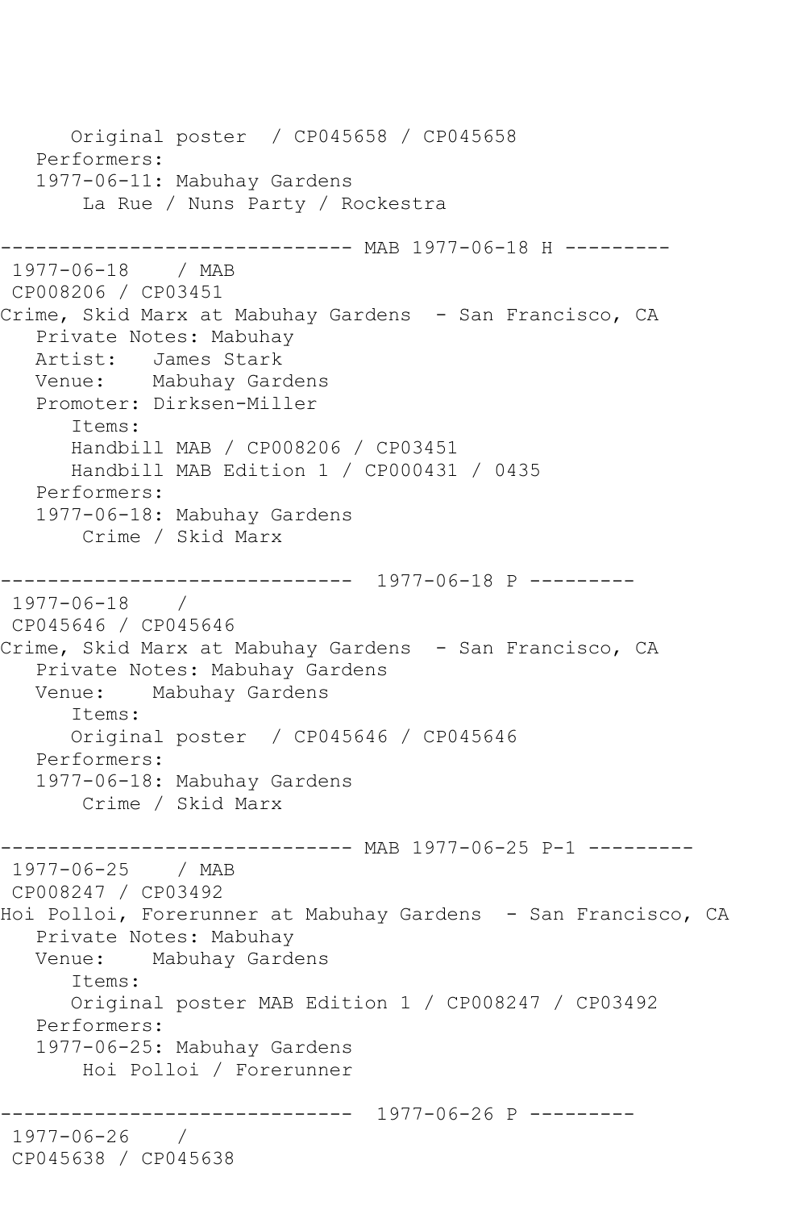```
      Original poster  / CP045658 / CP045658
   Performers:
   1977-06-11: Mabuhay Gardens
       La Rue / Nuns Party / Rockestra

------------------------------ MAB 1977-06-18 H ---------
 1977-06-18    / MAB
 CP008206 / CP03451
Crime, Skid Marx at Mabuhay Gardens  - San Francisco, CA
   Private Notes: Mabuhay
   Artist:   James Stark
   Venue:    Mabuhay Gardens
   Promoter: Dirksen-Miller
      Items:
      Handbill MAB / CP008206 / CP03451
      Handbill MAB Edition 1 / CP000431 / 0435
   Performers:
   1977-06-18: Mabuhay Gardens
       Crime / Skid Marx

------------------------------  1977-06-18 P ---------
 1977-06-18    /
 CP045646 / CP045646
Crime, Skid Marx at Mabuhay Gardens  - San Francisco, CA
   Private Notes: Mabuhay Gardens
   Venue:    Mabuhay Gardens
      Items:
      Original poster  / CP045646 / CP045646
   Performers:
   1977-06-18: Mabuhay Gardens
       Crime / Skid Marx

------------------------------ MAB 1977-06-25 P-1 ---------
 1977-06-25    / MAB
 CP008247 / CP03492
Hoi Polloi, Forerunner at Mabuhay Gardens  - San Francisco, CA
   Private Notes: Mabuhay
   Venue:    Mabuhay Gardens
      Items:
      Original poster MAB Edition 1 / CP008247 / CP03492
   Performers:
   1977-06-25: Mabuhay Gardens
       Hoi Polloi / Forerunner

------------------------------  1977-06-26 P ---------
 1977-06-26    /
 CP045638 / CP045638
```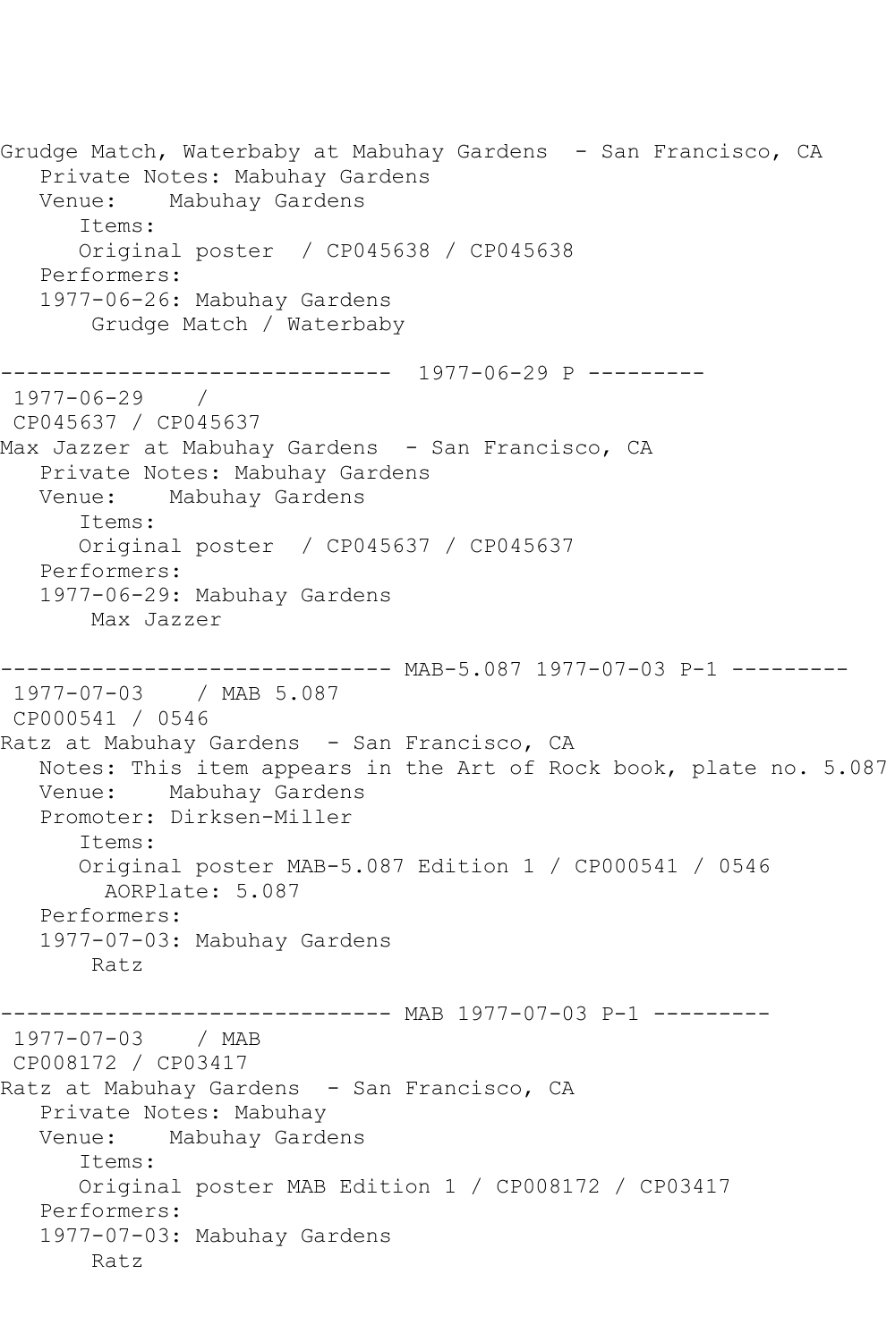Grudge Match, Waterbaby at Mabuhay Gardens - San Francisco, CA
   Private Notes: Mabuhay Gardens
   Venue:    Mabuhay Gardens
      Items:
      Original poster / CP045638 / CP045638
   Performers:
   1977-06-26: Mabuhay Gardens
       Grudge Match / Waterbaby

------------------------------ 1977-06-29 P ---------
 1977-06-29    /
 CP045637 / CP045637
Max Jazzer at Mabuhay Gardens - San Francisco, CA
   Private Notes: Mabuhay Gardens
   Venue:    Mabuhay Gardens
      Items:
      Original poster / CP045637 / CP045637
   Performers:
   1977-06-29: Mabuhay Gardens
       Max Jazzer

------------------------------ MAB-5.087 1977-07-03 P-1 ---------
 1977-07-03    / MAB 5.087
 CP000541 / 0546
Ratz at Mabuhay Gardens - San Francisco, CA
   Notes: This item appears in the Art of Rock book, plate no. 5.087
   Venue:    Mabuhay Gardens
   Promoter: Dirksen-Miller
      Items:
      Original poster MAB-5.087 Edition 1 / CP000541 / 0546
        AORPlate: 5.087
   Performers:
   1977-07-03: Mabuhay Gardens
       Ratz

------------------------------ MAB 1977-07-03 P-1 ---------
 1977-07-03    / MAB
 CP008172 / CP03417
Ratz at Mabuhay Gardens - San Francisco, CA
   Private Notes: Mabuhay
   Venue:    Mabuhay Gardens
      Items:
      Original poster MAB Edition 1 / CP008172 / CP03417
   Performers:
   1977-07-03: Mabuhay Gardens
       Ratz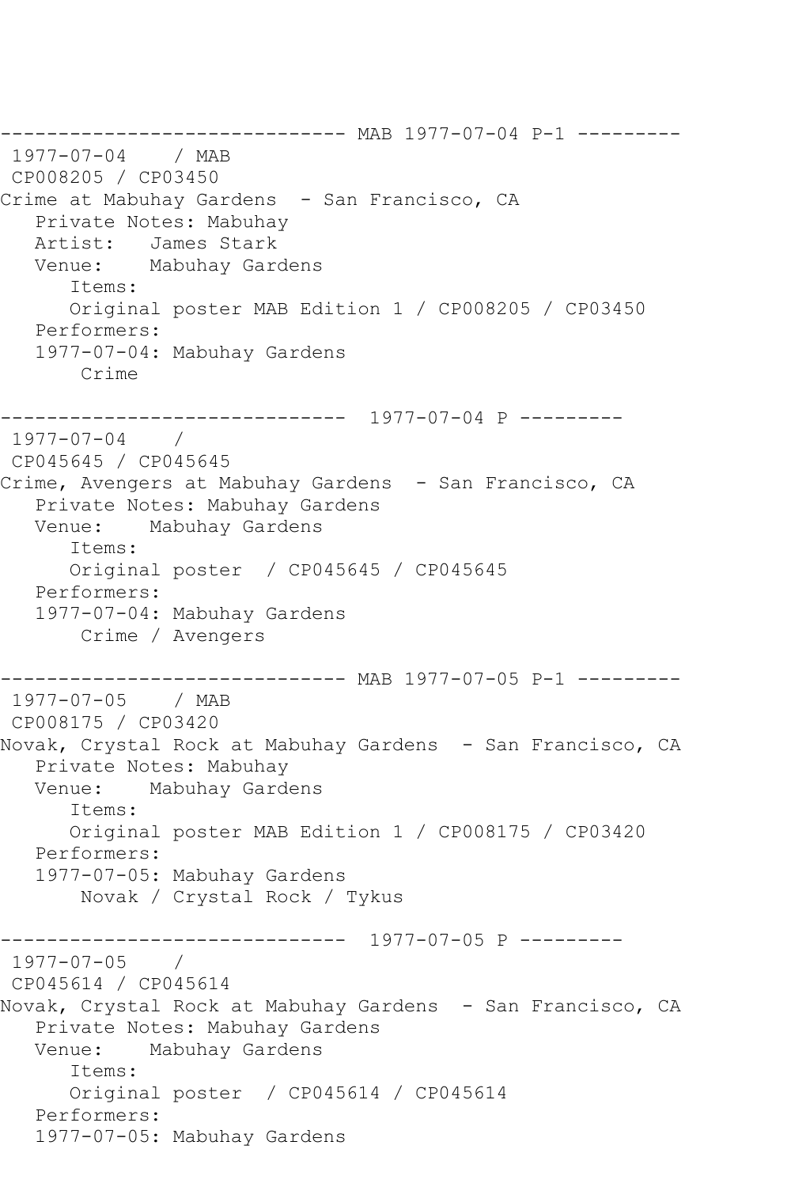------------------------------ MAB 1977-07-04 P-1 ---------
1977-07-04 / MAB
CP008205 / CP03450
Crime at Mabuhay Gardens - San Francisco, CA
Private Notes: Mabuhay
Artist: James Stark
Venue: Mabuhay Gardens
Items:
Original poster MAB Edition 1 / CP008205 / CP03450
Performers:
1977-07-04: Mabuhay Gardens
Crime

------------------------------ 1977-07-04 P ---------
1977-07-04 /
CP045645 / CP045645
Crime, Avengers at Mabuhay Gardens - San Francisco, CA
Private Notes: Mabuhay Gardens
Venue: Mabuhay Gardens
Items:
Original poster / CP045645 / CP045645
Performers:
1977-07-04: Mabuhay Gardens
Crime / Avengers

------------------------------ MAB 1977-07-05 P-1 ---------
1977-07-05 / MAB
CP008175 / CP03420
Novak, Crystal Rock at Mabuhay Gardens - San Francisco, CA
Private Notes: Mabuhay
Venue: Mabuhay Gardens
Items:
Original poster MAB Edition 1 / CP008175 / CP03420
Performers:
1977-07-05: Mabuhay Gardens
Novak / Crystal Rock / Tykus

------------------------------ 1977-07-05 P ---------
1977-07-05 /
CP045614 / CP045614
Novak, Crystal Rock at Mabuhay Gardens - San Francisco, CA
Private Notes: Mabuhay Gardens
Venue: Mabuhay Gardens
Items:
Original poster / CP045614 / CP045614
Performers:
1977-07-05: Mabuhay Gardens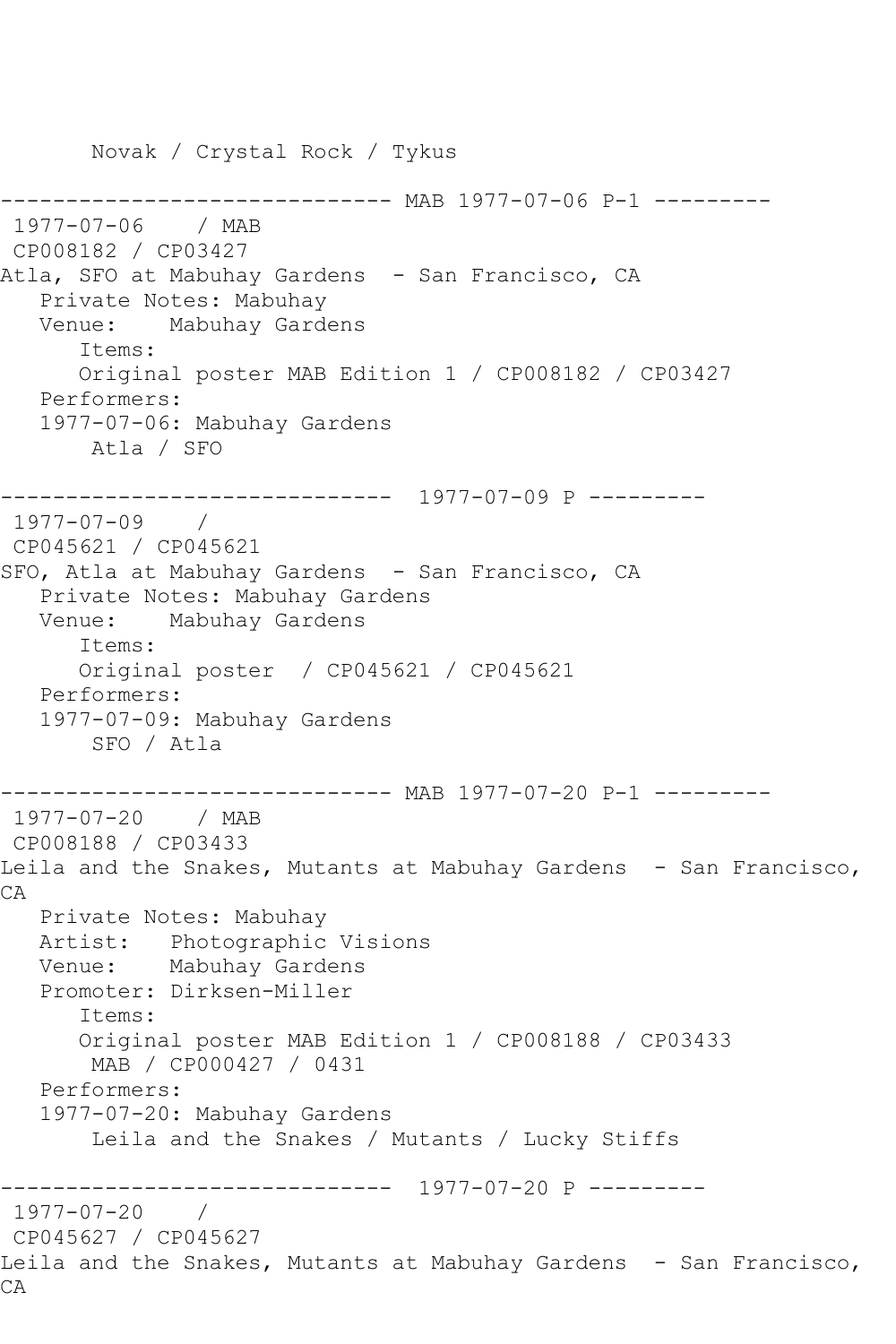Novak / Crystal Rock / Tykus

------------------------------ MAB 1977-07-06 P-1 ---------

1977-07-06 / MAB

CP008182 / CP03427

Atla, SFO at Mabuhay Gardens - San Francisco, CA

Private Notes: Mabuhay

Venue: Mabuhay Gardens

Items:

Original poster MAB Edition 1 / CP008182 / CP03427

Performers:

1977-07-06: Mabuhay Gardens

Atla / SFO

------------------------------ 1977-07-09 P ---------

1977-07-09 /

CP045621 / CP045621

SFO, Atla at Mabuhay Gardens - San Francisco, CA

Private Notes: Mabuhay Gardens

Venue: Mabuhay Gardens

Items:

Original poster / CP045621 / CP045621

Performers:

1977-07-09: Mabuhay Gardens

SFO / Atla

------------------------------ MAB 1977-07-20 P-1 ---------

1977-07-20 / MAB

CP008188 / CP03433

Leila and the Snakes, Mutants at Mabuhay Gardens - San Francisco, CA

Private Notes: Mabuhay

Artist: Photographic Visions

Venue: Mabuhay Gardens

Promoter: Dirksen-Miller

Items:

Original poster MAB Edition 1 / CP008188 / CP03433

MAB / CP000427 / 0431

Performers:

1977-07-20: Mabuhay Gardens

Leila and the Snakes / Mutants / Lucky Stiffs

------------------------------ 1977-07-20 P ---------

1977-07-20 /

CP045627 / CP045627

Leila and the Snakes, Mutants at Mabuhay Gardens - San Francisco, CA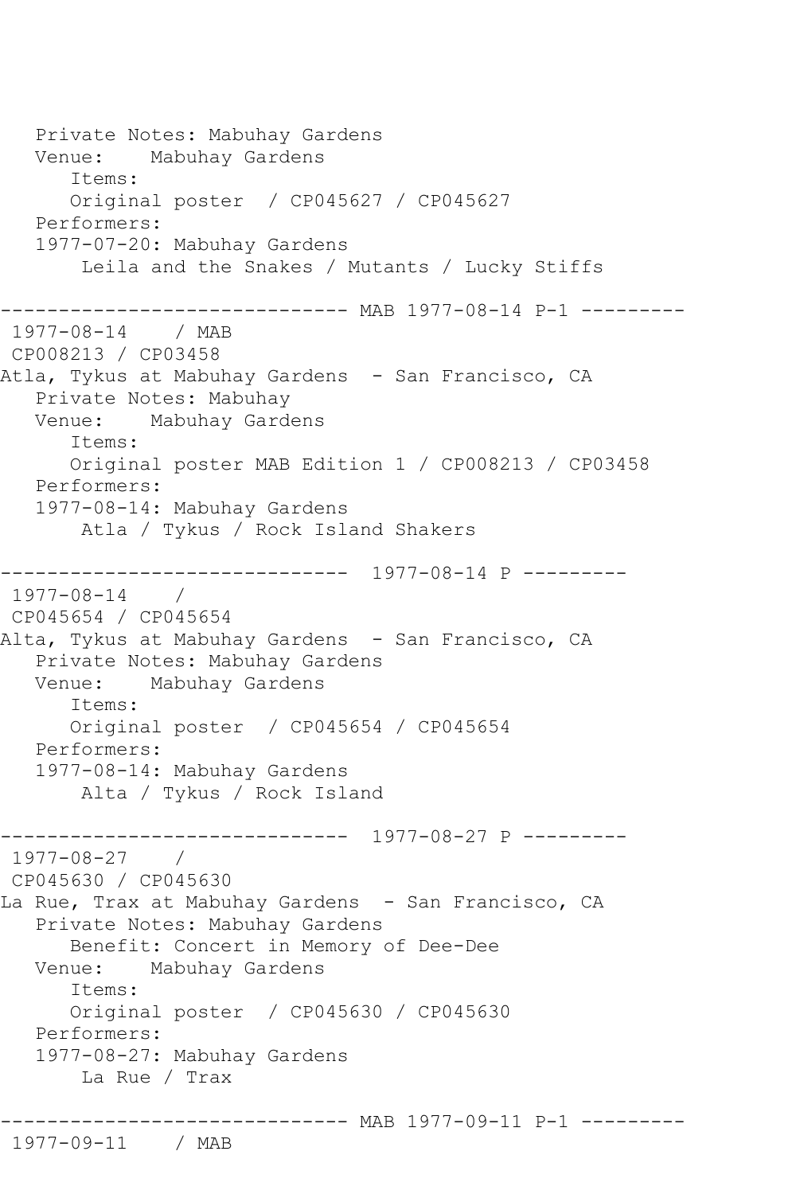```
   Private Notes: Mabuhay Gardens
   Venue:    Mabuhay Gardens
      Items:
      Original poster  / CP045627 / CP045627
   Performers:
   1977-07-20: Mabuhay Gardens
       Leila and the Snakes / Mutants / Lucky Stiffs

------------------------------ MAB 1977-08-14 P-1 ---------
 1977-08-14    / MAB
 CP008213 / CP03458
Atla, Tykus at Mabuhay Gardens  - San Francisco, CA
   Private Notes: Mabuhay
   Venue:    Mabuhay Gardens
      Items:
      Original poster MAB Edition 1 / CP008213 / CP03458
   Performers:
   1977-08-14: Mabuhay Gardens
       Atla / Tykus / Rock Island Shakers

------------------------------  1977-08-14 P ---------
 1977-08-14    /
 CP045654 / CP045654
Alta, Tykus at Mabuhay Gardens  - San Francisco, CA
   Private Notes: Mabuhay Gardens
   Venue:    Mabuhay Gardens
      Items:
      Original poster  / CP045654 / CP045654
   Performers:
   1977-08-14: Mabuhay Gardens
       Alta / Tykus / Rock Island

------------------------------  1977-08-27 P ---------
 1977-08-27    /
 CP045630 / CP045630
La Rue, Trax at Mabuhay Gardens  - San Francisco, CA
   Private Notes: Mabuhay Gardens
      Benefit: Concert in Memory of Dee-Dee
   Venue:    Mabuhay Gardens
      Items:
      Original poster  / CP045630 / CP045630
   Performers:
   1977-08-27: Mabuhay Gardens
       La Rue / Trax

------------------------------ MAB 1977-09-11 P-1 ---------
 1977-09-11    / MAB
```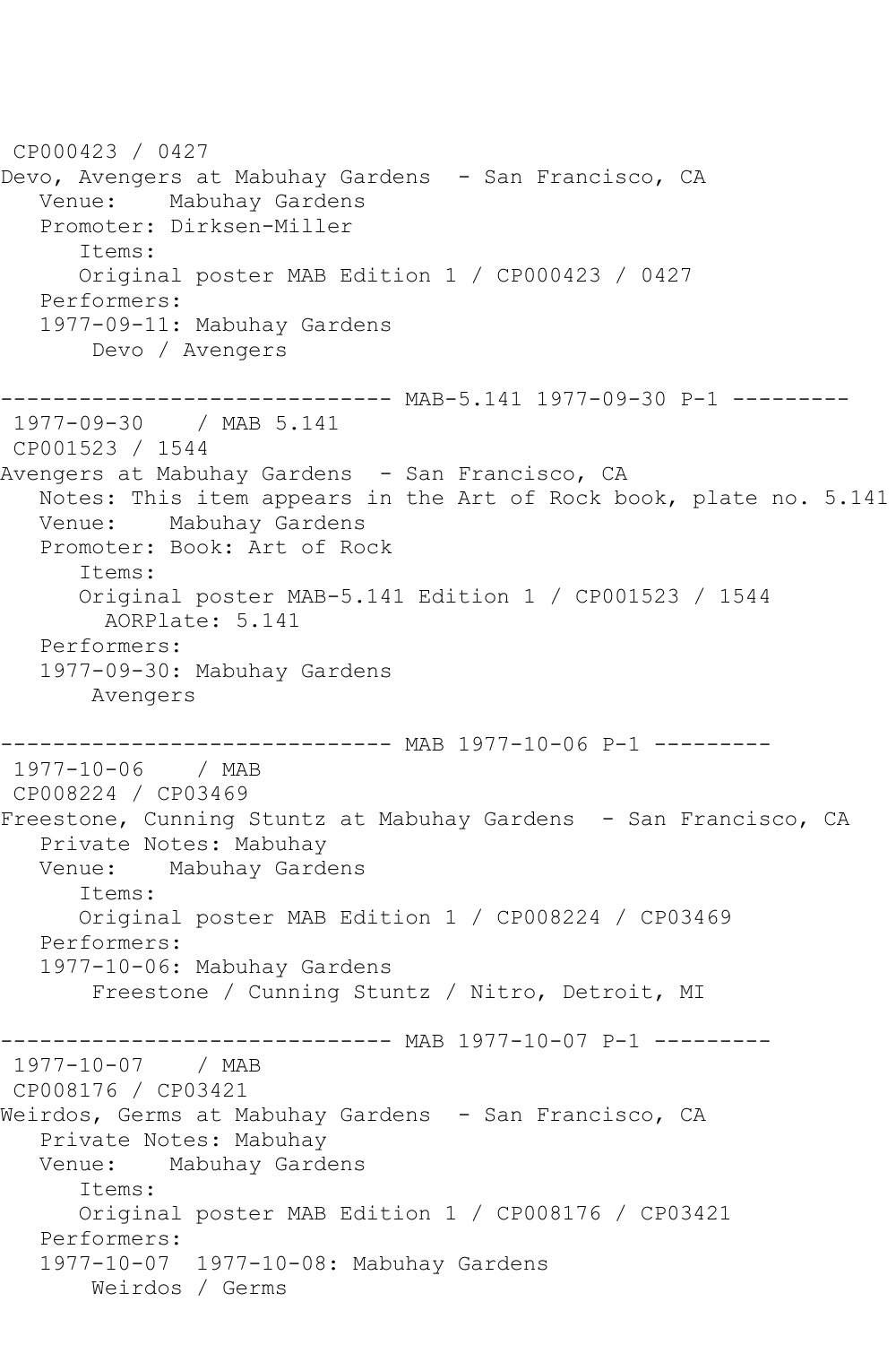CP000423 / 0427
Devo, Avengers at Mabuhay Gardens - San Francisco, CA
Venue: Mabuhay Gardens
Promoter: Dirksen-Miller
Items:
Original poster MAB Edition 1 / CP000423 / 0427
Performers:
1977-09-11: Mabuhay Gardens
Devo / Avengers

------------------------------ MAB-5.141 1977-09-30 P-1 ---------

1977-09-30 / MAB 5.141
CP001523 / 1544
Avengers at Mabuhay Gardens - San Francisco, CA
Notes: This item appears in the Art of Rock book, plate no. 5.141
Venue: Mabuhay Gardens
Promoter: Book: Art of Rock
Items:
Original poster MAB-5.141 Edition 1 / CP001523 / 1544
AORPlate: 5.141
Performers:
1977-09-30: Mabuhay Gardens
Avengers

------------------------------ MAB 1977-10-06 P-1 ---------

1977-10-06 / MAB
CP008224 / CP03469
Freestone, Cunning Stuntz at Mabuhay Gardens - San Francisco, CA
Private Notes: Mabuhay
Venue: Mabuhay Gardens
Items:
Original poster MAB Edition 1 / CP008224 / CP03469
Performers:
1977-10-06: Mabuhay Gardens
Freestone / Cunning Stuntz / Nitro, Detroit, MI

------------------------------ MAB 1977-10-07 P-1 ---------

1977-10-07 / MAB
CP008176 / CP03421
Weirdos, Germs at Mabuhay Gardens - San Francisco, CA
Private Notes: Mabuhay
Venue: Mabuhay Gardens
Items:
Original poster MAB Edition 1 / CP008176 / CP03421
Performers:
1977-10-07 1977-10-08: Mabuhay Gardens
Weirdos / Germs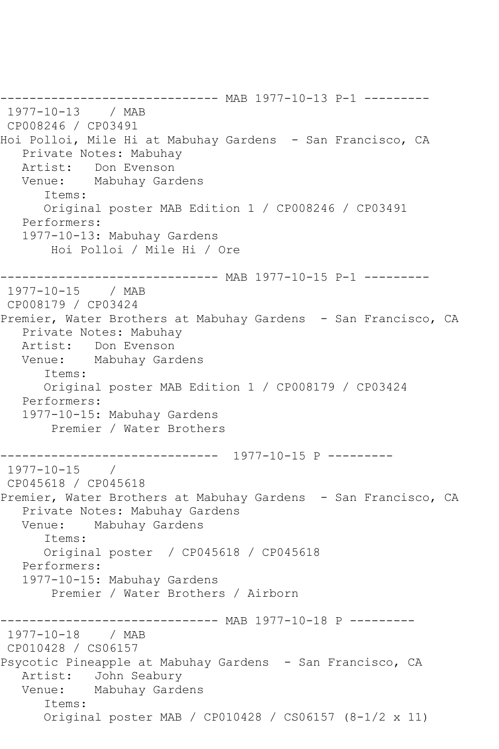------------------------------ MAB 1977-10-13 P-1 ---------
1977-10-13 / MAB
CP008246 / CP03491
Hoi Polloi, Mile Hi at Mabuhay Gardens - San Francisco, CA
Private Notes: Mabuhay
Artist: Don Evenson
Venue: Mabuhay Gardens
Items:
Original poster MAB Edition 1 / CP008246 / CP03491
Performers:
1977-10-13: Mabuhay Gardens
Hoi Polloi / Mile Hi / Ore

------------------------------ MAB 1977-10-15 P-1 ---------
1977-10-15 / MAB
CP008179 / CP03424
Premier, Water Brothers at Mabuhay Gardens - San Francisco, CA
Private Notes: Mabuhay
Artist: Don Evenson
Venue: Mabuhay Gardens
Items:
Original poster MAB Edition 1 / CP008179 / CP03424
Performers:
1977-10-15: Mabuhay Gardens
Premier / Water Brothers

------------------------------ 1977-10-15 P ---------
1977-10-15 /
CP045618 / CP045618
Premier, Water Brothers at Mabuhay Gardens - San Francisco, CA
Private Notes: Mabuhay Gardens
Venue: Mabuhay Gardens
Items:
Original poster / CP045618 / CP045618
Performers:
1977-10-15: Mabuhay Gardens
Premier / Water Brothers / Airborn

------------------------------ MAB 1977-10-18 P ---------
1977-10-18 / MAB
CP010428 / CS06157
Psycotic Pineapple at Mabuhay Gardens - San Francisco, CA
Artist: John Seabury
Venue: Mabuhay Gardens
Items:
Original poster MAB / CP010428 / CS06157 (8-1/2 x 11)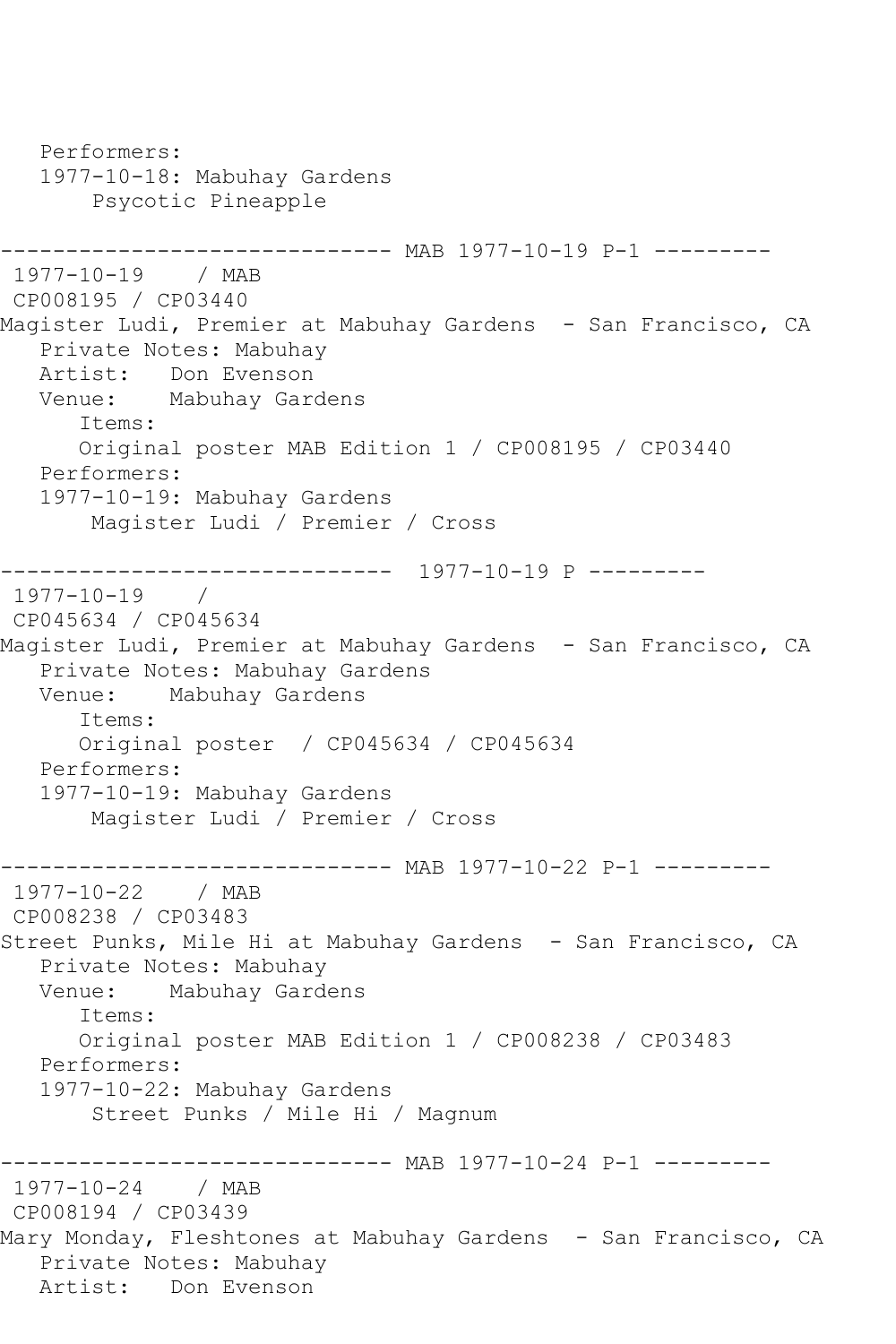Performers:
1977-10-18: Mabuhay Gardens
Psycotic Pineapple

------------------------------ MAB 1977-10-19 P-1 ---------

1977-10-19 / MAB
CP008195 / CP03440
Magister Ludi, Premier at Mabuhay Gardens - San Francisco, CA
Private Notes: Mabuhay
Artist: Don Evenson
Venue: Mabuhay Gardens
Items:
Original poster MAB Edition 1 / CP008195 / CP03440
Performers:
1977-10-19: Mabuhay Gardens
Magister Ludi / Premier / Cross

------------------------------ 1977-10-19 P ---------

1977-10-19 /
CP045634 / CP045634
Magister Ludi, Premier at Mabuhay Gardens - San Francisco, CA
Private Notes: Mabuhay Gardens
Venue: Mabuhay Gardens
Items:
Original poster / CP045634 / CP045634
Performers:
1977-10-19: Mabuhay Gardens
Magister Ludi / Premier / Cross

------------------------------ MAB 1977-10-22 P-1 ---------

1977-10-22 / MAB
CP008238 / CP03483
Street Punks, Mile Hi at Mabuhay Gardens - San Francisco, CA
Private Notes: Mabuhay
Venue: Mabuhay Gardens
Items:
Original poster MAB Edition 1 / CP008238 / CP03483
Performers:
1977-10-22: Mabuhay Gardens
Street Punks / Mile Hi / Magnum

------------------------------ MAB 1977-10-24 P-1 ---------

1977-10-24 / MAB
CP008194 / CP03439
Mary Monday, Fleshtones at Mabuhay Gardens - San Francisco, CA
Private Notes: Mabuhay
Artist: Don Evenson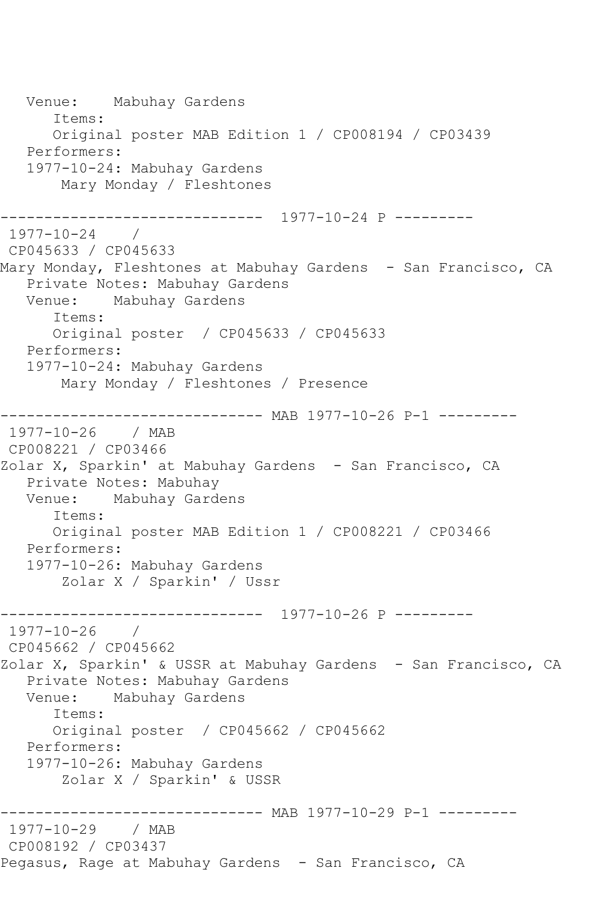```
   Venue:    Mabuhay Gardens
      Items:
      Original poster MAB Edition 1 / CP008194 / CP03439
   Performers:
   1977-10-24: Mabuhay Gardens
       Mary Monday / Fleshtones

------------------------------  1977-10-24 P ---------
 1977-10-24    /
 CP045633 / CP045633
Mary Monday, Fleshtones at Mabuhay Gardens  - San Francisco, CA
   Private Notes: Mabuhay Gardens
   Venue:    Mabuhay Gardens
      Items:
      Original poster  / CP045633 / CP045633
   Performers:
   1977-10-24: Mabuhay Gardens
       Mary Monday / Fleshtones / Presence

------------------------------ MAB 1977-10-26 P-1 ---------
 1977-10-26    / MAB
 CP008221 / CP03466
Zolar X, Sparkin' at Mabuhay Gardens  - San Francisco, CA
   Private Notes: Mabuhay
   Venue:    Mabuhay Gardens
      Items:
      Original poster MAB Edition 1 / CP008221 / CP03466
   Performers:
   1977-10-26: Mabuhay Gardens
       Zolar X / Sparkin' / Ussr

------------------------------  1977-10-26 P ---------
 1977-10-26    /
 CP045662 / CP045662
Zolar X, Sparkin' & USSR at Mabuhay Gardens  - San Francisco, CA
   Private Notes: Mabuhay Gardens
   Venue:    Mabuhay Gardens
      Items:
      Original poster  / CP045662 / CP045662
   Performers:
   1977-10-26: Mabuhay Gardens
       Zolar X / Sparkin' & USSR

------------------------------ MAB 1977-10-29 P-1 ---------
 1977-10-29    / MAB
 CP008192 / CP03437
Pegasus, Rage at Mabuhay Gardens  - San Francisco, CA
```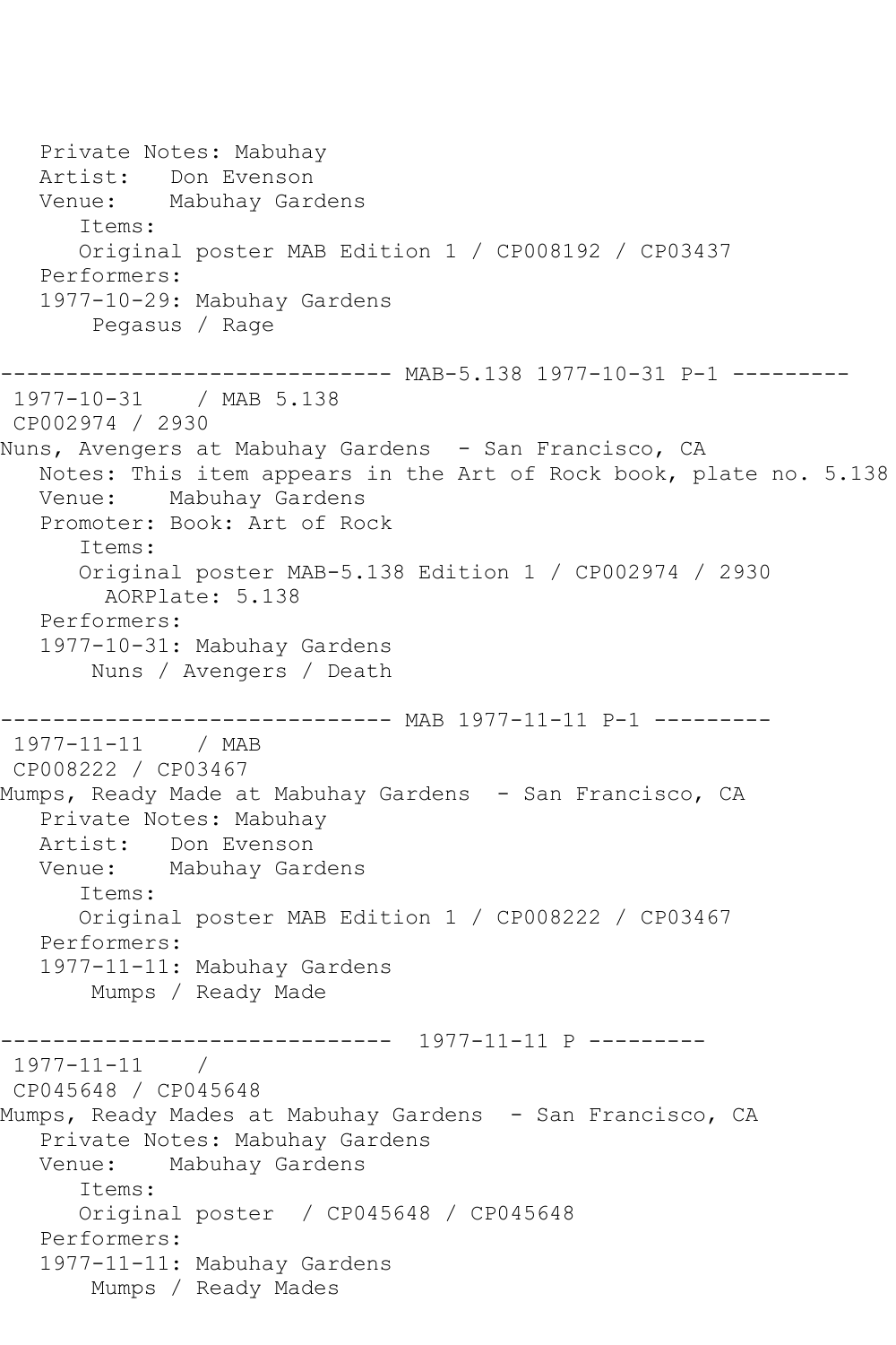```
   Private Notes: Mabuhay
   Artist:   Don Evenson
   Venue:    Mabuhay Gardens
      Items:
      Original poster MAB Edition 1 / CP008192 / CP03437
   Performers:
   1977-10-29: Mabuhay Gardens
       Pegasus / Rage

------------------------------ MAB-5.138 1977-10-31 P-1 ---------
 1977-10-31    / MAB 5.138
 CP002974 / 2930
Nuns, Avengers at Mabuhay Gardens  - San Francisco, CA
   Notes: This item appears in the Art of Rock book, plate no. 5.138
   Venue:    Mabuhay Gardens
   Promoter: Book: Art of Rock
      Items:
      Original poster MAB-5.138 Edition 1 / CP002974 / 2930
        AORPlate: 5.138
   Performers:
   1977-10-31: Mabuhay Gardens
       Nuns / Avengers / Death

------------------------------ MAB 1977-11-11 P-1 ---------
 1977-11-11    / MAB
 CP008222 / CP03467
Mumps, Ready Made at Mabuhay Gardens  - San Francisco, CA
   Private Notes: Mabuhay
   Artist:   Don Evenson
   Venue:    Mabuhay Gardens
      Items:
      Original poster MAB Edition 1 / CP008222 / CP03467
   Performers:
   1977-11-11: Mabuhay Gardens
       Mumps / Ready Made

------------------------------  1977-11-11 P ---------
 1977-11-11    /
 CP045648 / CP045648
Mumps, Ready Mades at Mabuhay Gardens  - San Francisco, CA
   Private Notes: Mabuhay Gardens
   Venue:    Mabuhay Gardens
      Items:
      Original poster  / CP045648 / CP045648
   Performers:
   1977-11-11: Mabuhay Gardens
       Mumps / Ready Mades
```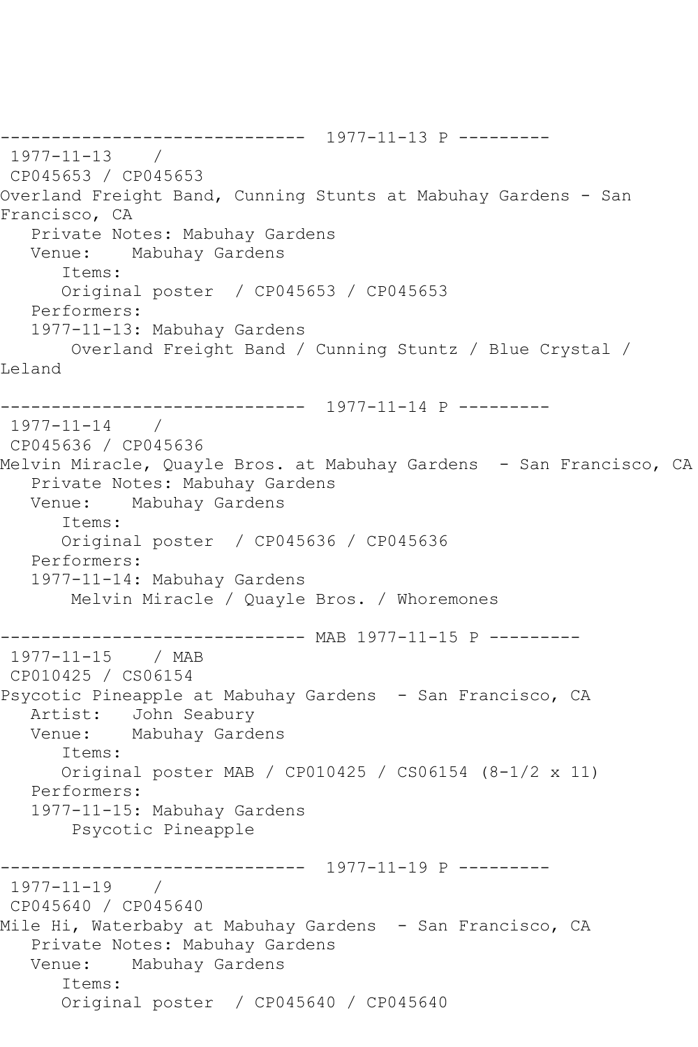------------------------------ 1977-11-13 P ---------
1977-11-13 /
CP045653 / CP045653
Overland Freight Band, Cunning Stunts at Mabuhay Gardens - San Francisco, CA
Private Notes: Mabuhay Gardens
Venue: Mabuhay Gardens
Items:
Original poster / CP045653 / CP045653
Performers:
1977-11-13: Mabuhay Gardens
Overland Freight Band / Cunning Stuntz / Blue Crystal / Leland

------------------------------ 1977-11-14 P ---------
1977-11-14 /
CP045636 / CP045636
Melvin Miracle, Quayle Bros. at Mabuhay Gardens - San Francisco, CA
Private Notes: Mabuhay Gardens
Venue: Mabuhay Gardens
Items:
Original poster / CP045636 / CP045636
Performers:
1977-11-14: Mabuhay Gardens
Melvin Miracle / Quayle Bros. / Whoremones

------------------------------ MAB 1977-11-15 P ---------
1977-11-15 / MAB
CP010425 / CS06154
Psycotic Pineapple at Mabuhay Gardens - San Francisco, CA
Artist: John Seabury
Venue: Mabuhay Gardens
Items:
Original poster MAB / CP010425 / CS06154 (8-1/2 x 11)
Performers:
1977-11-15: Mabuhay Gardens
Psycotic Pineapple

------------------------------ 1977-11-19 P ---------
1977-11-19 /
CP045640 / CP045640
Mile Hi, Waterbaby at Mabuhay Gardens - San Francisco, CA
Private Notes: Mabuhay Gardens
Venue: Mabuhay Gardens
Items:
Original poster / CP045640 / CP045640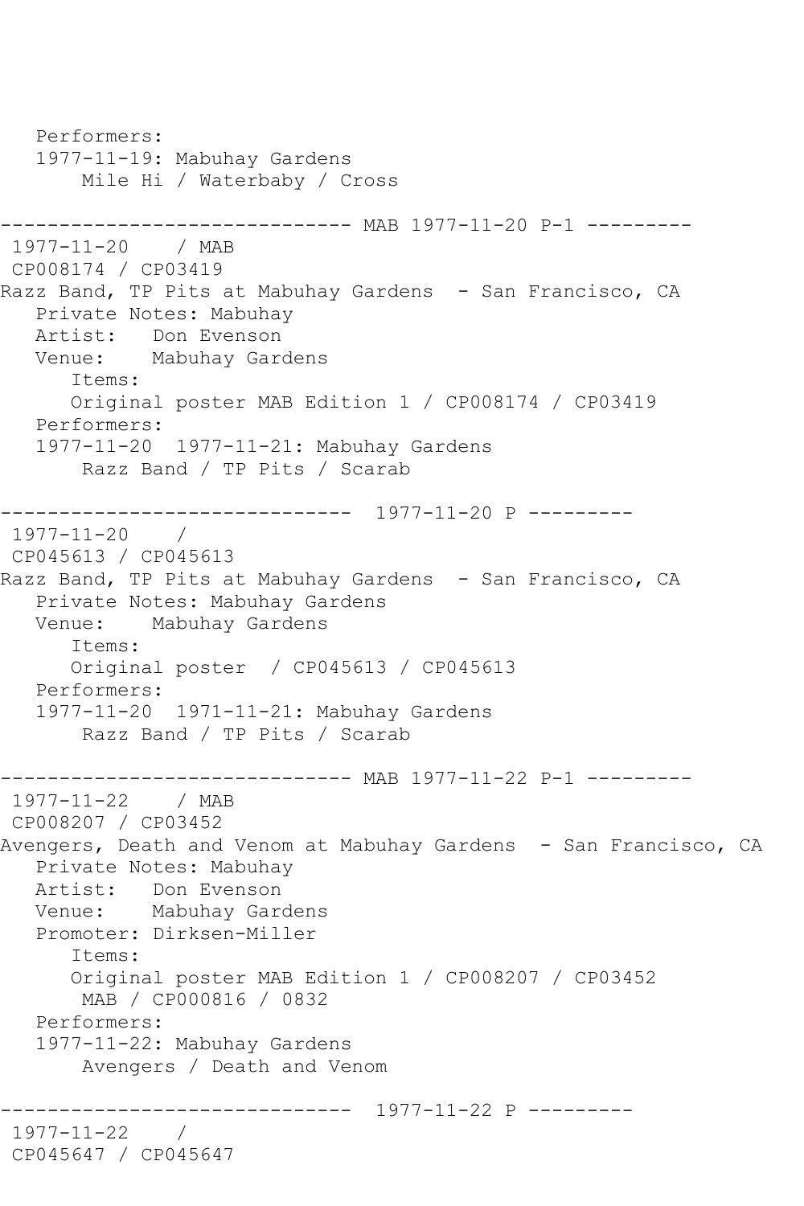Performers:
   1977-11-19: Mabuhay Gardens
       Mile Hi / Waterbaby / Cross

------------------------------ MAB 1977-11-20 P-1 ---------
 1977-11-20    / MAB
 CP008174 / CP03419
Razz Band, TP Pits at Mabuhay Gardens  - San Francisco, CA
   Private Notes: Mabuhay
   Artist:   Don Evenson
   Venue:    Mabuhay Gardens
      Items:
      Original poster MAB Edition 1 / CP008174 / CP03419
   Performers:
   1977-11-20  1977-11-21: Mabuhay Gardens
       Razz Band / TP Pits / Scarab

------------------------------  1977-11-20 P ---------
 1977-11-20    /
 CP045613 / CP045613
Razz Band, TP Pits at Mabuhay Gardens  - San Francisco, CA
   Private Notes: Mabuhay Gardens
   Venue:    Mabuhay Gardens
      Items:
      Original poster  / CP045613 / CP045613
   Performers:
   1977-11-20  1971-11-21: Mabuhay Gardens
       Razz Band / TP Pits / Scarab

------------------------------ MAB 1977-11-22 P-1 ---------
 1977-11-22    / MAB
 CP008207 / CP03452
Avengers, Death and Venom at Mabuhay Gardens  - San Francisco, CA
   Private Notes: Mabuhay
   Artist:   Don Evenson
   Venue:    Mabuhay Gardens
   Promoter: Dirksen-Miller
      Items:
      Original poster MAB Edition 1 / CP008207 / CP03452
       MAB / CP000816 / 0832
   Performers:
   1977-11-22: Mabuhay Gardens
       Avengers / Death and Venom

------------------------------  1977-11-22 P ---------
 1977-11-22    /
 CP045647 / CP045647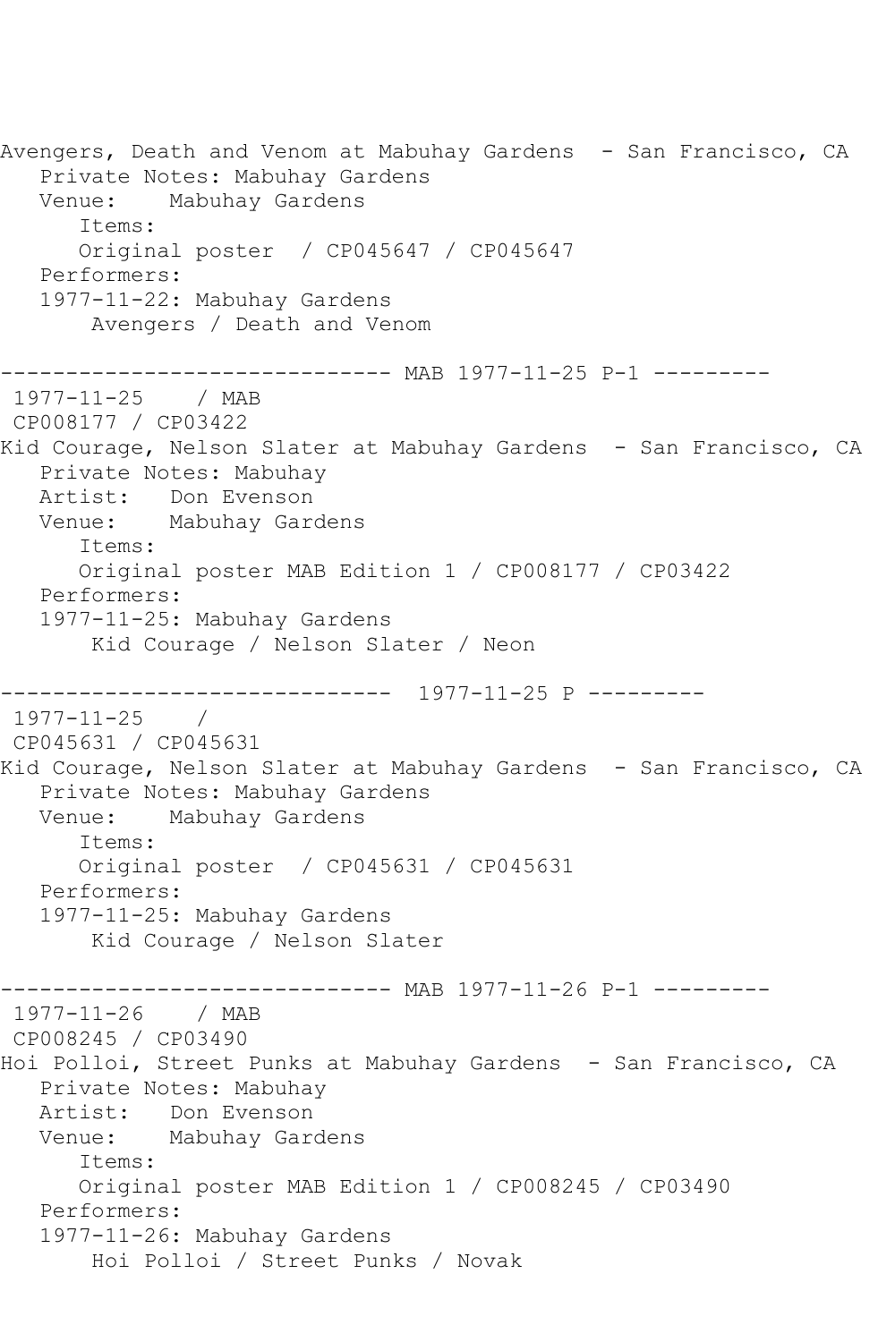```
Avengers, Death and Venom at Mabuhay Gardens  - San Francisco, CA
   Private Notes: Mabuhay Gardens
   Venue:    Mabuhay Gardens
      Items:
      Original poster  / CP045647 / CP045647
   Performers:
   1977-11-22: Mabuhay Gardens
       Avengers / Death and Venom

------------------------------ MAB 1977-11-25 P-1 ---------
 1977-11-25    / MAB
 CP008177 / CP03422
Kid Courage, Nelson Slater at Mabuhay Gardens  - San Francisco, CA
   Private Notes: Mabuhay
   Artist:   Don Evenson
   Venue:    Mabuhay Gardens
      Items:
      Original poster MAB Edition 1 / CP008177 / CP03422
   Performers:
   1977-11-25: Mabuhay Gardens
       Kid Courage / Nelson Slater / Neon

------------------------------  1977-11-25 P ---------
 1977-11-25    /
 CP045631 / CP045631
Kid Courage, Nelson Slater at Mabuhay Gardens  - San Francisco, CA
   Private Notes: Mabuhay Gardens
   Venue:    Mabuhay Gardens
      Items:
      Original poster  / CP045631 / CP045631
   Performers:
   1977-11-25: Mabuhay Gardens
       Kid Courage / Nelson Slater

------------------------------ MAB 1977-11-26 P-1 ---------
 1977-11-26    / MAB
 CP008245 / CP03490
Hoi Polloi, Street Punks at Mabuhay Gardens  - San Francisco, CA
   Private Notes: Mabuhay
   Artist:   Don Evenson
   Venue:    Mabuhay Gardens
      Items:
      Original poster MAB Edition 1 / CP008245 / CP03490
   Performers:
   1977-11-26: Mabuhay Gardens
       Hoi Polloi / Street Punks / Novak
```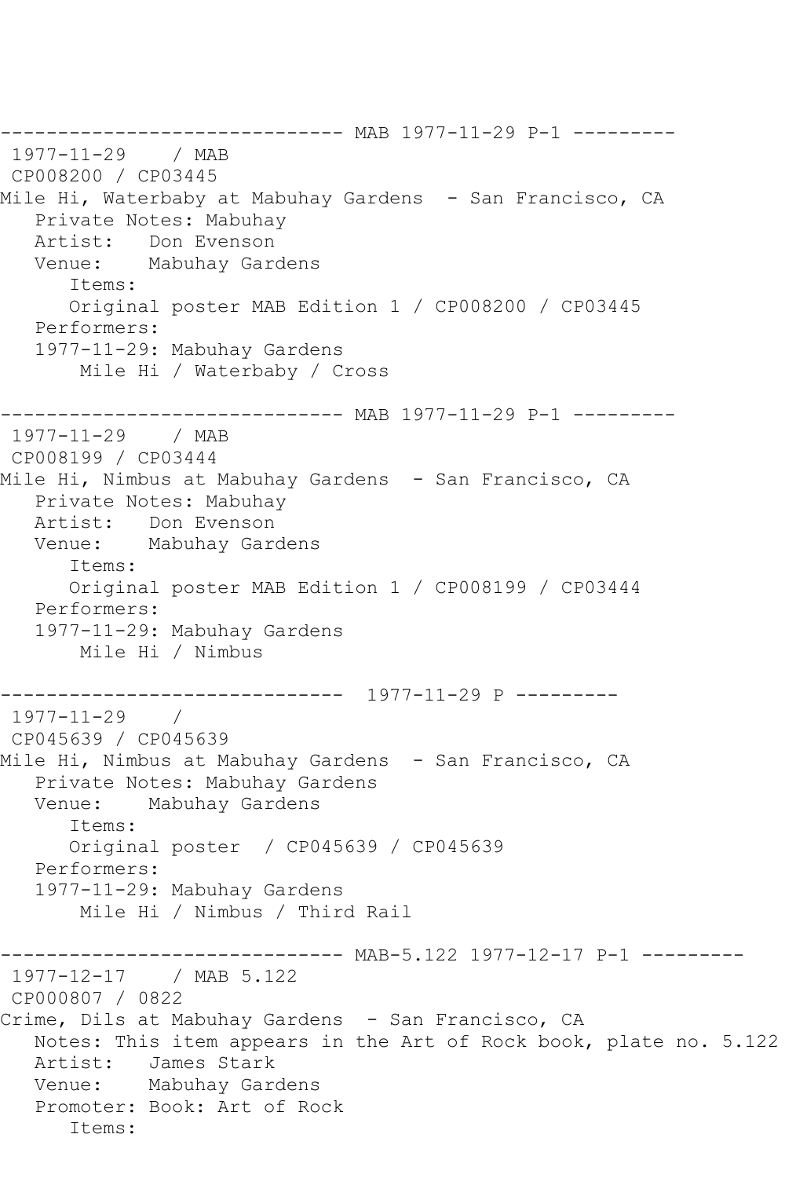------------------------------ MAB 1977-11-29 P-1 ---------
 1977-11-29    / MAB
 CP008200 / CP03445
Mile Hi, Waterbaby at Mabuhay Gardens  - San Francisco, CA
   Private Notes: Mabuhay
   Artist:   Don Evenson
   Venue:    Mabuhay Gardens
      Items:
      Original poster MAB Edition 1 / CP008200 / CP03445
   Performers:
   1977-11-29: Mabuhay Gardens
       Mile Hi / Waterbaby / Cross

------------------------------ MAB 1977-11-29 P-1 ---------
 1977-11-29    / MAB
 CP008199 / CP03444
Mile Hi, Nimbus at Mabuhay Gardens  - San Francisco, CA
   Private Notes: Mabuhay
   Artist:   Don Evenson
   Venue:    Mabuhay Gardens
      Items:
      Original poster MAB Edition 1 / CP008199 / CP03444
   Performers:
   1977-11-29: Mabuhay Gardens
       Mile Hi / Nimbus

------------------------------  1977-11-29 P ---------
 1977-11-29    /
 CP045639 / CP045639
Mile Hi, Nimbus at Mabuhay Gardens  - San Francisco, CA
   Private Notes: Mabuhay Gardens
   Venue:    Mabuhay Gardens
      Items:
      Original poster  / CP045639 / CP045639
   Performers:
   1977-11-29: Mabuhay Gardens
       Mile Hi / Nimbus / Third Rail

------------------------------ MAB-5.122 1977-12-17 P-1 ---------
 1977-12-17    / MAB 5.122
 CP000807 / 0822
Crime, Dils at Mabuhay Gardens  - San Francisco, CA
   Notes: This item appears in the Art of Rock book, plate no. 5.122
   Artist:   James Stark
   Venue:    Mabuhay Gardens
   Promoter: Book: Art of Rock
      Items: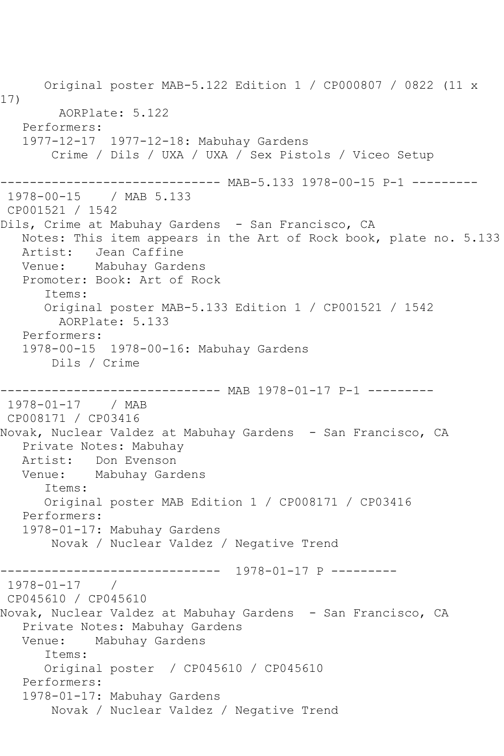```
      Original poster MAB-5.122 Edition 1 / CP000807 / 0822 (11 x 
17)
        AORPlate: 5.122 
   Performers:
   1977-12-17  1977-12-18: Mabuhay Gardens
       Crime / Dils / UXA / UXA / Sex Pistols / Viceo Setup

------------------------------ MAB-5.133 1978-00-15 P-1 ---------
 1978-00-15    / MAB 5.133
 CP001521 / 1542
Dils, Crime at Mabuhay Gardens  - San Francisco, CA
   Notes: This item appears in the Art of Rock book, plate no. 5.133
   Artist:   Jean Caffine
   Venue:    Mabuhay Gardens
   Promoter: Book: Art of Rock
      Items:
      Original poster MAB-5.133 Edition 1 / CP001521 / 1542
        AORPlate: 5.133 
   Performers:
   1978-00-15  1978-00-16: Mabuhay Gardens
       Dils / Crime

------------------------------ MAB 1978-01-17 P-1 ---------
 1978-01-17    / MAB
 CP008171 / CP03416
Novak, Nuclear Valdez at Mabuhay Gardens  - San Francisco, CA
   Private Notes: Mabuhay
   Artist:   Don Evenson
   Venue:    Mabuhay Gardens
      Items:
      Original poster MAB Edition 1 / CP008171 / CP03416
   Performers:
   1978-01-17: Mabuhay Gardens
       Novak / Nuclear Valdez / Negative Trend

------------------------------  1978-01-17 P ---------
 1978-01-17    / 
 CP045610 / CP045610
Novak, Nuclear Valdez at Mabuhay Gardens  - San Francisco, CA
   Private Notes: Mabuhay Gardens
   Venue:    Mabuhay Gardens
      Items:
      Original poster  / CP045610 / CP045610
   Performers:
   1978-01-17: Mabuhay Gardens
       Novak / Nuclear Valdez / Negative Trend
```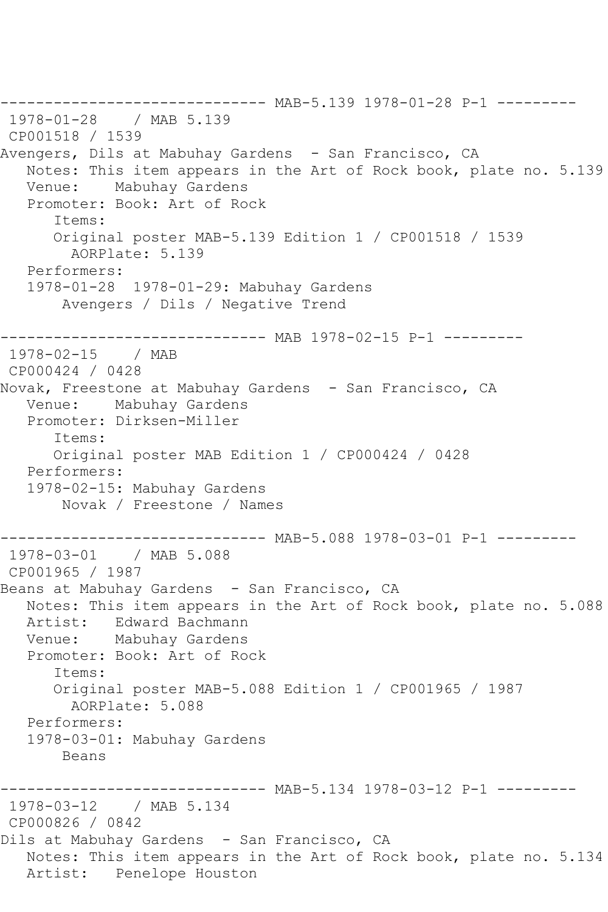------------------------------ MAB-5.139 1978-01-28 P-1 ---------
1978-01-28 / MAB 5.139
CP001518 / 1539
Avengers, Dils at Mabuhay Gardens - San Francisco, CA
Notes: This item appears in the Art of Rock book, plate no. 5.139
Venue: Mabuhay Gardens
Promoter: Book: Art of Rock
Items:
Original poster MAB-5.139 Edition 1 / CP001518 / 1539
AORPlate: 5.139
Performers:
1978-01-28 1978-01-29: Mabuhay Gardens
Avengers / Dils / Negative Trend

------------------------------ MAB 1978-02-15 P-1 ---------
1978-02-15 / MAB
CP000424 / 0428
Novak, Freestone at Mabuhay Gardens - San Francisco, CA
Venue: Mabuhay Gardens
Promoter: Dirksen-Miller
Items:
Original poster MAB Edition 1 / CP000424 / 0428
Performers:
1978-02-15: Mabuhay Gardens
Novak / Freestone / Names

------------------------------ MAB-5.088 1978-03-01 P-1 ---------
1978-03-01 / MAB 5.088
CP001965 / 1987
Beans at Mabuhay Gardens - San Francisco, CA
Notes: This item appears in the Art of Rock book, plate no. 5.088
Artist: Edward Bachmann
Venue: Mabuhay Gardens
Promoter: Book: Art of Rock
Items:
Original poster MAB-5.088 Edition 1 / CP001965 / 1987
AORPlate: 5.088
Performers:
1978-03-01: Mabuhay Gardens
Beans

------------------------------ MAB-5.134 1978-03-12 P-1 ---------
1978-03-12 / MAB 5.134
CP000826 / 0842
Dils at Mabuhay Gardens - San Francisco, CA
Notes: This item appears in the Art of Rock book, plate no. 5.134
Artist: Penelope Houston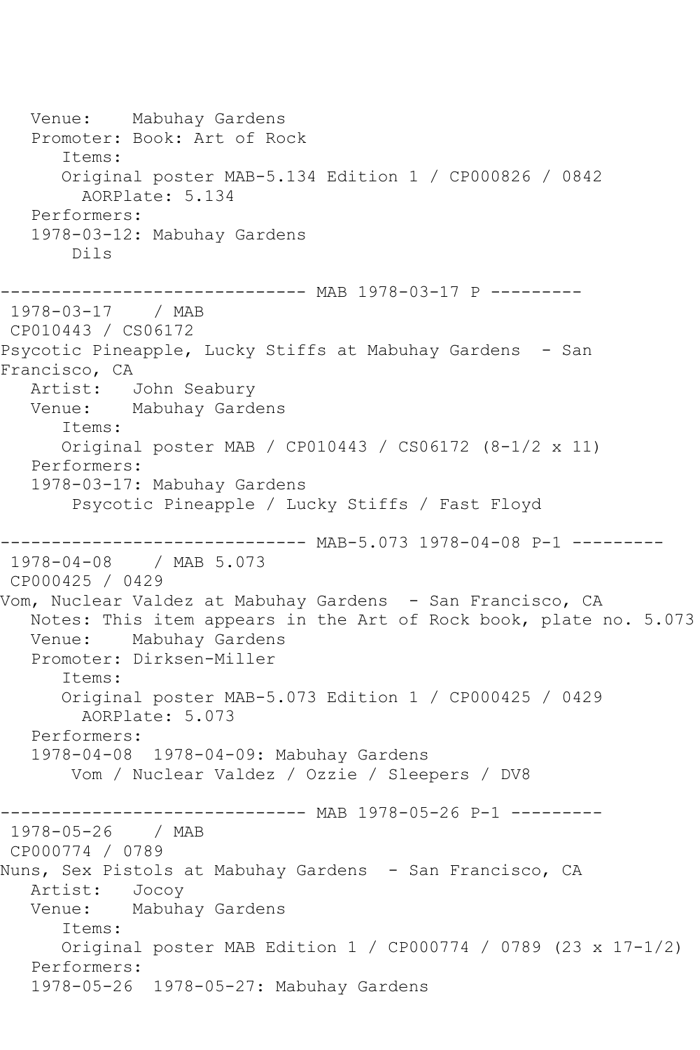```
   Venue:    Mabuhay Gardens
   Promoter: Book: Art of Rock
      Items:
      Original poster MAB-5.134 Edition 1 / CP000826 / 0842
        AORPlate: 5.134
   Performers:
   1978-03-12: Mabuhay Gardens
       Dils

------------------------------ MAB 1978-03-17 P ---------
 1978-03-17    / MAB
 CP010443 / CS06172
Psycotic Pineapple, Lucky Stiffs at Mabuhay Gardens  - San
Francisco, CA
   Artist:   John Seabury
   Venue:    Mabuhay Gardens
      Items:
      Original poster MAB / CP010443 / CS06172 (8-1/2 x 11)
   Performers:
   1978-03-17: Mabuhay Gardens
       Psycotic Pineapple / Lucky Stiffs / Fast Floyd

------------------------------ MAB-5.073 1978-04-08 P-1 ---------
 1978-04-08    / MAB 5.073
 CP000425 / 0429
Vom, Nuclear Valdez at Mabuhay Gardens  - San Francisco, CA
   Notes: This item appears in the Art of Rock book, plate no. 5.073
   Venue:    Mabuhay Gardens
   Promoter: Dirksen-Miller
      Items:
      Original poster MAB-5.073 Edition 1 / CP000425 / 0429
        AORPlate: 5.073
   Performers:
   1978-04-08  1978-04-09: Mabuhay Gardens
       Vom / Nuclear Valdez / Ozzie / Sleepers / DV8

------------------------------ MAB 1978-05-26 P-1 ---------
 1978-05-26    / MAB
 CP000774 / 0789
Nuns, Sex Pistols at Mabuhay Gardens  - San Francisco, CA
   Artist:   Jocoy
   Venue:    Mabuhay Gardens
      Items:
      Original poster MAB Edition 1 / CP000774 / 0789 (23 x 17-1/2)
   Performers:
   1978-05-26  1978-05-27: Mabuhay Gardens
```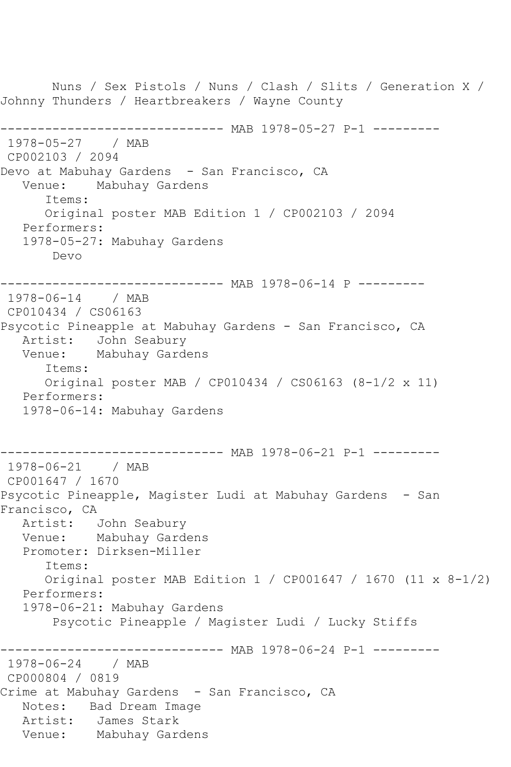Nuns / Sex Pistols / Nuns / Clash / Slits / Generation X / Johnny Thunders / Heartbreakers / Wayne County

------------------------------ MAB 1978-05-27 P-1 ---------

1978-05-27 / MAB
CP002103 / 2094
Devo at Mabuhay Gardens - San Francisco, CA
Venue: Mabuhay Gardens
Items:
Original poster MAB Edition 1 / CP002103 / 2094
Performers:
1978-05-27: Mabuhay Gardens
Devo

------------------------------ MAB 1978-06-14 P ---------

1978-06-14 / MAB
CP010434 / CS06163
Psycotic Pineapple at Mabuhay Gardens - San Francisco, CA
Artist: John Seabury
Venue: Mabuhay Gardens
Items:
Original poster MAB / CP010434 / CS06163 (8-1/2 x 11)
Performers:
1978-06-14: Mabuhay Gardens

------------------------------ MAB 1978-06-21 P-1 ---------

1978-06-21 / MAB
CP001647 / 1670
Psycotic Pineapple, Magister Ludi at Mabuhay Gardens - San Francisco, CA
Artist: John Seabury
Venue: Mabuhay Gardens
Promoter: Dirksen-Miller
Items:
Original poster MAB Edition 1 / CP001647 / 1670 (11 x 8-1/2)
Performers:
1978-06-21: Mabuhay Gardens
Psycotic Pineapple / Magister Ludi / Lucky Stiffs

------------------------------ MAB 1978-06-24 P-1 ---------

1978-06-24 / MAB
CP000804 / 0819
Crime at Mabuhay Gardens - San Francisco, CA
Notes: Bad Dream Image
Artist: James Stark
Venue: Mabuhay Gardens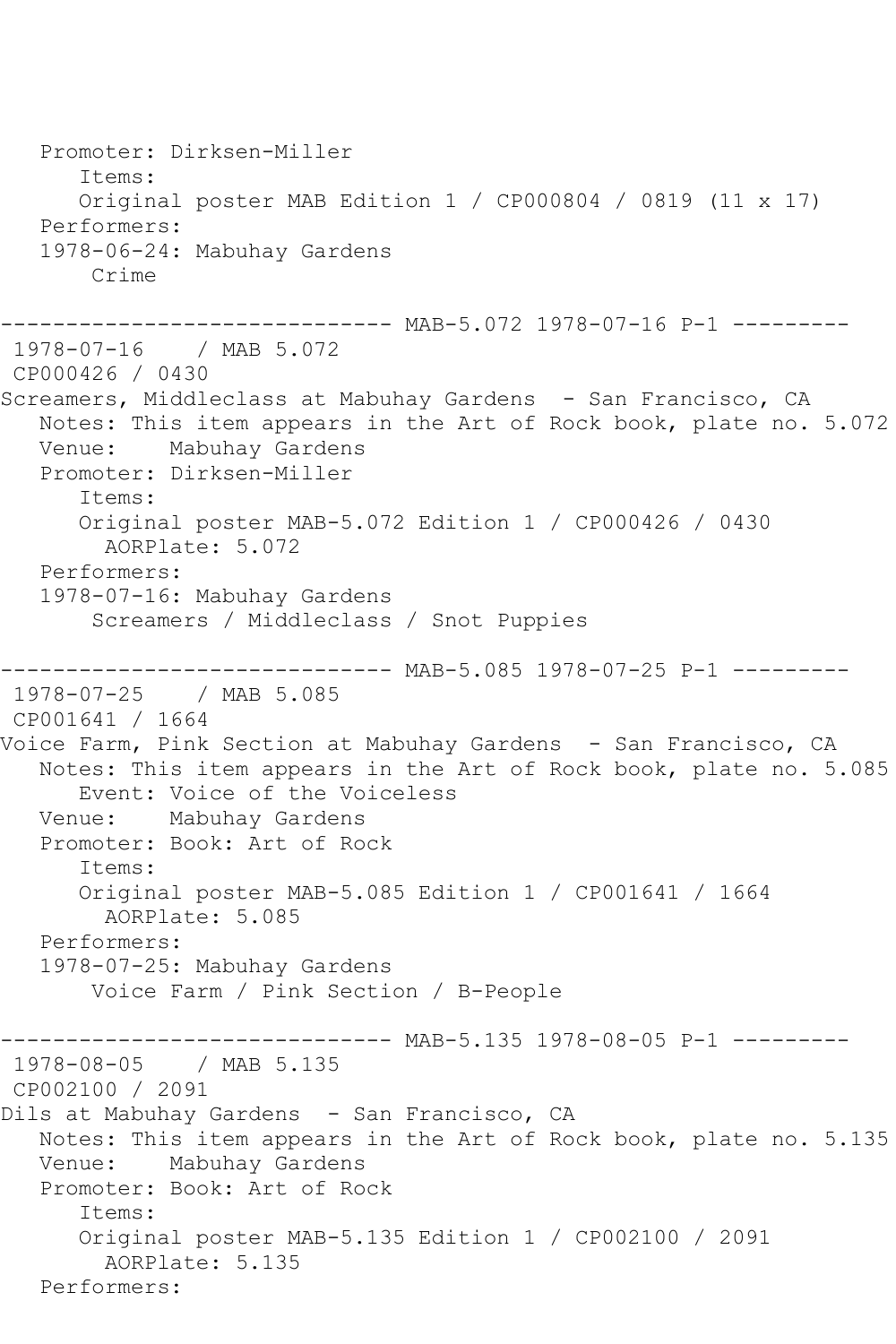```
   Promoter: Dirksen-Miller
      Items:
      Original poster MAB Edition 1 / CP000804 / 0819 (11 x 17)
   Performers:
   1978-06-24: Mabuhay Gardens
       Crime

------------------------------ MAB-5.072 1978-07-16 P-1 ---------
 1978-07-16    / MAB 5.072
 CP000426 / 0430
Screamers, Middleclass at Mabuhay Gardens  - San Francisco, CA
   Notes: This item appears in the Art of Rock book, plate no. 5.072
   Venue:    Mabuhay Gardens
   Promoter: Dirksen-Miller
      Items:
      Original poster MAB-5.072 Edition 1 / CP000426 / 0430
        AORPlate: 5.072
   Performers:
   1978-07-16: Mabuhay Gardens
       Screamers / Middleclass / Snot Puppies

------------------------------ MAB-5.085 1978-07-25 P-1 ---------
 1978-07-25    / MAB 5.085
 CP001641 / 1664
Voice Farm, Pink Section at Mabuhay Gardens  - San Francisco, CA
   Notes: This item appears in the Art of Rock book, plate no. 5.085
      Event: Voice of the Voiceless
   Venue:    Mabuhay Gardens
   Promoter: Book: Art of Rock
      Items:
      Original poster MAB-5.085 Edition 1 / CP001641 / 1664
        AORPlate: 5.085
   Performers:
   1978-07-25: Mabuhay Gardens
       Voice Farm / Pink Section / B-People

------------------------------ MAB-5.135 1978-08-05 P-1 ---------
 1978-08-05    / MAB 5.135
 CP002100 / 2091
Dils at Mabuhay Gardens  - San Francisco, CA
   Notes: This item appears in the Art of Rock book, plate no. 5.135
   Venue:    Mabuhay Gardens
   Promoter: Book: Art of Rock
      Items:
      Original poster MAB-5.135 Edition 1 / CP002100 / 2091
        AORPlate: 5.135
   Performers:
```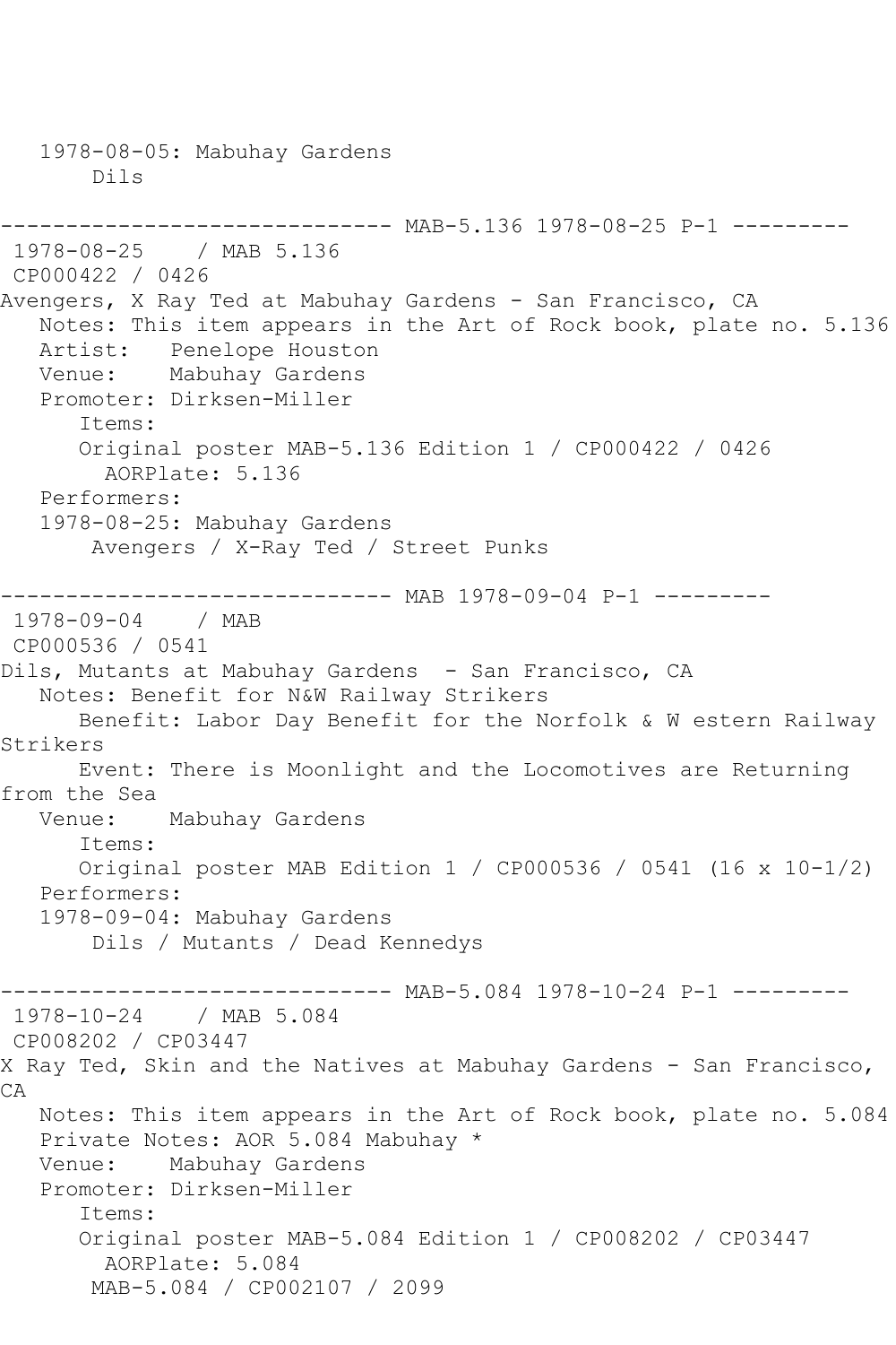1978-08-05: Mabuhay Gardens
Dils

------------------------------ MAB-5.136 1978-08-25 P-1 ---------

1978-08-25 / MAB 5.136
CP000422 / 0426
Avengers, X Ray Ted at Mabuhay Gardens - San Francisco, CA
Notes: This item appears in the Art of Rock book, plate no. 5.136
Artist: Penelope Houston
Venue: Mabuhay Gardens
Promoter: Dirksen-Miller
Items:
Original poster MAB-5.136 Edition 1 / CP000422 / 0426
AORPlate: 5.136
Performers:
1978-08-25: Mabuhay Gardens
Avengers / X-Ray Ted / Street Punks

------------------------------ MAB 1978-09-04 P-1 ---------

1978-09-04 / MAB
CP000536 / 0541
Dils, Mutants at Mabuhay Gardens - San Francisco, CA
Notes: Benefit for N&W Railway Strikers
Benefit: Labor Day Benefit for the Norfolk & W estern Railway Strikers
Event: There is Moonlight and the Locomotives are Returning from the Sea
Venue: Mabuhay Gardens
Items:
Original poster MAB Edition 1 / CP000536 / 0541 (16 x 10-1/2)
Performers:
1978-09-04: Mabuhay Gardens
Dils / Mutants / Dead Kennedys

------------------------------ MAB-5.084 1978-10-24 P-1 ---------

1978-10-24 / MAB 5.084
CP008202 / CP03447
X Ray Ted, Skin and the Natives at Mabuhay Gardens - San Francisco, CA
Notes: This item appears in the Art of Rock book, plate no. 5.084
Private Notes: AOR 5.084 Mabuhay *
Venue: Mabuhay Gardens
Promoter: Dirksen-Miller
Items:
Original poster MAB-5.084 Edition 1 / CP008202 / CP03447
AORPlate: 5.084
MAB-5.084 / CP002107 / 2099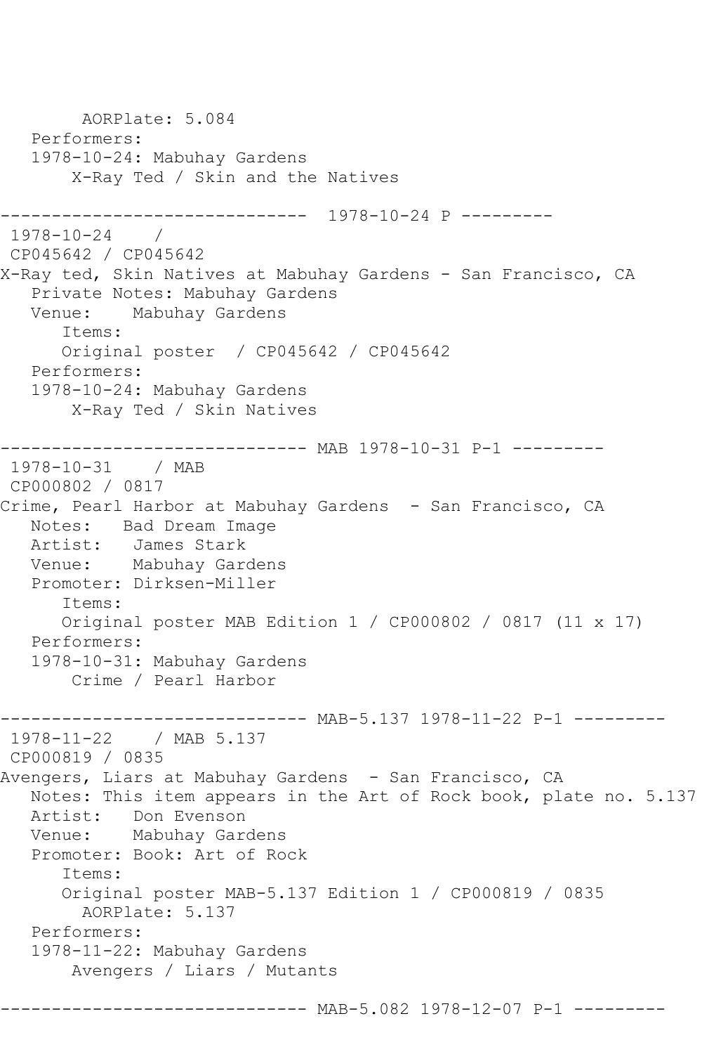```
      AORPlate: 5.084
   Performers:
   1978-10-24: Mabuhay Gardens
       X-Ray Ted / Skin and the Natives

------------------------------  1978-10-24 P ---------
 1978-10-24    /
 CP045642 / CP045642
X-Ray ted, Skin Natives at Mabuhay Gardens - San Francisco, CA
   Private Notes: Mabuhay Gardens
   Venue:    Mabuhay Gardens
      Items:
      Original poster  / CP045642 / CP045642
   Performers:
   1978-10-24: Mabuhay Gardens
       X-Ray Ted / Skin Natives

------------------------------ MAB 1978-10-31 P-1 ---------
 1978-10-31    / MAB
 CP000802 / 0817
Crime, Pearl Harbor at Mabuhay Gardens  - San Francisco, CA
   Notes:   Bad Dream Image
   Artist:   James Stark
   Venue:    Mabuhay Gardens
   Promoter: Dirksen-Miller
      Items:
      Original poster MAB Edition 1 / CP000802 / 0817 (11 x 17)
   Performers:
   1978-10-31: Mabuhay Gardens
       Crime / Pearl Harbor

------------------------------ MAB-5.137 1978-11-22 P-1 ---------
 1978-11-22    / MAB 5.137
 CP000819 / 0835
Avengers, Liars at Mabuhay Gardens  - San Francisco, CA
   Notes: This item appears in the Art of Rock book, plate no. 5.137
   Artist:   Don Evenson
   Venue:    Mabuhay Gardens
   Promoter: Book: Art of Rock
      Items:
      Original poster MAB-5.137 Edition 1 / CP000819 / 0835
        AORPlate: 5.137
   Performers:
   1978-11-22: Mabuhay Gardens
       Avengers / Liars / Mutants

------------------------------ MAB-5.082 1978-12-07 P-1 ---------
```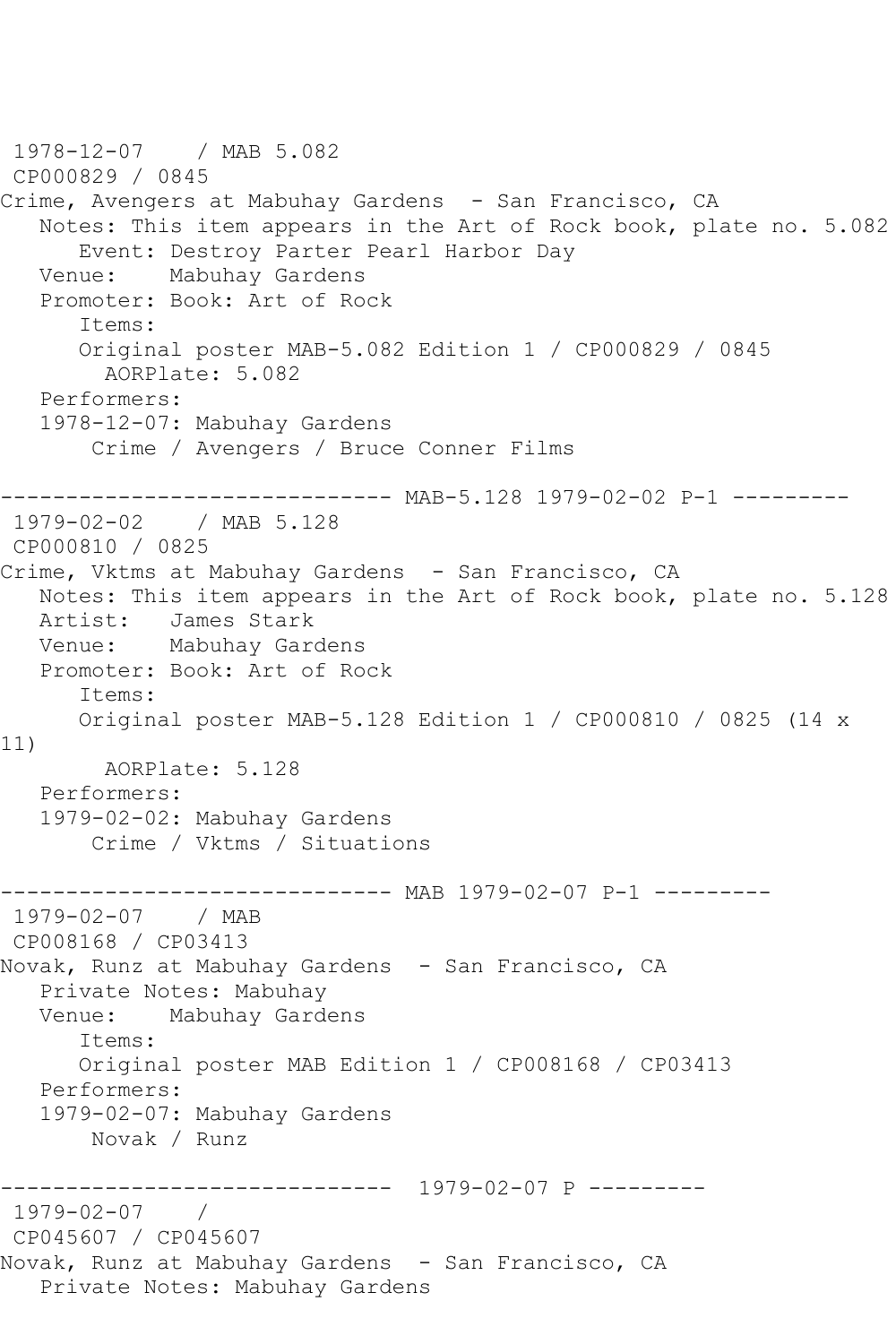1978-12-07 / MAB 5.082
CP000829 / 0845
Crime, Avengers at Mabuhay Gardens - San Francisco, CA
Notes: This item appears in the Art of Rock book, plate no. 5.082
Event: Destroy Parter Pearl Harbor Day
Venue: Mabuhay Gardens
Promoter: Book: Art of Rock
Items:
Original poster MAB-5.082 Edition 1 / CP000829 / 0845
AORPlate: 5.082
Performers:
1978-12-07: Mabuhay Gardens
Crime / Avengers / Bruce Conner Films

------------------------------ MAB-5.128 1979-02-02 P-1 ---------

1979-02-02 / MAB 5.128
CP000810 / 0825
Crime, Vktms at Mabuhay Gardens - San Francisco, CA
Notes: This item appears in the Art of Rock book, plate no. 5.128
Artist: James Stark
Venue: Mabuhay Gardens
Promoter: Book: Art of Rock
Items:
Original poster MAB-5.128 Edition 1 / CP000810 / 0825 (14 x 11)
AORPlate: 5.128
Performers:
1979-02-02: Mabuhay Gardens
Crime / Vktms / Situations

------------------------------ MAB 1979-02-07 P-1 ---------

1979-02-07 / MAB
CP008168 / CP03413
Novak, Runz at Mabuhay Gardens - San Francisco, CA
Private Notes: Mabuhay
Venue: Mabuhay Gardens
Items:
Original poster MAB Edition 1 / CP008168 / CP03413
Performers:
1979-02-07: Mabuhay Gardens
Novak / Runz

------------------------------ 1979-02-07 P ---------

1979-02-07 /
CP045607 / CP045607
Novak, Runz at Mabuhay Gardens - San Francisco, CA
Private Notes: Mabuhay Gardens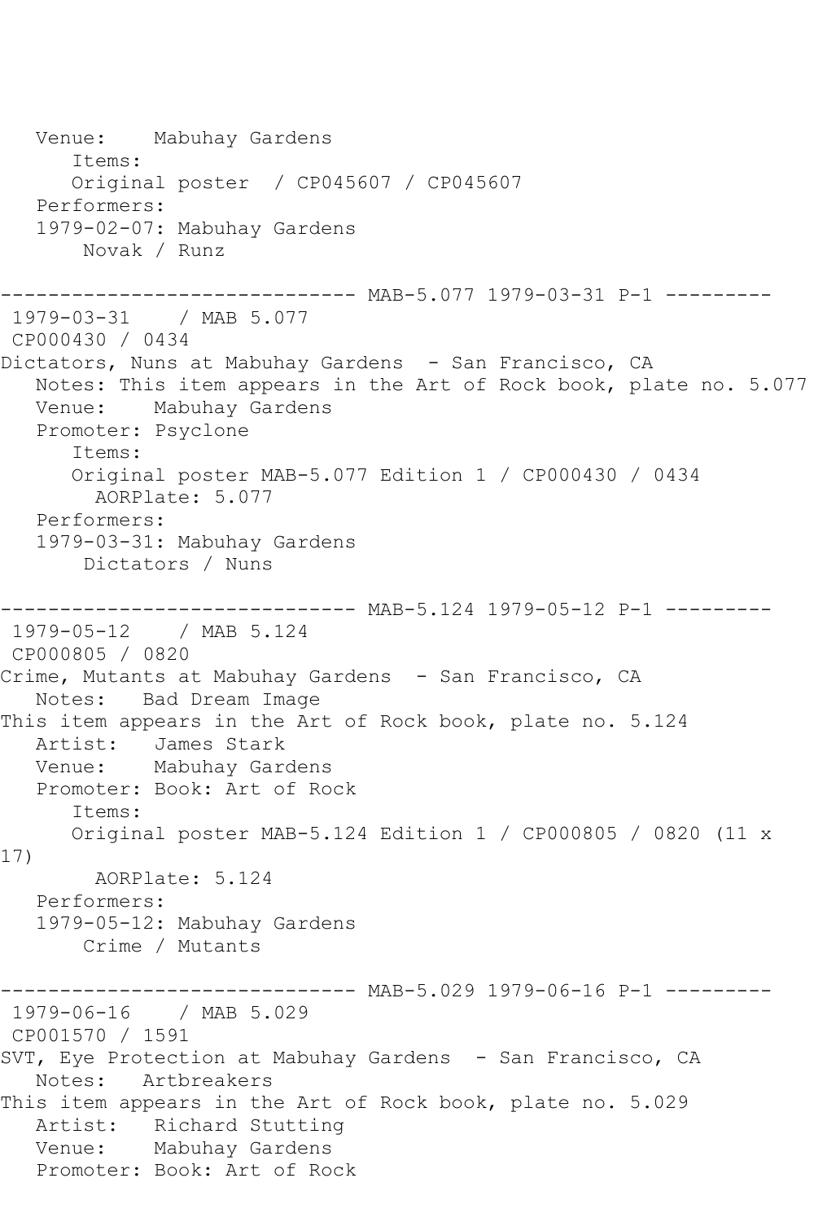```
   Venue:    Mabuhay Gardens
      Items:
      Original poster  / CP045607 / CP045607
   Performers:
   1979-02-07: Mabuhay Gardens
       Novak / Runz

------------------------------ MAB-5.077 1979-03-31 P-1 ---------
 1979-03-31    / MAB 5.077
 CP000430 / 0434
Dictators, Nuns at Mabuhay Gardens  - San Francisco, CA
   Notes: This item appears in the Art of Rock book, plate no. 5.077
   Venue:    Mabuhay Gardens
   Promoter: Psyclone
      Items:
      Original poster MAB-5.077 Edition 1 / CP000430 / 0434
        AORPlate: 5.077
   Performers:
   1979-03-31: Mabuhay Gardens
       Dictators / Nuns

------------------------------ MAB-5.124 1979-05-12 P-1 ---------
 1979-05-12    / MAB 5.124
 CP000805 / 0820
Crime, Mutants at Mabuhay Gardens  - San Francisco, CA
   Notes:   Bad Dream Image
This item appears in the Art of Rock book, plate no. 5.124
   Artist:   James Stark
   Venue:    Mabuhay Gardens
   Promoter: Book: Art of Rock
      Items:
      Original poster MAB-5.124 Edition 1 / CP000805 / 0820 (11 x
17)
        AORPlate: 5.124
   Performers:
   1979-05-12: Mabuhay Gardens
       Crime / Mutants

------------------------------ MAB-5.029 1979-06-16 P-1 ---------
 1979-06-16    / MAB 5.029
 CP001570 / 1591
SVT, Eye Protection at Mabuhay Gardens  - San Francisco, CA
   Notes:   Artbreakers
This item appears in the Art of Rock book, plate no. 5.029
   Artist:   Richard Stutting
   Venue:    Mabuhay Gardens
   Promoter: Book: Art of Rock
```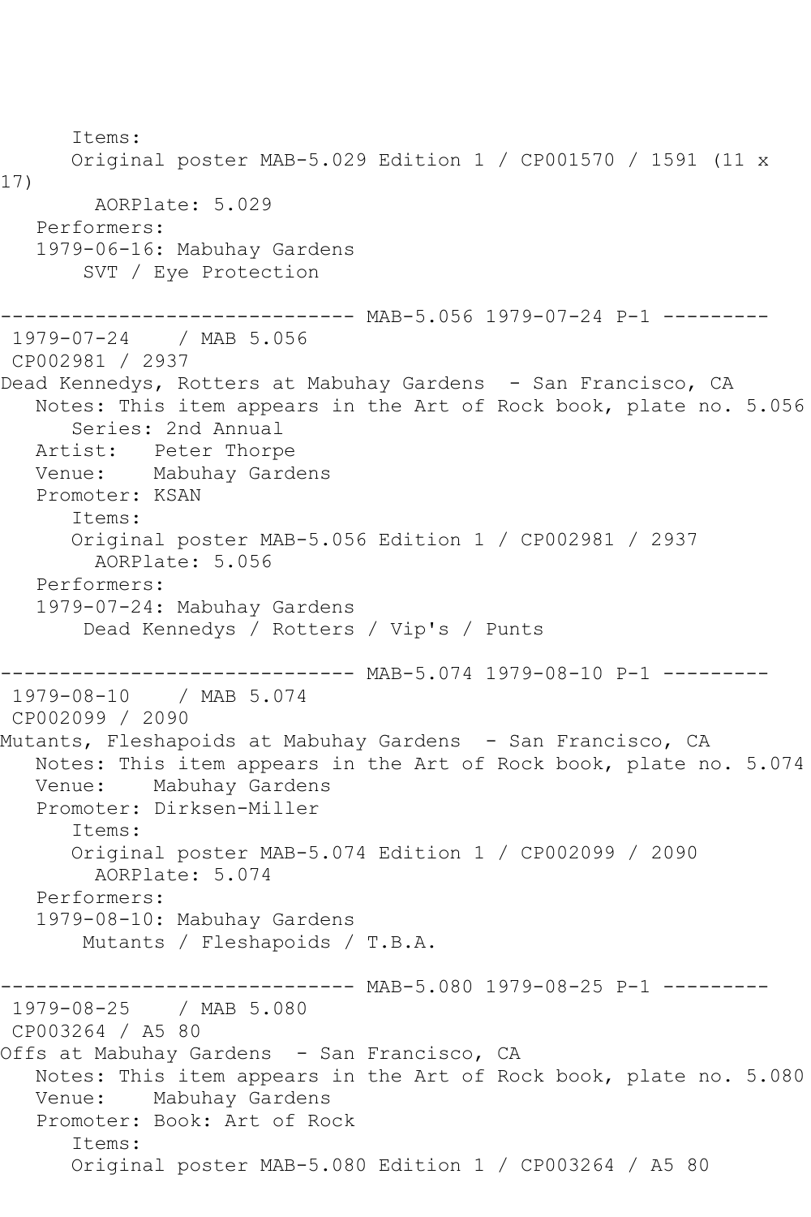Items:
Original poster MAB-5.029 Edition 1 / CP001570 / 1591 (11 x 17)
AORPlate: 5.029
Performers:
1979-06-16: Mabuhay Gardens
SVT / Eye Protection

------------------------------ MAB-5.056 1979-07-24 P-1 ---------

1979-07-24 / MAB 5.056
CP002981 / 2937
Dead Kennedys, Rotters at Mabuhay Gardens - San Francisco, CA
Notes: This item appears in the Art of Rock book, plate no. 5.056
Series: 2nd Annual
Artist: Peter Thorpe
Venue: Mabuhay Gardens
Promoter: KSAN
Items:
Original poster MAB-5.056 Edition 1 / CP002981 / 2937
AORPlate: 5.056
Performers:
1979-07-24: Mabuhay Gardens
Dead Kennedys / Rotters / Vip's / Punts

------------------------------ MAB-5.074 1979-08-10 P-1 ---------

1979-08-10 / MAB 5.074
CP002099 / 2090
Mutants, Fleshapoids at Mabuhay Gardens - San Francisco, CA
Notes: This item appears in the Art of Rock book, plate no. 5.074
Venue: Mabuhay Gardens
Promoter: Dirksen-Miller
Items:
Original poster MAB-5.074 Edition 1 / CP002099 / 2090
AORPlate: 5.074
Performers:
1979-08-10: Mabuhay Gardens
Mutants / Fleshapoids / T.B.A.

------------------------------ MAB-5.080 1979-08-25 P-1 ---------

1979-08-25 / MAB 5.080
CP003264 / A5 80
Offs at Mabuhay Gardens - San Francisco, CA
Notes: This item appears in the Art of Rock book, plate no. 5.080
Venue: Mabuhay Gardens
Promoter: Book: Art of Rock
Items:
Original poster MAB-5.080 Edition 1 / CP003264 / A5 80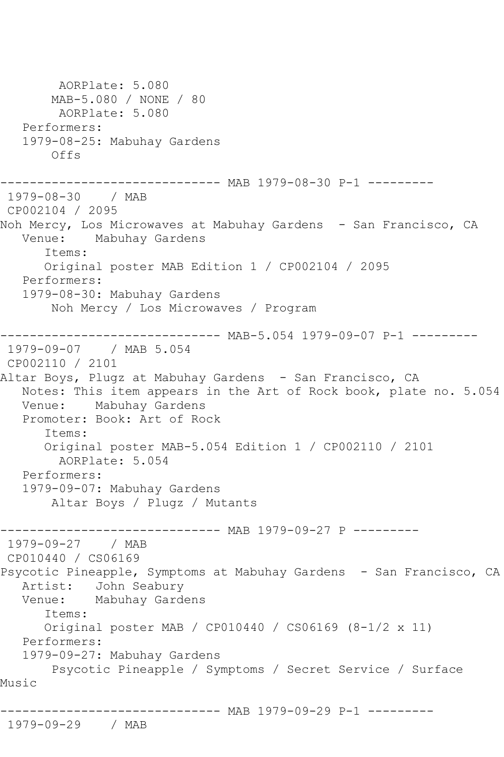```
        AORPlate: 5.080
       MAB-5.080 / NONE / 80
        AORPlate: 5.080
   Performers:
   1979-08-25: Mabuhay Gardens
       Offs

------------------------------ MAB 1979-08-30 P-1 ---------
 1979-08-30    / MAB
 CP002104 / 2095
Noh Mercy, Los Microwaves at Mabuhay Gardens  - San Francisco, CA
   Venue:    Mabuhay Gardens
      Items:
      Original poster MAB Edition 1 / CP002104 / 2095
   Performers:
   1979-08-30: Mabuhay Gardens
       Noh Mercy / Los Microwaves / Program

------------------------------ MAB-5.054 1979-09-07 P-1 ---------
 1979-09-07    / MAB 5.054
 CP002110 / 2101
Altar Boys, Plugz at Mabuhay Gardens  - San Francisco, CA
   Notes: This item appears in the Art of Rock book, plate no. 5.054
   Venue:    Mabuhay Gardens
   Promoter: Book: Art of Rock
      Items:
      Original poster MAB-5.054 Edition 1 / CP002110 / 2101
        AORPlate: 5.054
   Performers:
   1979-09-07: Mabuhay Gardens
       Altar Boys / Plugz / Mutants

------------------------------ MAB 1979-09-27 P ---------
 1979-09-27    / MAB
 CP010440 / CS06169
Psycotic Pineapple, Symptoms at Mabuhay Gardens  - San Francisco, CA
   Artist:   John Seabury
   Venue:    Mabuhay Gardens
      Items:
      Original poster MAB / CP010440 / CS06169 (8-1/2 x 11)
   Performers:
   1979-09-27: Mabuhay Gardens
       Psycotic Pineapple / Symptoms / Secret Service / Surface
Music

------------------------------ MAB 1979-09-29 P-1 ---------
 1979-09-29    / MAB
```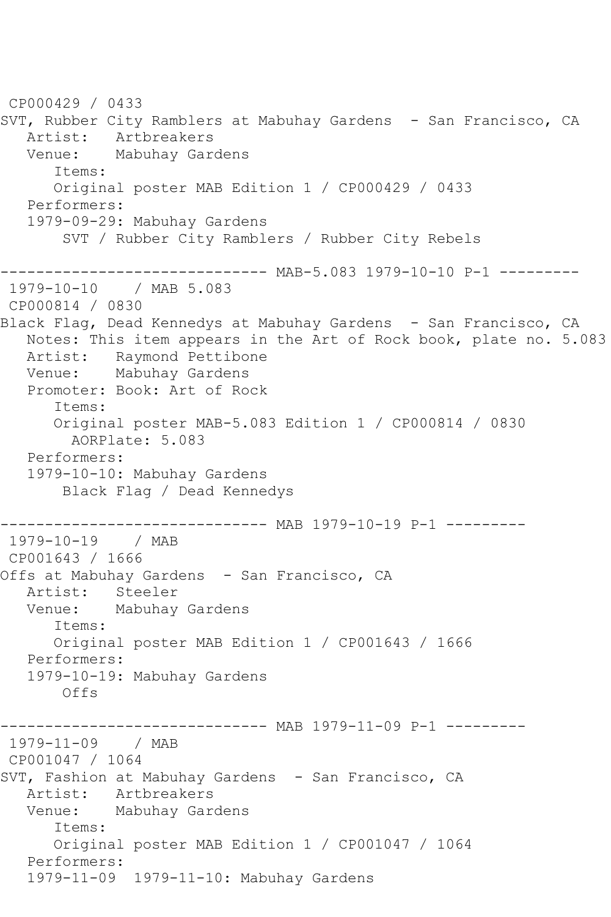CP000429 / 0433
SVT, Rubber City Ramblers at Mabuhay Gardens - San Francisco, CA
Artist: Artbreakers
Venue: Mabuhay Gardens
Items:
Original poster MAB Edition 1 / CP000429 / 0433
Performers:
1979-09-29: Mabuhay Gardens
SVT / Rubber City Ramblers / Rubber City Rebels

------------------------------ MAB-5.083 1979-10-10 P-1 ---------
1979-10-10 / MAB 5.083
CP000814 / 0830
Black Flag, Dead Kennedys at Mabuhay Gardens - San Francisco, CA
Notes: This item appears in the Art of Rock book, plate no. 5.083
Artist: Raymond Pettibone
Venue: Mabuhay Gardens
Promoter: Book: Art of Rock
Items:
Original poster MAB-5.083 Edition 1 / CP000814 / 0830
AORPlate: 5.083
Performers:
1979-10-10: Mabuhay Gardens
Black Flag / Dead Kennedys

------------------------------ MAB 1979-10-19 P-1 ---------
1979-10-19 / MAB
CP001643 / 1666
Offs at Mabuhay Gardens - San Francisco, CA
Artist: Steeler
Venue: Mabuhay Gardens
Items:
Original poster MAB Edition 1 / CP001643 / 1666
Performers:
1979-10-19: Mabuhay Gardens
Offs

------------------------------ MAB 1979-11-09 P-1 ---------
1979-11-09 / MAB
CP001047 / 1064
SVT, Fashion at Mabuhay Gardens - San Francisco, CA
Artist: Artbreakers
Venue: Mabuhay Gardens
Items:
Original poster MAB Edition 1 / CP001047 / 1064
Performers:
1979-11-09 1979-11-10: Mabuhay Gardens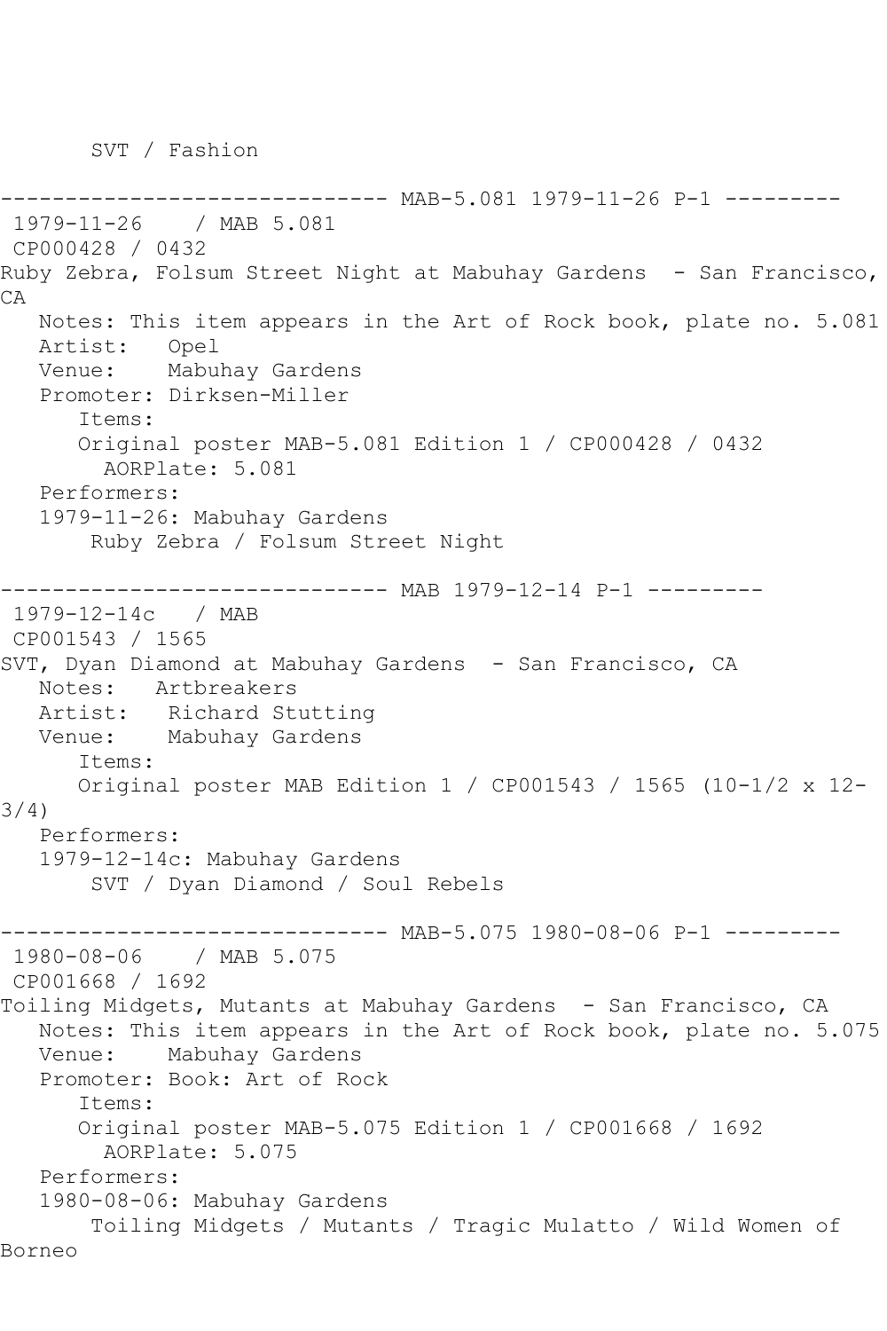SVT / Fashion

------------------------------ MAB-5.081 1979-11-26 P-1 ---------

1979-11-26 / MAB 5.081

CP000428 / 0432

Ruby Zebra, Folsum Street Night at Mabuhay Gardens - San Francisco, CA

Notes: This item appears in the Art of Rock book, plate no. 5.081

Artist: Opel

Venue: Mabuhay Gardens

Promoter: Dirksen-Miller

Items:

Original poster MAB-5.081 Edition 1 / CP000428 / 0432

AORPlate: 5.081

Performers:

1979-11-26: Mabuhay Gardens

Ruby Zebra / Folsum Street Night

------------------------------ MAB 1979-12-14 P-1 ---------

1979-12-14c / MAB

CP001543 / 1565

SVT, Dyan Diamond at Mabuhay Gardens - San Francisco, CA

Notes: Artbreakers

Artist: Richard Stutting

Venue: Mabuhay Gardens

Items:

Original poster MAB Edition 1 / CP001543 / 1565 (10-1/2 x 12-3/4)

Performers:

1979-12-14c: Mabuhay Gardens

SVT / Dyan Diamond / Soul Rebels

------------------------------ MAB-5.075 1980-08-06 P-1 ---------

1980-08-06 / MAB 5.075

CP001668 / 1692

Toiling Midgets, Mutants at Mabuhay Gardens - San Francisco, CA

Notes: This item appears in the Art of Rock book, plate no. 5.075

Venue: Mabuhay Gardens

Promoter: Book: Art of Rock

Items:

Original poster MAB-5.075 Edition 1 / CP001668 / 1692

AORPlate: 5.075

Performers:

1980-08-06: Mabuhay Gardens

Toiling Midgets / Mutants / Tragic Mulatto / Wild Women of Borneo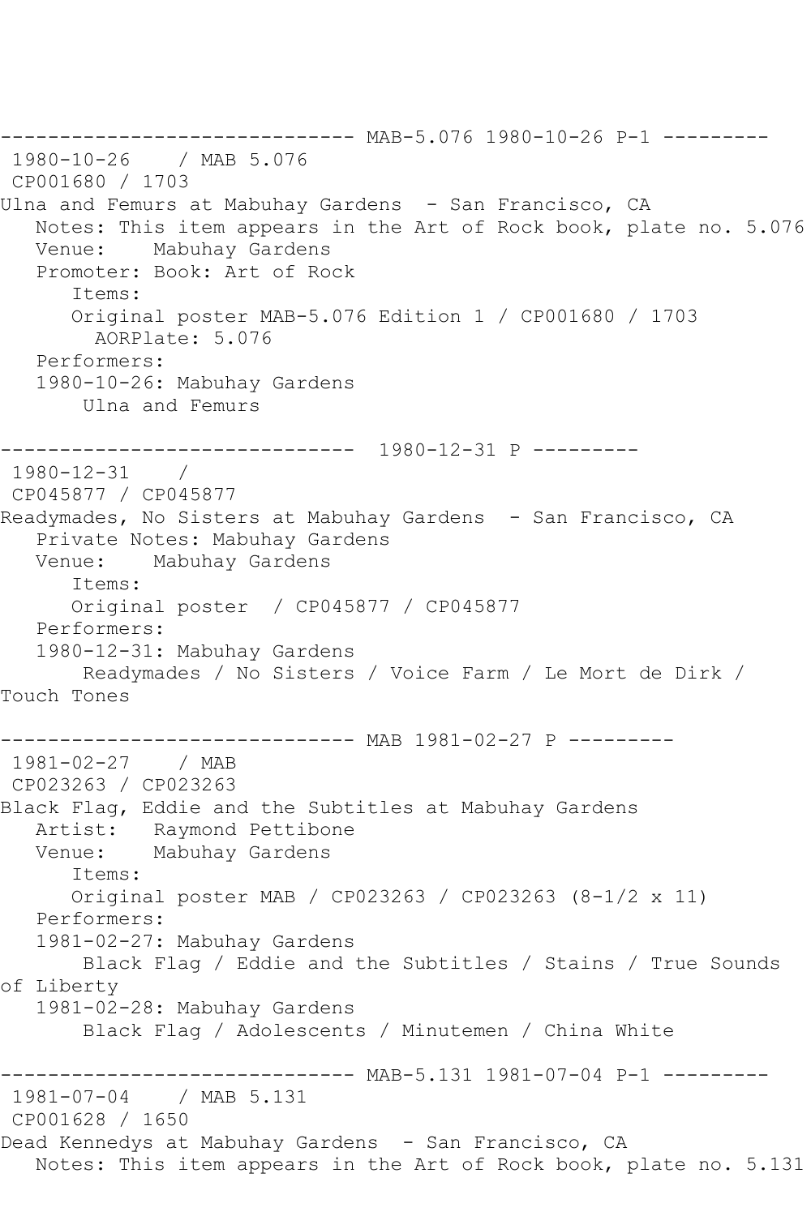------------------------------ MAB-5.076 1980-10-26 P-1 ---------
1980-10-26 / MAB 5.076
CP001680 / 1703
Ulna and Femurs at Mabuhay Gardens - San Francisco, CA
Notes: This item appears in the Art of Rock book, plate no. 5.076
Venue: Mabuhay Gardens
Promoter: Book: Art of Rock
Items:
Original poster MAB-5.076 Edition 1 / CP001680 / 1703
AORPlate: 5.076
Performers:
1980-10-26: Mabuhay Gardens
Ulna and Femurs

------------------------------ 1980-12-31 P ---------
1980-12-31 /
CP045877 / CP045877
Readymades, No Sisters at Mabuhay Gardens - San Francisco, CA
Private Notes: Mabuhay Gardens
Venue: Mabuhay Gardens
Items:
Original poster / CP045877 / CP045877
Performers:
1980-12-31: Mabuhay Gardens
Readymades / No Sisters / Voice Farm / Le Mort de Dirk / Touch Tones

------------------------------ MAB 1981-02-27 P ---------
1981-02-27 / MAB
CP023263 / CP023263
Black Flag, Eddie and the Subtitles at Mabuhay Gardens
Artist: Raymond Pettibone
Venue: Mabuhay Gardens
Items:
Original poster MAB / CP023263 / CP023263 (8-1/2 x 11)
Performers:
1981-02-27: Mabuhay Gardens
Black Flag / Eddie and the Subtitles / Stains / True Sounds of Liberty
1981-02-28: Mabuhay Gardens
Black Flag / Adolescents / Minutemen / China White

------------------------------ MAB-5.131 1981-07-04 P-1 ---------
1981-07-04 / MAB 5.131
CP001628 / 1650
Dead Kennedys at Mabuhay Gardens - San Francisco, CA
Notes: This item appears in the Art of Rock book, plate no. 5.131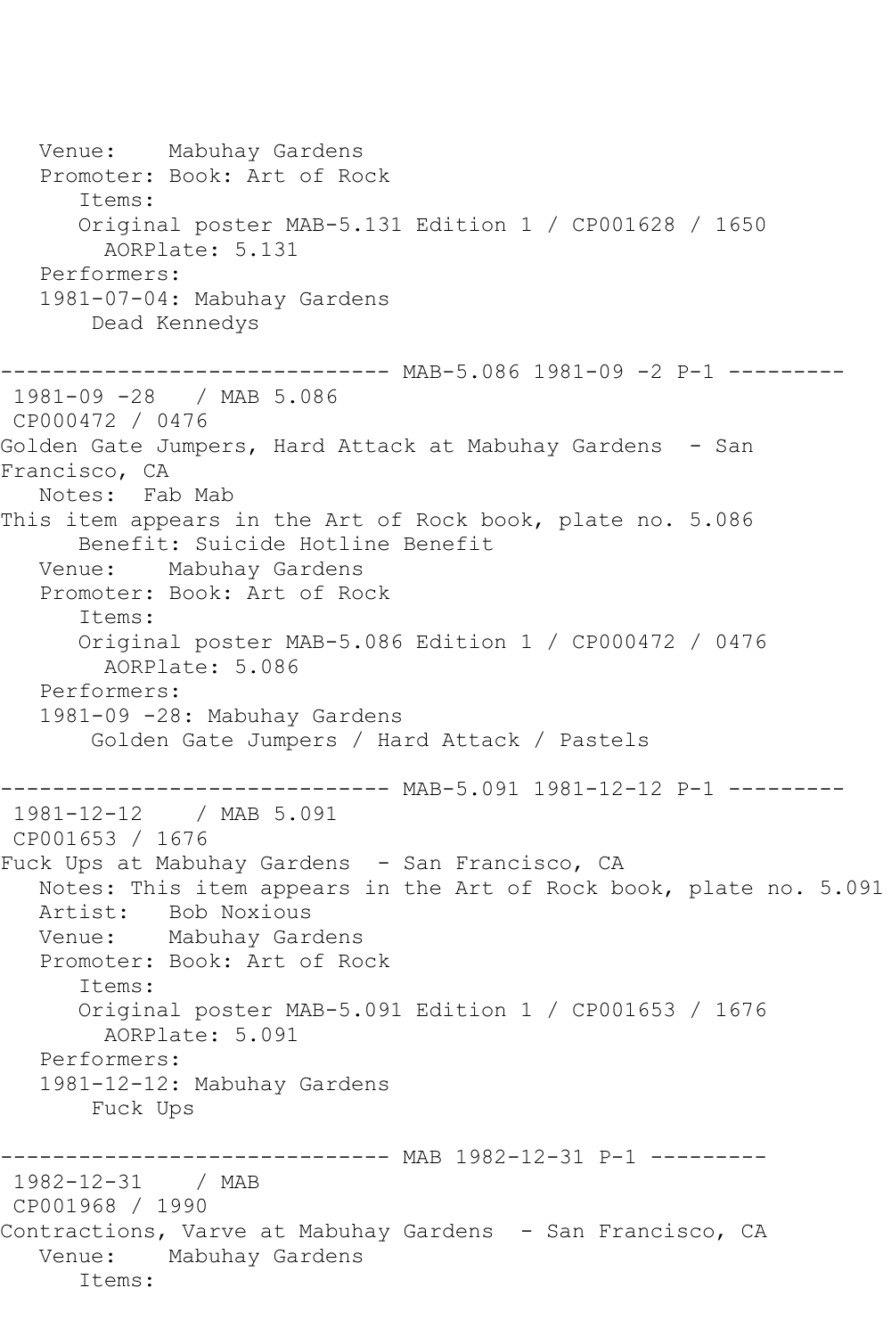```
   Venue:    Mabuhay Gardens
   Promoter: Book: Art of Rock
      Items:
      Original poster MAB-5.131 Edition 1 / CP001628 / 1650
        AORPlate: 5.131
   Performers:
   1981-07-04: Mabuhay Gardens
       Dead Kennedys

------------------------------ MAB-5.086 1981-09 -2 P-1 ---------
 1981-09 -28   / MAB 5.086
 CP000472 / 0476
Golden Gate Jumpers, Hard Attack at Mabuhay Gardens  - San
Francisco, CA
   Notes:  Fab Mab
This item appears in the Art of Rock book, plate no. 5.086
      Benefit: Suicide Hotline Benefit
   Venue:    Mabuhay Gardens
   Promoter: Book: Art of Rock
      Items:
      Original poster MAB-5.086 Edition 1 / CP000472 / 0476
        AORPlate: 5.086
   Performers:
   1981-09 -28: Mabuhay Gardens
       Golden Gate Jumpers / Hard Attack / Pastels

------------------------------ MAB-5.091 1981-12-12 P-1 ---------
 1981-12-12    / MAB 5.091
 CP001653 / 1676
Fuck Ups at Mabuhay Gardens  - San Francisco, CA
   Notes: This item appears in the Art of Rock book, plate no. 5.091
   Artist:   Bob Noxious
   Venue:    Mabuhay Gardens
   Promoter: Book: Art of Rock
      Items:
      Original poster MAB-5.091 Edition 1 / CP001653 / 1676
        AORPlate: 5.091
   Performers:
   1981-12-12: Mabuhay Gardens
       Fuck Ups

------------------------------ MAB 1982-12-31 P-1 ---------
 1982-12-31    / MAB
 CP001968 / 1990
Contractions, Varve at Mabuhay Gardens  - San Francisco, CA
   Venue:    Mabuhay Gardens
      Items:
```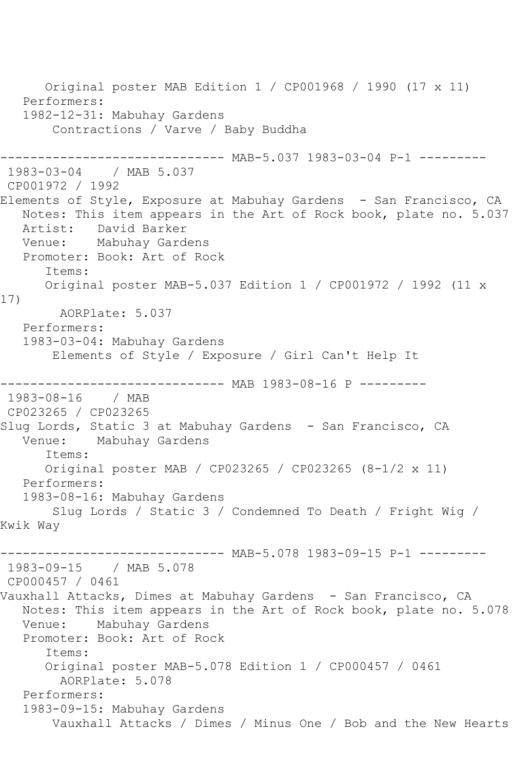```
      Original poster MAB Edition 1 / CP001968 / 1990 (17 x 11)
   Performers:
   1982-12-31: Mabuhay Gardens
       Contractions / Varve / Baby Buddha

------------------------------ MAB-5.037 1983-03-04 P-1 ---------
 1983-03-04    / MAB 5.037
 CP001972 / 1992
Elements of Style, Exposure at Mabuhay Gardens  - San Francisco, CA
   Notes: This item appears in the Art of Rock book, plate no. 5.037
   Artist:   David Barker
   Venue:    Mabuhay Gardens
   Promoter: Book: Art of Rock
      Items:
      Original poster MAB-5.037 Edition 1 / CP001972 / 1992 (11 x 
17)
        AORPlate: 5.037
   Performers:
   1983-03-04: Mabuhay Gardens
       Elements of Style / Exposure / Girl Can't Help It

------------------------------ MAB 1983-08-16 P ---------
 1983-08-16    / MAB
 CP023265 / CP023265
Slug Lords, Static 3 at Mabuhay Gardens  - San Francisco, CA
   Venue:    Mabuhay Gardens
      Items:
      Original poster MAB / CP023265 / CP023265 (8-1/2 x 11)
   Performers:
   1983-08-16: Mabuhay Gardens
       Slug Lords / Static 3 / Condemned To Death / Fright Wig / 
Kwik Way

------------------------------ MAB-5.078 1983-09-15 P-1 ---------
 1983-09-15    / MAB 5.078
 CP000457 / 0461
Vauxhall Attacks, Dimes at Mabuhay Gardens  - San Francisco, CA
   Notes: This item appears in the Art of Rock book, plate no. 5.078
   Venue:    Mabuhay Gardens
   Promoter: Book: Art of Rock
      Items:
      Original poster MAB-5.078 Edition 1 / CP000457 / 0461
        AORPlate: 5.078
   Performers:
   1983-09-15: Mabuhay Gardens
       Vauxhall Attacks / Dimes / Minus One / Bob and the New Hearts
```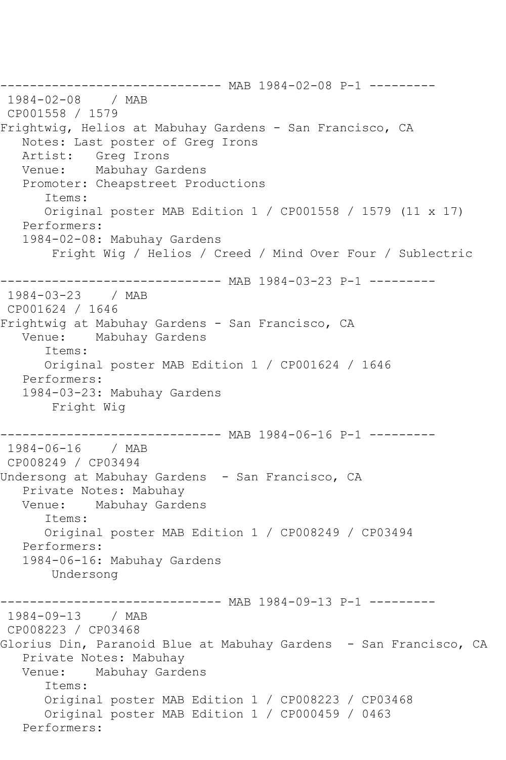------------------------------ MAB 1984-02-08 P-1 ---------
1984-02-08 / MAB
CP001558 / 1579
Frightwig, Helios at Mabuhay Gardens - San Francisco, CA
Notes: Last poster of Greg Irons
Artist: Greg Irons
Venue: Mabuhay Gardens
Promoter: Cheapstreet Productions
Items:
Original poster MAB Edition 1 / CP001558 / 1579 (11 x 17)
Performers:
1984-02-08: Mabuhay Gardens
Fright Wig / Helios / Creed / Mind Over Four / Sublectric

------------------------------ MAB 1984-03-23 P-1 ---------
1984-03-23 / MAB
CP001624 / 1646
Frightwig at Mabuhay Gardens - San Francisco, CA
Venue: Mabuhay Gardens
Items:
Original poster MAB Edition 1 / CP001624 / 1646
Performers:
1984-03-23: Mabuhay Gardens
Fright Wig

------------------------------ MAB 1984-06-16 P-1 ---------
1984-06-16 / MAB
CP008249 / CP03494
Undersong at Mabuhay Gardens - San Francisco, CA
Private Notes: Mabuhay
Venue: Mabuhay Gardens
Items:
Original poster MAB Edition 1 / CP008249 / CP03494
Performers:
1984-06-16: Mabuhay Gardens
Undersong

------------------------------ MAB 1984-09-13 P-1 ---------
1984-09-13 / MAB
CP008223 / CP03468
Glorius Din, Paranoid Blue at Mabuhay Gardens - San Francisco, CA
Private Notes: Mabuhay
Venue: Mabuhay Gardens
Items:
Original poster MAB Edition 1 / CP008223 / CP03468
Original poster MAB Edition 1 / CP000459 / 0463
Performers: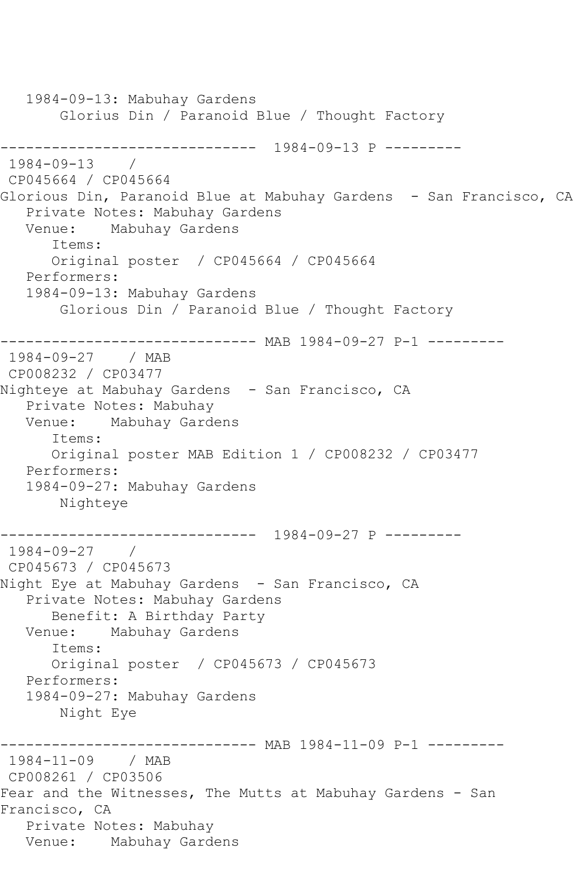```
   1984-09-13: Mabuhay Gardens
       Glorius Din / Paranoid Blue / Thought Factory

------------------------------  1984-09-13 P ---------
 1984-09-13    / 
 CP045664 / CP045664
Glorious Din, Paranoid Blue at Mabuhay Gardens  - San Francisco, CA
   Private Notes: Mabuhay Gardens
   Venue:    Mabuhay Gardens
      Items:
      Original poster  / CP045664 / CP045664
   Performers:
   1984-09-13: Mabuhay Gardens
       Glorious Din / Paranoid Blue / Thought Factory

------------------------------ MAB 1984-09-27 P-1 ---------
 1984-09-27    / MAB
 CP008232 / CP03477
Nighteye at Mabuhay Gardens  - San Francisco, CA
   Private Notes: Mabuhay
   Venue:    Mabuhay Gardens
      Items:
      Original poster MAB Edition 1 / CP008232 / CP03477
   Performers:
   1984-09-27: Mabuhay Gardens
       Nighteye

------------------------------  1984-09-27 P ---------
 1984-09-27    / 
 CP045673 / CP045673
Night Eye at Mabuhay Gardens  - San Francisco, CA
   Private Notes: Mabuhay Gardens
      Benefit: A Birthday Party
   Venue:    Mabuhay Gardens
      Items:
      Original poster  / CP045673 / CP045673
   Performers:
   1984-09-27: Mabuhay Gardens
       Night Eye

------------------------------ MAB 1984-11-09 P-1 ---------
 1984-11-09    / MAB
 CP008261 / CP03506
Fear and the Witnesses, The Mutts at Mabuhay Gardens - San 
Francisco, CA
   Private Notes: Mabuhay
   Venue:    Mabuhay Gardens
```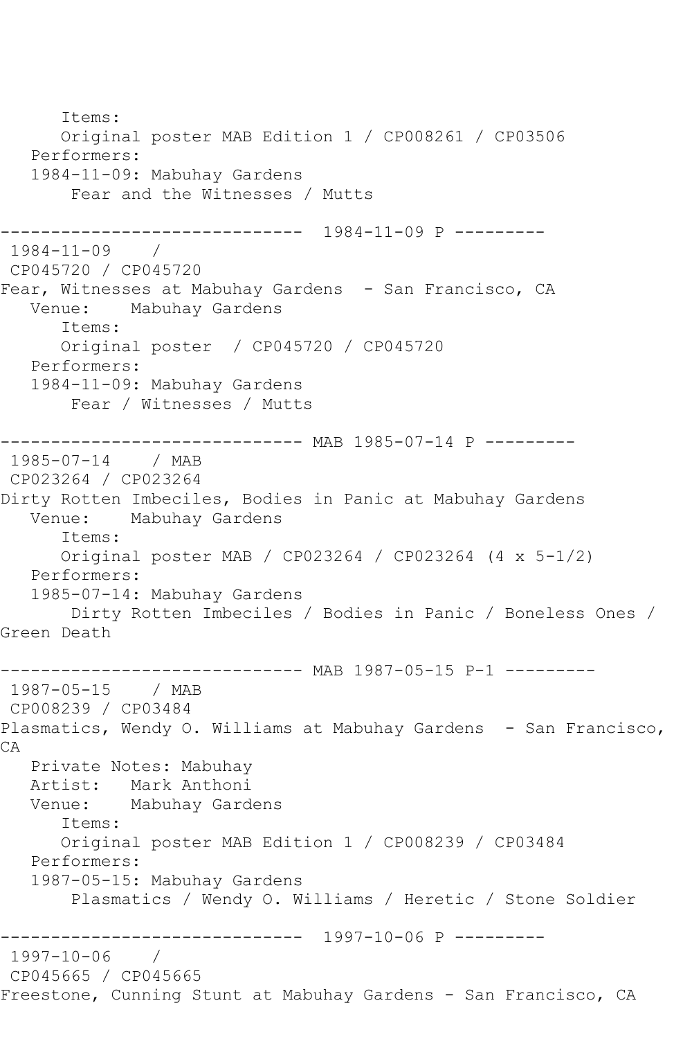Items:
      Original poster MAB Edition 1 / CP008261 / CP03506
   Performers:
   1984-11-09: Mabuhay Gardens
       Fear and the Witnesses / Mutts

------------------------------  1984-11-09 P ---------
 1984-11-09    /
 CP045720 / CP045720
Fear, Witnesses at Mabuhay Gardens  - San Francisco, CA
   Venue:    Mabuhay Gardens
      Items:
      Original poster  / CP045720 / CP045720
   Performers:
   1984-11-09: Mabuhay Gardens
       Fear / Witnesses / Mutts

------------------------------ MAB 1985-07-14 P ---------
 1985-07-14    / MAB
 CP023264 / CP023264
Dirty Rotten Imbeciles, Bodies in Panic at Mabuhay Gardens
   Venue:    Mabuhay Gardens
      Items:
      Original poster MAB / CP023264 / CP023264 (4 x 5-1/2)
   Performers:
   1985-07-14: Mabuhay Gardens
       Dirty Rotten Imbeciles / Bodies in Panic / Boneless Ones / Green Death

------------------------------ MAB 1987-05-15 P-1 ---------
 1987-05-15    / MAB
 CP008239 / CP03484
Plasmatics, Wendy O. Williams at Mabuhay Gardens  - San Francisco, CA
   Private Notes: Mabuhay
   Artist:   Mark Anthoni
   Venue:    Mabuhay Gardens
      Items:
      Original poster MAB Edition 1 / CP008239 / CP03484
   Performers:
   1987-05-15: Mabuhay Gardens
       Plasmatics / Wendy O. Williams / Heretic / Stone Soldier

------------------------------  1997-10-06 P ---------
 1997-10-06    /
 CP045665 / CP045665
Freestone, Cunning Stunt at Mabuhay Gardens - San Francisco, CA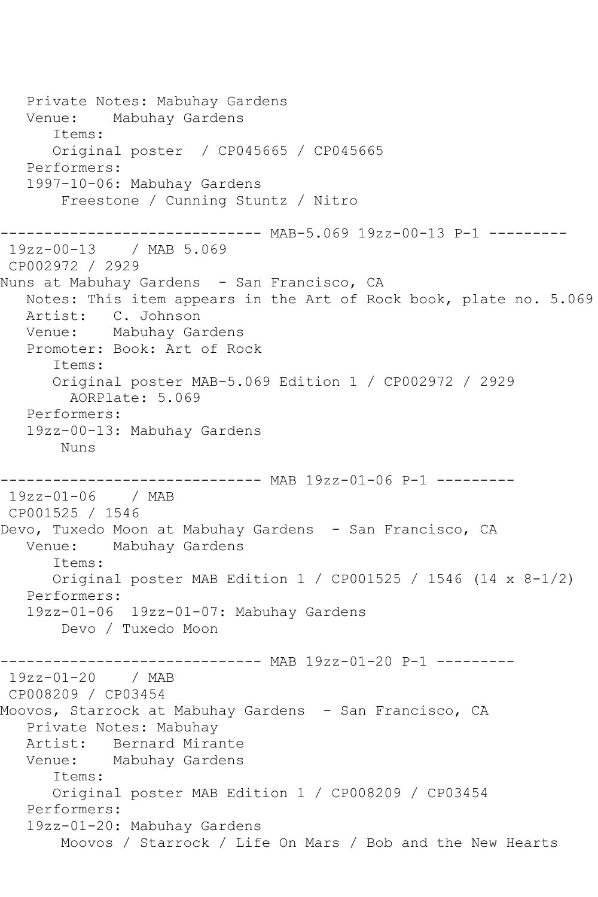```
   Private Notes: Mabuhay Gardens
   Venue:    Mabuhay Gardens
      Items:
      Original poster  / CP045665 / CP045665
   Performers:
   1997-10-06: Mabuhay Gardens
       Freestone / Cunning Stuntz / Nitro

------------------------------ MAB-5.069 19zz-00-13 P-1 ---------
 19zz-00-13    / MAB 5.069
 CP002972 / 2929
Nuns at Mabuhay Gardens  - San Francisco, CA
   Notes: This item appears in the Art of Rock book, plate no. 5.069
   Artist:   C. Johnson
   Venue:    Mabuhay Gardens
   Promoter: Book: Art of Rock
      Items:
      Original poster MAB-5.069 Edition 1 / CP002972 / 2929
        AORPlate: 5.069
   Performers:
   19zz-00-13: Mabuhay Gardens
       Nuns

------------------------------ MAB 19zz-01-06 P-1 ---------
 19zz-01-06    / MAB
 CP001525 / 1546
Devo, Tuxedo Moon at Mabuhay Gardens  - San Francisco, CA
   Venue:    Mabuhay Gardens
      Items:
      Original poster MAB Edition 1 / CP001525 / 1546 (14 x 8-1/2)
   Performers:
   19zz-01-06  19zz-01-07: Mabuhay Gardens
       Devo / Tuxedo Moon

------------------------------ MAB 19zz-01-20 P-1 ---------
 19zz-01-20    / MAB
 CP008209 / CP03454
Moovos, Starrock at Mabuhay Gardens  - San Francisco, CA
   Private Notes: Mabuhay
   Artist:   Bernard Mirante
   Venue:    Mabuhay Gardens
      Items:
      Original poster MAB Edition 1 / CP008209 / CP03454
   Performers:
   19zz-01-20: Mabuhay Gardens
       Moovos / Starrock / Life On Mars / Bob and the New Hearts
```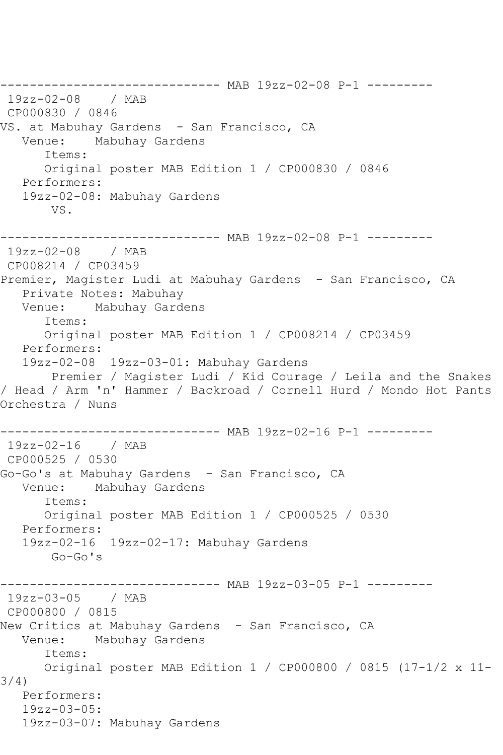------------------------------ MAB 19zz-02-08 P-1 ---------
19zz-02-08 / MAB
CP000830 / 0846
VS. at Mabuhay Gardens - San Francisco, CA
Venue: Mabuhay Gardens
Items:
Original poster MAB Edition 1 / CP000830 / 0846
Performers:
19zz-02-08: Mabuhay Gardens
VS.

------------------------------ MAB 19zz-02-08 P-1 ---------
19zz-02-08 / MAB
CP008214 / CP03459
Premier, Magister Ludi at Mabuhay Gardens - San Francisco, CA
Private Notes: Mabuhay
Venue: Mabuhay Gardens
Items:
Original poster MAB Edition 1 / CP008214 / CP03459
Performers:
19zz-02-08 19zz-03-01: Mabuhay Gardens
Premier / Magister Ludi / Kid Courage / Leila and the Snakes / Head / Arm 'n' Hammer / Backroad / Cornell Hurd / Mondo Hot Pants Orchestra / Nuns

------------------------------ MAB 19zz-02-16 P-1 ---------
19zz-02-16 / MAB
CP000525 / 0530
Go-Go's at Mabuhay Gardens - San Francisco, CA
Venue: Mabuhay Gardens
Items:
Original poster MAB Edition 1 / CP000525 / 0530
Performers:
19zz-02-16 19zz-02-17: Mabuhay Gardens
Go-Go's

------------------------------ MAB 19zz-03-05 P-1 ---------
19zz-03-05 / MAB
CP000800 / 0815
New Critics at Mabuhay Gardens - San Francisco, CA
Venue: Mabuhay Gardens
Items:
Original poster MAB Edition 1 / CP000800 / 0815 (17-1/2 x 11-3/4)
Performers:
19zz-03-05:
19zz-03-07: Mabuhay Gardens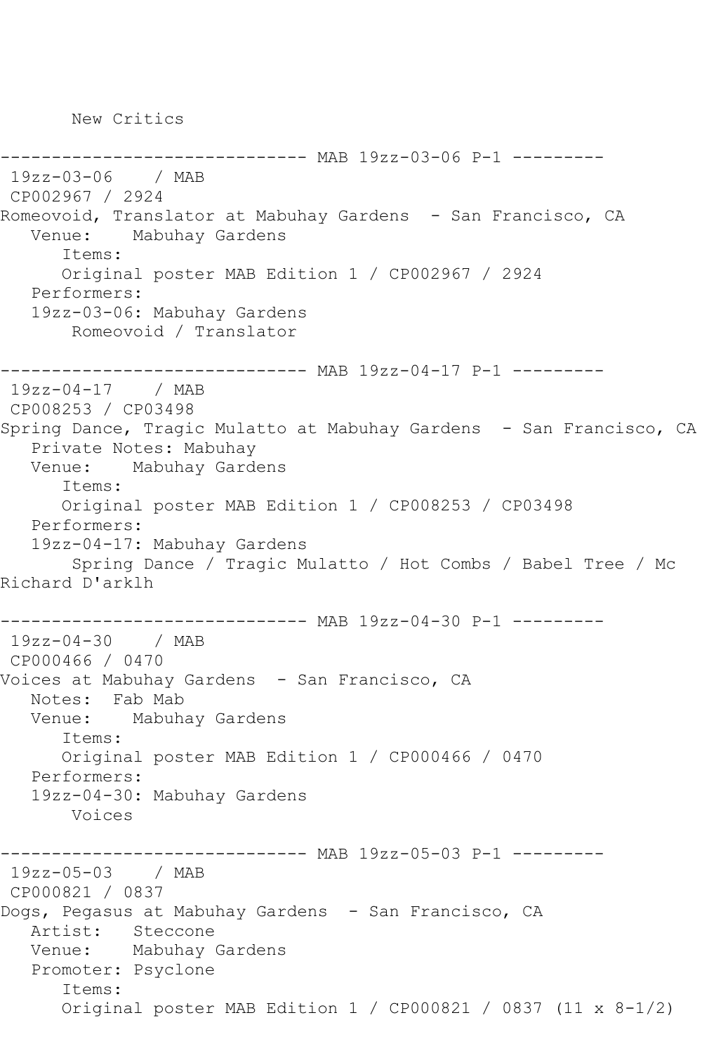New Critics

------------------------------ MAB 19zz-03-06 P-1 ---------

19zz-03-06 / MAB
CP002967 / 2924
Romeovoid, Translator at Mabuhay Gardens - San Francisco, CA
Venue: Mabuhay Gardens
Items:
Original poster MAB Edition 1 / CP002967 / 2924
Performers:
19zz-03-06: Mabuhay Gardens
Romeovoid / Translator

------------------------------ MAB 19zz-04-17 P-1 ---------

19zz-04-17 / MAB
CP008253 / CP03498
Spring Dance, Tragic Mulatto at Mabuhay Gardens - San Francisco, CA
Private Notes: Mabuhay
Venue: Mabuhay Gardens
Items:
Original poster MAB Edition 1 / CP008253 / CP03498
Performers:
19zz-04-17: Mabuhay Gardens
Spring Dance / Tragic Mulatto / Hot Combs / Babel Tree / Mc Richard D'arklh

------------------------------ MAB 19zz-04-30 P-1 ---------

19zz-04-30 / MAB
CP000466 / 0470
Voices at Mabuhay Gardens - San Francisco, CA
Notes: Fab Mab
Venue: Mabuhay Gardens
Items:
Original poster MAB Edition 1 / CP000466 / 0470
Performers:
19zz-04-30: Mabuhay Gardens
Voices

------------------------------ MAB 19zz-05-03 P-1 ---------

19zz-05-03 / MAB
CP000821 / 0837
Dogs, Pegasus at Mabuhay Gardens - San Francisco, CA
Artist: Steccone
Venue: Mabuhay Gardens
Promoter: Psyclone
Items:
Original poster MAB Edition 1 / CP000821 / 0837 (11 x 8-1/2)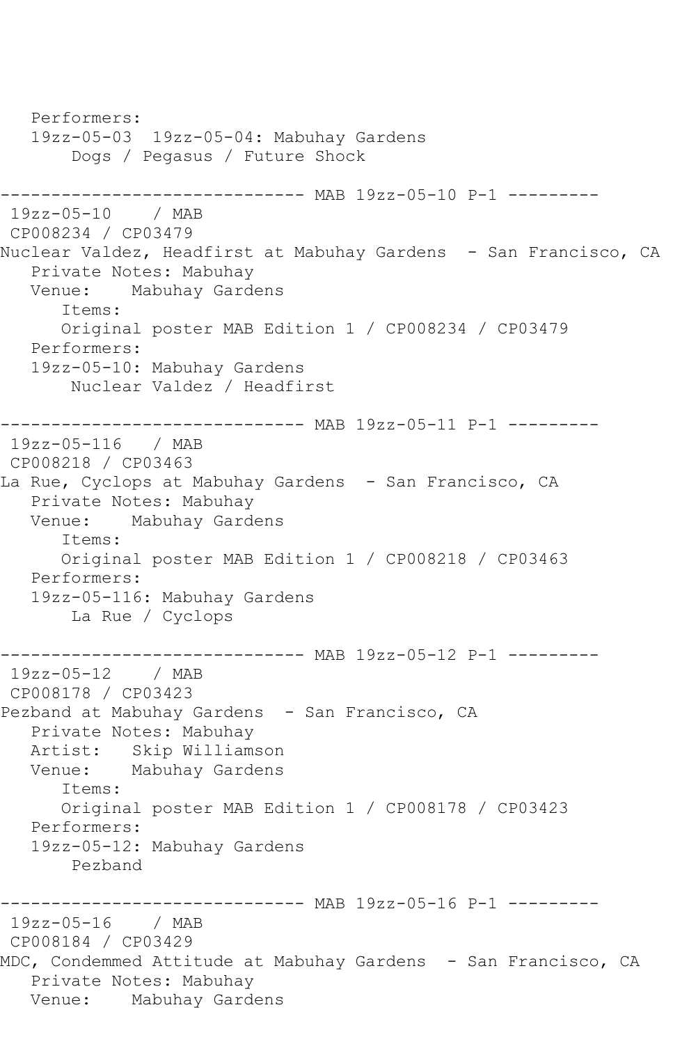```
   Performers:
   19zz-05-03  19zz-05-04: Mabuhay Gardens
       Dogs / Pegasus / Future Shock

------------------------------ MAB 19zz-05-10 P-1 ---------
 19zz-05-10    / MAB
 CP008234 / CP03479
Nuclear Valdez, Headfirst at Mabuhay Gardens  - San Francisco, CA
   Private Notes: Mabuhay
   Venue:    Mabuhay Gardens
      Items:
      Original poster MAB Edition 1 / CP008234 / CP03479
   Performers:
   19zz-05-10: Mabuhay Gardens
       Nuclear Valdez / Headfirst

------------------------------ MAB 19zz-05-11 P-1 ---------
 19zz-05-116   / MAB
 CP008218 / CP03463
La Rue, Cyclops at Mabuhay Gardens  - San Francisco, CA
   Private Notes: Mabuhay
   Venue:    Mabuhay Gardens
      Items:
      Original poster MAB Edition 1 / CP008218 / CP03463
   Performers:
   19zz-05-116: Mabuhay Gardens
       La Rue / Cyclops

------------------------------ MAB 19zz-05-12 P-1 ---------
 19zz-05-12    / MAB
 CP008178 / CP03423
Pezband at Mabuhay Gardens  - San Francisco, CA
   Private Notes: Mabuhay
   Artist:   Skip Williamson
   Venue:    Mabuhay Gardens
      Items:
      Original poster MAB Edition 1 / CP008178 / CP03423
   Performers:
   19zz-05-12: Mabuhay Gardens
       Pezband

------------------------------ MAB 19zz-05-16 P-1 ---------
 19zz-05-16    / MAB
 CP008184 / CP03429
MDC, Condemmed Attitude at Mabuhay Gardens  - San Francisco, CA
   Private Notes: Mabuhay
   Venue:    Mabuhay Gardens
```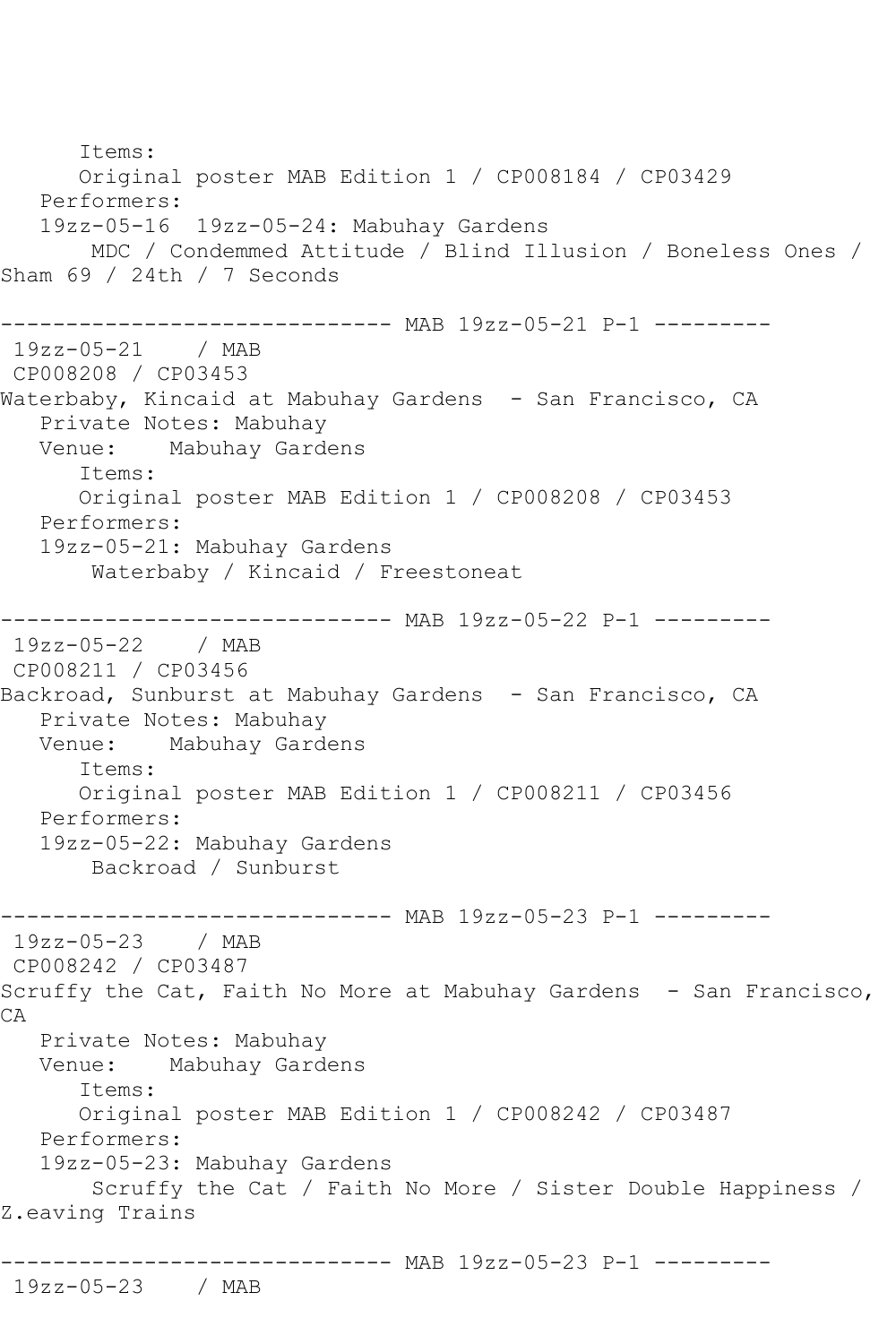```
      Items:
      Original poster MAB Edition 1 / CP008184 / CP03429
   Performers:
   19zz-05-16  19zz-05-24: Mabuhay Gardens
       MDC / Condemmed Attitude / Blind Illusion / Boneless Ones /
Sham 69 / 24th / 7 Seconds

------------------------------ MAB 19zz-05-21 P-1 ---------
 19zz-05-21    / MAB
 CP008208 / CP03453
Waterbaby, Kincaid at Mabuhay Gardens  - San Francisco, CA
   Private Notes: Mabuhay
   Venue:    Mabuhay Gardens
      Items:
      Original poster MAB Edition 1 / CP008208 / CP03453
   Performers:
   19zz-05-21: Mabuhay Gardens
       Waterbaby / Kincaid / Freestoneat

------------------------------ MAB 19zz-05-22 P-1 ---------
 19zz-05-22    / MAB
 CP008211 / CP03456
Backroad, Sunburst at Mabuhay Gardens  - San Francisco, CA
   Private Notes: Mabuhay
   Venue:    Mabuhay Gardens
      Items:
      Original poster MAB Edition 1 / CP008211 / CP03456
   Performers:
   19zz-05-22: Mabuhay Gardens
       Backroad / Sunburst

------------------------------ MAB 19zz-05-23 P-1 ---------
 19zz-05-23    / MAB
 CP008242 / CP03487
Scruffy the Cat, Faith No More at Mabuhay Gardens  - San Francisco,
CA
   Private Notes: Mabuhay
   Venue:    Mabuhay Gardens
      Items:
      Original poster MAB Edition 1 / CP008242 / CP03487
   Performers:
   19zz-05-23: Mabuhay Gardens
       Scruffy the Cat / Faith No More / Sister Double Happiness /
Z.eaving Trains

------------------------------ MAB 19zz-05-23 P-1 ---------
 19zz-05-23    / MAB
```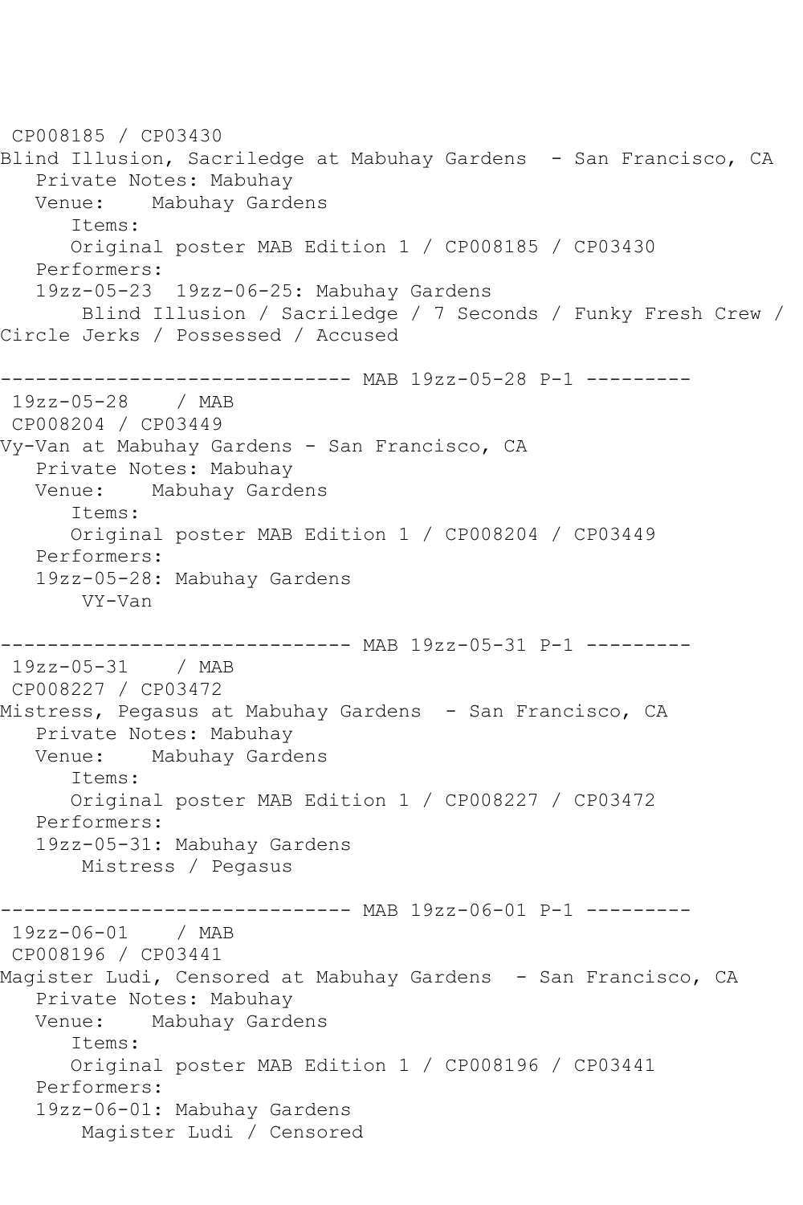CP008185 / CP03430
Blind Illusion, Sacriledge at Mabuhay Gardens  - San Francisco, CA
   Private Notes: Mabuhay
   Venue:    Mabuhay Gardens
      Items:
      Original poster MAB Edition 1 / CP008185 / CP03430
   Performers:
   19zz-05-23  19zz-06-25: Mabuhay Gardens
       Blind Illusion / Sacriledge / 7 Seconds / Funky Fresh Crew / Circle Jerks / Possessed / Accused

------------------------------ MAB 19zz-05-28 P-1 ---------

19zz-05-28    / MAB
CP008204 / CP03449
Vy-Van at Mabuhay Gardens - San Francisco, CA
   Private Notes: Mabuhay
   Venue:    Mabuhay Gardens
      Items:
      Original poster MAB Edition 1 / CP008204 / CP03449
   Performers:
   19zz-05-28: Mabuhay Gardens
       VY-Van

------------------------------ MAB 19zz-05-31 P-1 ---------

19zz-05-31    / MAB
CP008227 / CP03472
Mistress, Pegasus at Mabuhay Gardens  - San Francisco, CA
   Private Notes: Mabuhay
   Venue:    Mabuhay Gardens
      Items:
      Original poster MAB Edition 1 / CP008227 / CP03472
   Performers:
   19zz-05-31: Mabuhay Gardens
       Mistress / Pegasus

------------------------------ MAB 19zz-06-01 P-1 ---------

19zz-06-01    / MAB
CP008196 / CP03441
Magister Ludi, Censored at Mabuhay Gardens  - San Francisco, CA
   Private Notes: Mabuhay
   Venue:    Mabuhay Gardens
      Items:
      Original poster MAB Edition 1 / CP008196 / CP03441
   Performers:
   19zz-06-01: Mabuhay Gardens
       Magister Ludi / Censored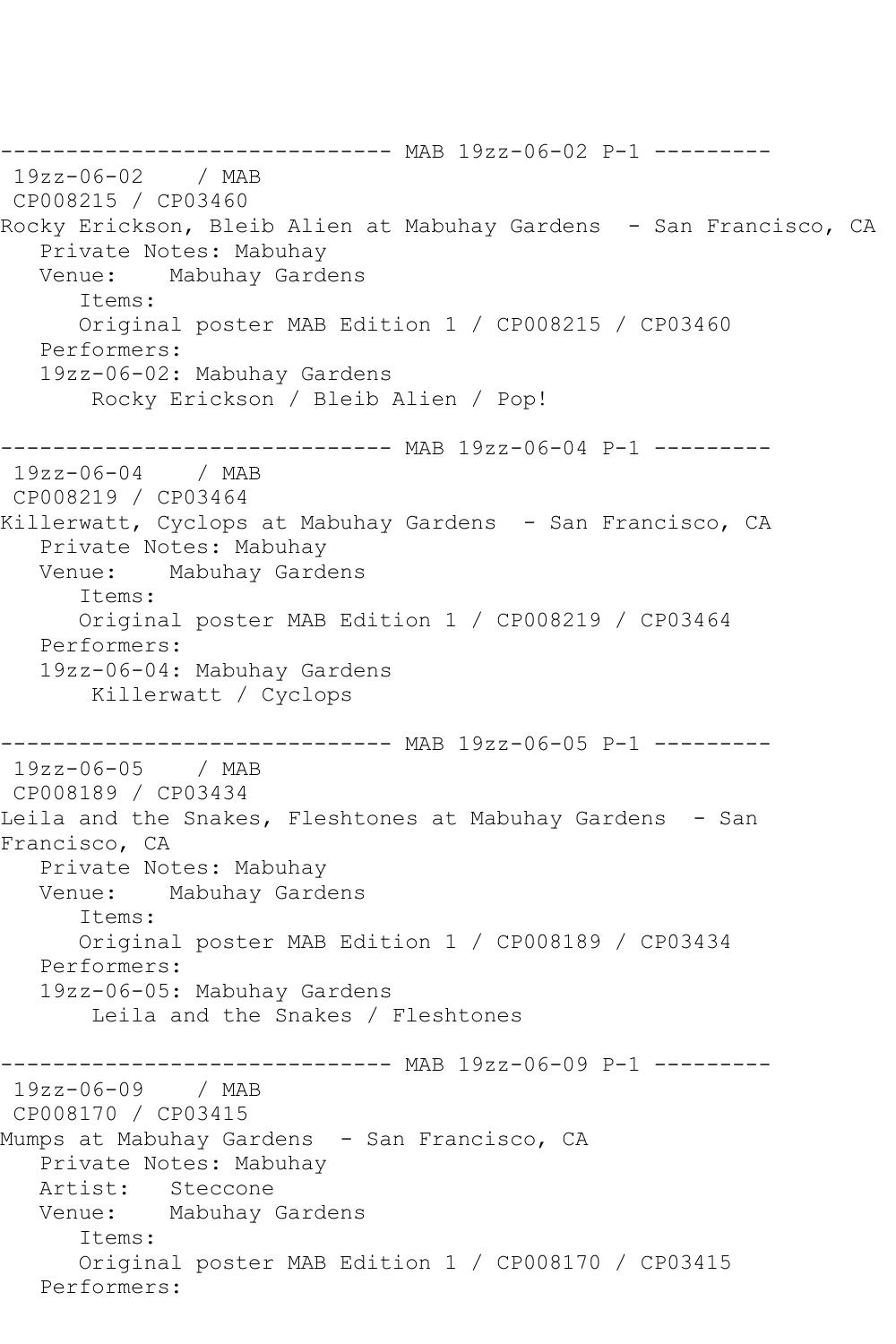------------------------------ MAB 19zz-06-02 P-1 ---------
19zz-06-02 / MAB
CP008215 / CP03460
Rocky Erickson, Bleib Alien at Mabuhay Gardens - San Francisco, CA
Private Notes: Mabuhay
Venue: Mabuhay Gardens
Items:
Original poster MAB Edition 1 / CP008215 / CP03460
Performers:
19zz-06-02: Mabuhay Gardens
Rocky Erickson / Bleib Alien / Pop!

------------------------------ MAB 19zz-06-04 P-1 ---------
19zz-06-04 / MAB
CP008219 / CP03464
Killerwatt, Cyclops at Mabuhay Gardens - San Francisco, CA
Private Notes: Mabuhay
Venue: Mabuhay Gardens
Items:
Original poster MAB Edition 1 / CP008219 / CP03464
Performers:
19zz-06-04: Mabuhay Gardens
Killerwatt / Cyclops

------------------------------ MAB 19zz-06-05 P-1 ---------
19zz-06-05 / MAB
CP008189 / CP03434
Leila and the Snakes, Fleshtones at Mabuhay Gardens - San Francisco, CA
Private Notes: Mabuhay
Venue: Mabuhay Gardens
Items:
Original poster MAB Edition 1 / CP008189 / CP03434
Performers:
19zz-06-05: Mabuhay Gardens
Leila and the Snakes / Fleshtones

------------------------------ MAB 19zz-06-09 P-1 ---------
19zz-06-09 / MAB
CP008170 / CP03415
Mumps at Mabuhay Gardens - San Francisco, CA
Private Notes: Mabuhay
Artist: Steccone
Venue: Mabuhay Gardens
Items:
Original poster MAB Edition 1 / CP008170 / CP03415
Performers: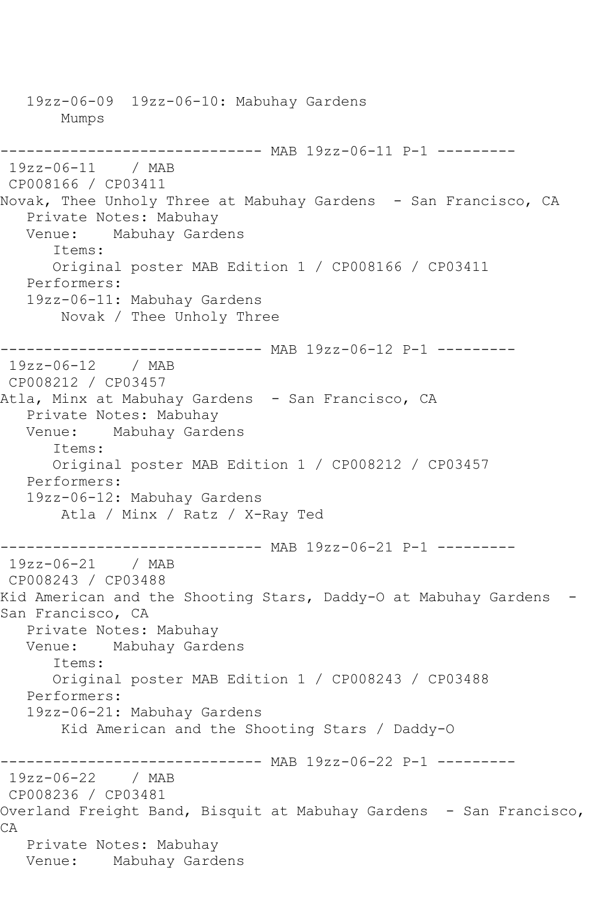19zz-06-09 19zz-06-10: Mabuhay Gardens
Mumps

------------------------------ MAB 19zz-06-11 P-1 ---------

19zz-06-11 / MAB
CP008166 / CP03411
Novak, Thee Unholy Three at Mabuhay Gardens - San Francisco, CA
Private Notes: Mabuhay
Venue: Mabuhay Gardens
Items:
Original poster MAB Edition 1 / CP008166 / CP03411
Performers:
19zz-06-11: Mabuhay Gardens
Novak / Thee Unholy Three

------------------------------ MAB 19zz-06-12 P-1 ---------

19zz-06-12 / MAB
CP008212 / CP03457
Atla, Minx at Mabuhay Gardens - San Francisco, CA
Private Notes: Mabuhay
Venue: Mabuhay Gardens
Items:
Original poster MAB Edition 1 / CP008212 / CP03457
Performers:
19zz-06-12: Mabuhay Gardens
Atla / Minx / Ratz / X-Ray Ted

------------------------------ MAB 19zz-06-21 P-1 ---------

19zz-06-21 / MAB
CP008243 / CP03488
Kid American and the Shooting Stars, Daddy-O at Mabuhay Gardens - San Francisco, CA
Private Notes: Mabuhay
Venue: Mabuhay Gardens
Items:
Original poster MAB Edition 1 / CP008243 / CP03488
Performers:
19zz-06-21: Mabuhay Gardens
Kid American and the Shooting Stars / Daddy-O

------------------------------ MAB 19zz-06-22 P-1 ---------

19zz-06-22 / MAB
CP008236 / CP03481
Overland Freight Band, Bisquit at Mabuhay Gardens - San Francisco, CA
Private Notes: Mabuhay
Venue: Mabuhay Gardens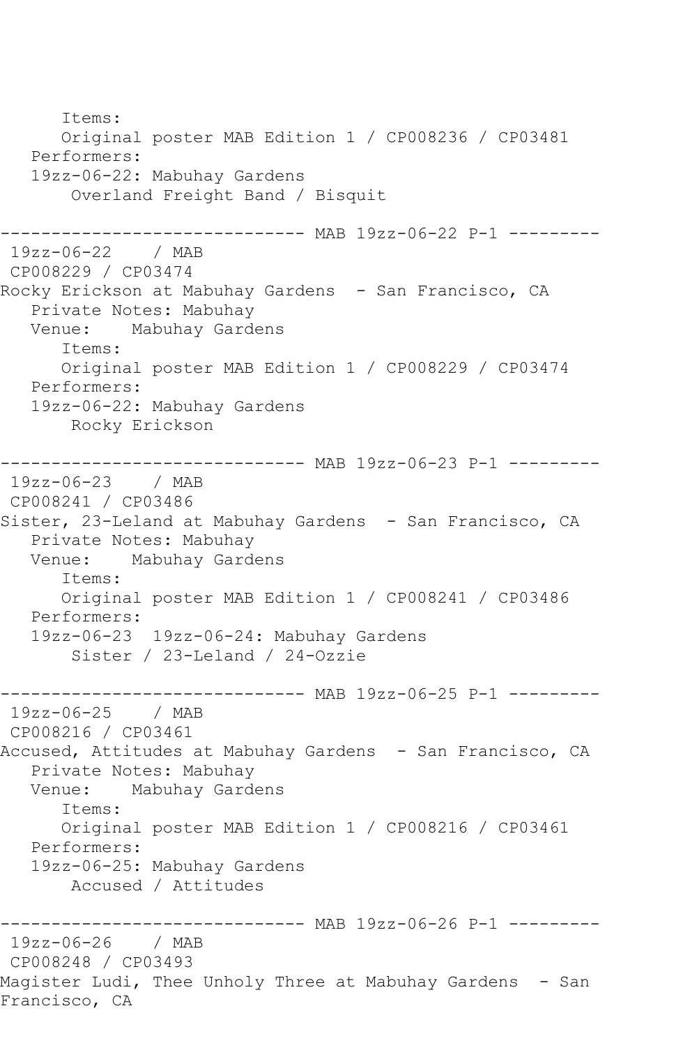```
      Items:
      Original poster MAB Edition 1 / CP008236 / CP03481
   Performers:
   19zz-06-22: Mabuhay Gardens
       Overland Freight Band / Bisquit

------------------------------ MAB 19zz-06-22 P-1 ---------
 19zz-06-22    / MAB
 CP008229 / CP03474
Rocky Erickson at Mabuhay Gardens  - San Francisco, CA
   Private Notes: Mabuhay
   Venue:    Mabuhay Gardens
      Items:
      Original poster MAB Edition 1 / CP008229 / CP03474
   Performers:
   19zz-06-22: Mabuhay Gardens
       Rocky Erickson

------------------------------ MAB 19zz-06-23 P-1 ---------
 19zz-06-23    / MAB
 CP008241 / CP03486
Sister, 23-Leland at Mabuhay Gardens  - San Francisco, CA
   Private Notes: Mabuhay
   Venue:    Mabuhay Gardens
      Items:
      Original poster MAB Edition 1 / CP008241 / CP03486
   Performers:
   19zz-06-23  19zz-06-24: Mabuhay Gardens
       Sister / 23-Leland / 24-Ozzie

------------------------------ MAB 19zz-06-25 P-1 ---------
 19zz-06-25    / MAB
 CP008216 / CP03461
Accused, Attitudes at Mabuhay Gardens  - San Francisco, CA
   Private Notes: Mabuhay
   Venue:    Mabuhay Gardens
      Items:
      Original poster MAB Edition 1 / CP008216 / CP03461
   Performers:
   19zz-06-25: Mabuhay Gardens
       Accused / Attitudes

------------------------------ MAB 19zz-06-26 P-1 ---------
 19zz-06-26    / MAB
 CP008248 / CP03493
Magister Ludi, Thee Unholy Three at Mabuhay Gardens  - San
Francisco, CA
```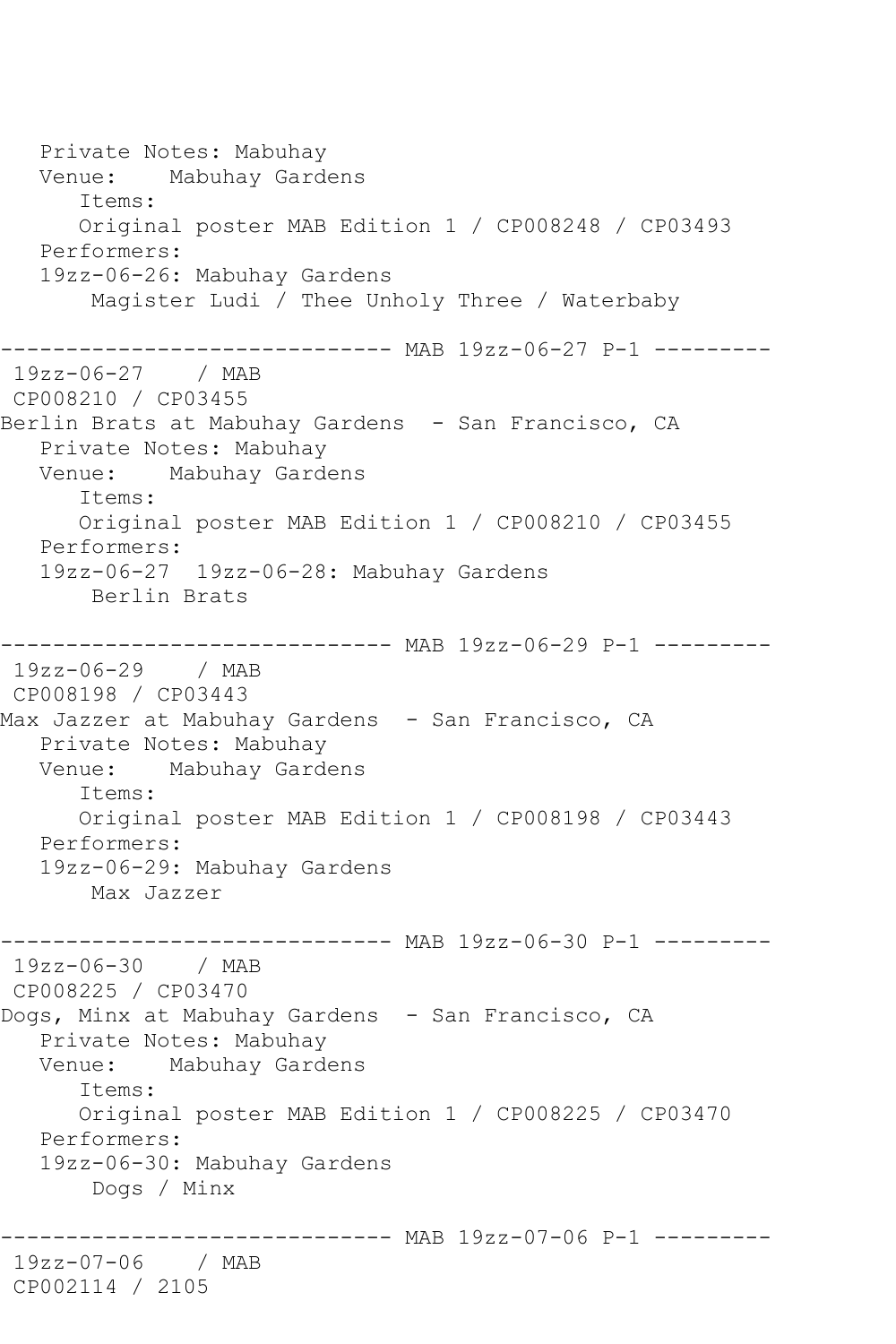```
   Private Notes: Mabuhay
   Venue:    Mabuhay Gardens
      Items:
      Original poster MAB Edition 1 / CP008248 / CP03493
   Performers:
   19zz-06-26: Mabuhay Gardens
       Magister Ludi / Thee Unholy Three / Waterbaby

------------------------------ MAB 19zz-06-27 P-1 ---------
 19zz-06-27    / MAB
 CP008210 / CP03455
Berlin Brats at Mabuhay Gardens  - San Francisco, CA
   Private Notes: Mabuhay
   Venue:    Mabuhay Gardens
      Items:
      Original poster MAB Edition 1 / CP008210 / CP03455
   Performers:
   19zz-06-27  19zz-06-28: Mabuhay Gardens
       Berlin Brats

------------------------------ MAB 19zz-06-29 P-1 ---------
 19zz-06-29    / MAB
 CP008198 / CP03443
Max Jazzer at Mabuhay Gardens  - San Francisco, CA
   Private Notes: Mabuhay
   Venue:    Mabuhay Gardens
      Items:
      Original poster MAB Edition 1 / CP008198 / CP03443
   Performers:
   19zz-06-29: Mabuhay Gardens
       Max Jazzer

------------------------------ MAB 19zz-06-30 P-1 ---------
 19zz-06-30    / MAB
 CP008225 / CP03470
Dogs, Minx at Mabuhay Gardens  - San Francisco, CA
   Private Notes: Mabuhay
   Venue:    Mabuhay Gardens
      Items:
      Original poster MAB Edition 1 / CP008225 / CP03470
   Performers:
   19zz-06-30: Mabuhay Gardens
       Dogs / Minx

------------------------------ MAB 19zz-07-06 P-1 ---------
 19zz-07-06    / MAB
 CP002114 / 2105
```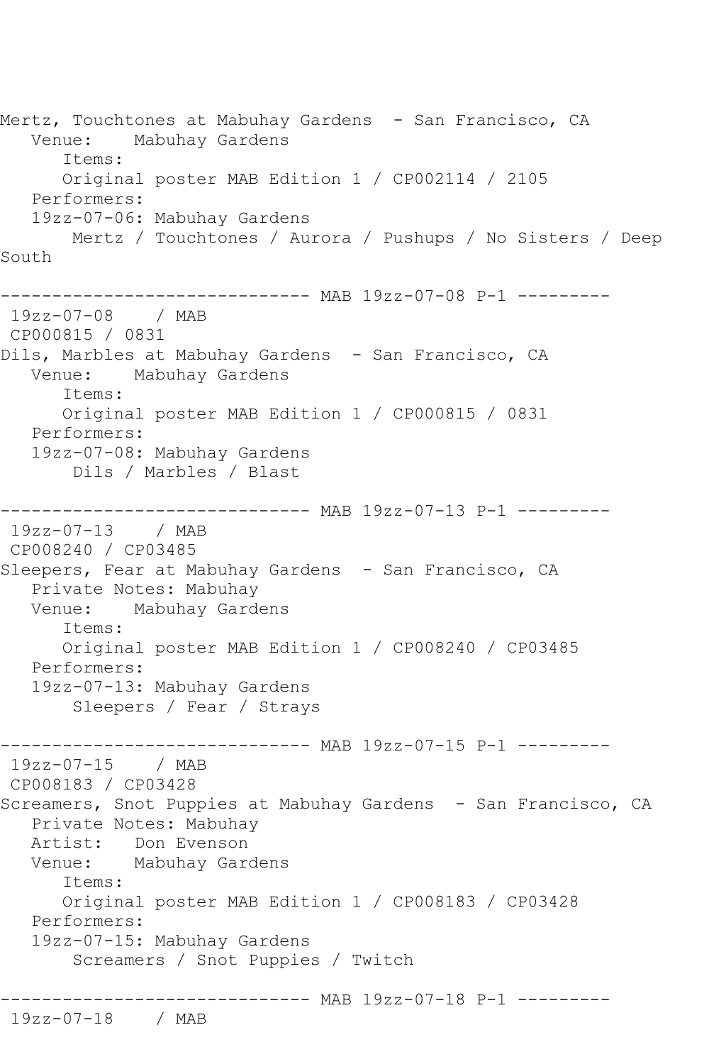Mertz, Touchtones at Mabuhay Gardens - San Francisco, CA
   Venue:    Mabuhay Gardens
      Items:
      Original poster MAB Edition 1 / CP002114 / 2105
   Performers:
   19zz-07-06: Mabuhay Gardens
       Mertz / Touchtones / Aurora / Pushups / No Sisters / Deep South

------------------------------ MAB 19zz-07-08 P-1 ---------
 19zz-07-08    / MAB
 CP000815 / 0831
Dils, Marbles at Mabuhay Gardens - San Francisco, CA
   Venue:    Mabuhay Gardens
      Items:
      Original poster MAB Edition 1 / CP000815 / 0831
   Performers:
   19zz-07-08: Mabuhay Gardens
       Dils / Marbles / Blast

------------------------------ MAB 19zz-07-13 P-1 ---------
 19zz-07-13    / MAB
 CP008240 / CP03485
Sleepers, Fear at Mabuhay Gardens - San Francisco, CA
   Private Notes: Mabuhay
   Venue:    Mabuhay Gardens
      Items:
      Original poster MAB Edition 1 / CP008240 / CP03485
   Performers:
   19zz-07-13: Mabuhay Gardens
       Sleepers / Fear / Strays

------------------------------ MAB 19zz-07-15 P-1 ---------
 19zz-07-15    / MAB
 CP008183 / CP03428
Screamers, Snot Puppies at Mabuhay Gardens - San Francisco, CA
   Private Notes: Mabuhay
   Artist:   Don Evenson
   Venue:    Mabuhay Gardens
      Items:
      Original poster MAB Edition 1 / CP008183 / CP03428
   Performers:
   19zz-07-15: Mabuhay Gardens
       Screamers / Snot Puppies / Twitch

------------------------------ MAB 19zz-07-18 P-1 ---------
 19zz-07-18    / MAB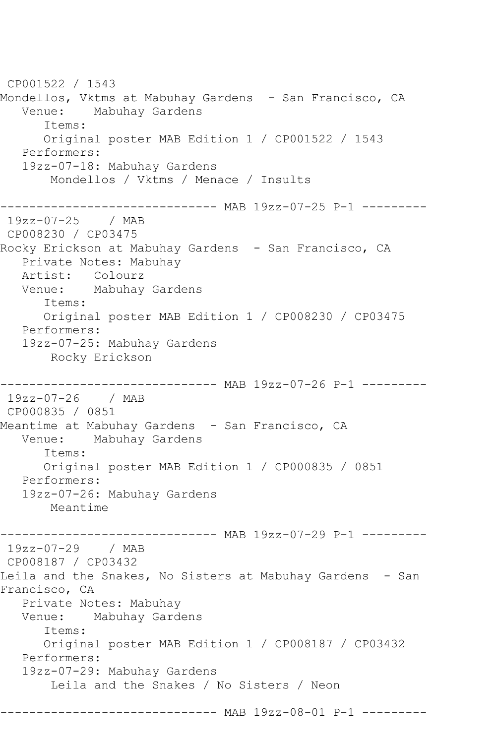CP001522 / 1543
Mondellos, Vktms at Mabuhay Gardens - San Francisco, CA
Venue: Mabuhay Gardens
Items:
Original poster MAB Edition 1 / CP001522 / 1543
Performers:
19zz-07-18: Mabuhay Gardens
Mondellos / Vktms / Menace / Insults

------------------------------ MAB 19zz-07-25 P-1 ---------

19zz-07-25 / MAB
CP008230 / CP03475
Rocky Erickson at Mabuhay Gardens - San Francisco, CA
Private Notes: Mabuhay
Artist: Colourz
Venue: Mabuhay Gardens
Items:
Original poster MAB Edition 1 / CP008230 / CP03475
Performers:
19zz-07-25: Mabuhay Gardens
Rocky Erickson

------------------------------ MAB 19zz-07-26 P-1 ---------

19zz-07-26 / MAB
CP000835 / 0851
Meantime at Mabuhay Gardens - San Francisco, CA
Venue: Mabuhay Gardens
Items:
Original poster MAB Edition 1 / CP000835 / 0851
Performers:
19zz-07-26: Mabuhay Gardens
Meantime

------------------------------ MAB 19zz-07-29 P-1 ---------

19zz-07-29 / MAB
CP008187 / CP03432
Leila and the Snakes, No Sisters at Mabuhay Gardens - San Francisco, CA
Private Notes: Mabuhay
Venue: Mabuhay Gardens
Items:
Original poster MAB Edition 1 / CP008187 / CP03432
Performers:
19zz-07-29: Mabuhay Gardens
Leila and the Snakes / No Sisters / Neon

------------------------------ MAB 19zz-08-01 P-1 ---------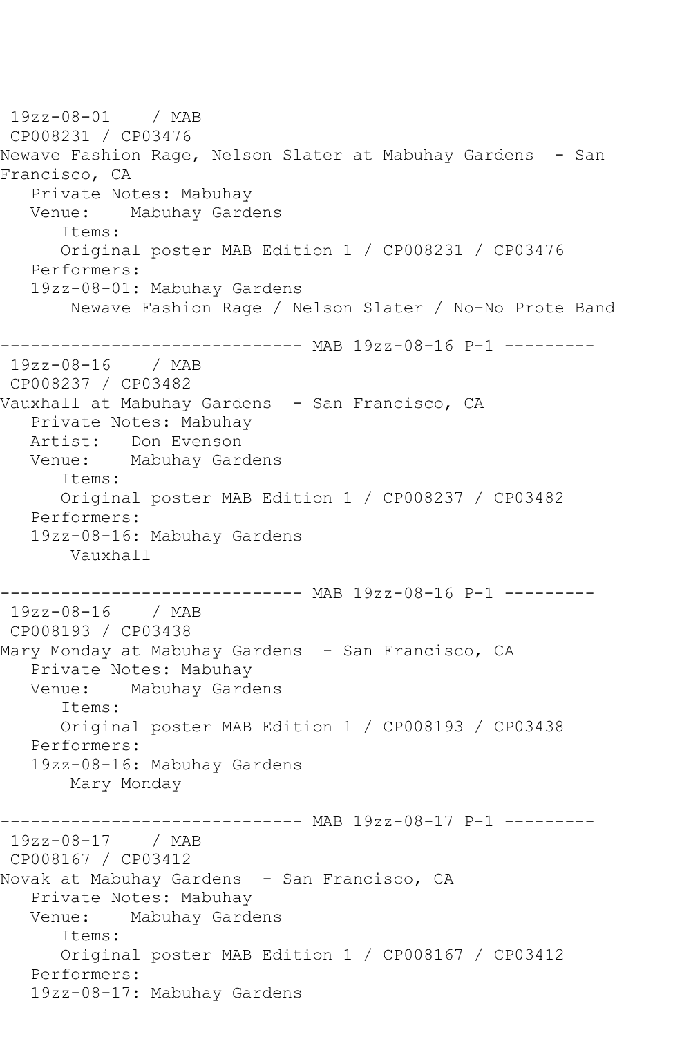19zz-08-01 / MAB
CP008231 / CP03476
Newave Fashion Rage, Nelson Slater at Mabuhay Gardens - San Francisco, CA
Private Notes: Mabuhay
Venue: Mabuhay Gardens
Items:
Original poster MAB Edition 1 / CP008231 / CP03476
Performers:
19zz-08-01: Mabuhay Gardens
Newave Fashion Rage / Nelson Slater / No-No Prote Band

------------------------------ MAB 19zz-08-16 P-1 ---------

19zz-08-16 / MAB
CP008237 / CP03482
Vauxhall at Mabuhay Gardens - San Francisco, CA
Private Notes: Mabuhay
Artist: Don Evenson
Venue: Mabuhay Gardens
Items:
Original poster MAB Edition 1 / CP008237 / CP03482
Performers:
19zz-08-16: Mabuhay Gardens
Vauxhall

------------------------------ MAB 19zz-08-16 P-1 ---------

19zz-08-16 / MAB
CP008193 / CP03438
Mary Monday at Mabuhay Gardens - San Francisco, CA
Private Notes: Mabuhay
Venue: Mabuhay Gardens
Items:
Original poster MAB Edition 1 / CP008193 / CP03438
Performers:
19zz-08-16: Mabuhay Gardens
Mary Monday

------------------------------ MAB 19zz-08-17 P-1 ---------

19zz-08-17 / MAB
CP008167 / CP03412
Novak at Mabuhay Gardens - San Francisco, CA
Private Notes: Mabuhay
Venue: Mabuhay Gardens
Items:
Original poster MAB Edition 1 / CP008167 / CP03412
Performers:
19zz-08-17: Mabuhay Gardens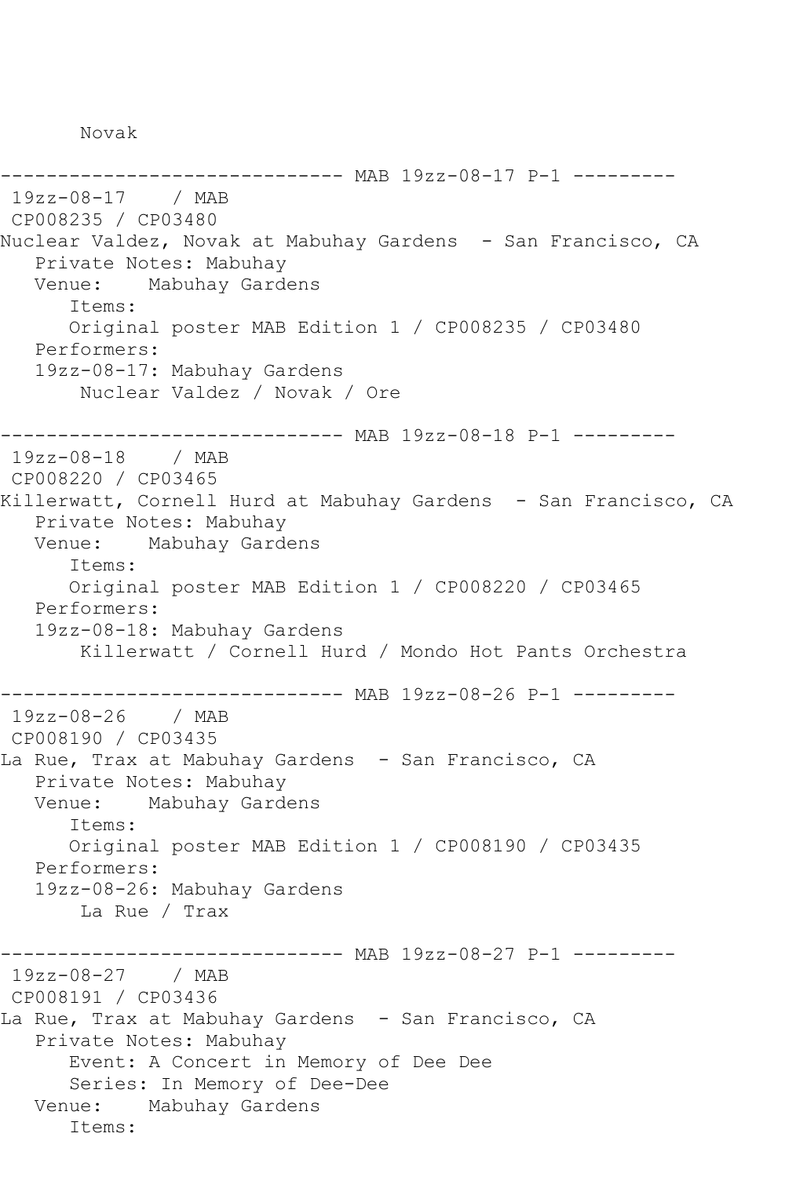```
       Novak

------------------------------ MAB 19zz-08-17 P-1 ---------
 19zz-08-17    / MAB
 CP008235 / CP03480
Nuclear Valdez, Novak at Mabuhay Gardens  - San Francisco, CA
   Private Notes: Mabuhay
   Venue:    Mabuhay Gardens
      Items:
      Original poster MAB Edition 1 / CP008235 / CP03480
   Performers:
   19zz-08-17: Mabuhay Gardens
       Nuclear Valdez / Novak / Ore

------------------------------ MAB 19zz-08-18 P-1 ---------
 19zz-08-18    / MAB
 CP008220 / CP03465
Killerwatt, Cornell Hurd at Mabuhay Gardens  - San Francisco, CA
   Private Notes: Mabuhay
   Venue:    Mabuhay Gardens
      Items:
      Original poster MAB Edition 1 / CP008220 / CP03465
   Performers:
   19zz-08-18: Mabuhay Gardens
       Killerwatt / Cornell Hurd / Mondo Hot Pants Orchestra

------------------------------ MAB 19zz-08-26 P-1 ---------
 19zz-08-26    / MAB
 CP008190 / CP03435
La Rue, Trax at Mabuhay Gardens  - San Francisco, CA
   Private Notes: Mabuhay
   Venue:    Mabuhay Gardens
      Items:
      Original poster MAB Edition 1 / CP008190 / CP03435
   Performers:
   19zz-08-26: Mabuhay Gardens
       La Rue / Trax

------------------------------ MAB 19zz-08-27 P-1 ---------
 19zz-08-27    / MAB
 CP008191 / CP03436
La Rue, Trax at Mabuhay Gardens  - San Francisco, CA
   Private Notes: Mabuhay
      Event: A Concert in Memory of Dee Dee
      Series: In Memory of Dee-Dee
   Venue:    Mabuhay Gardens
      Items:
```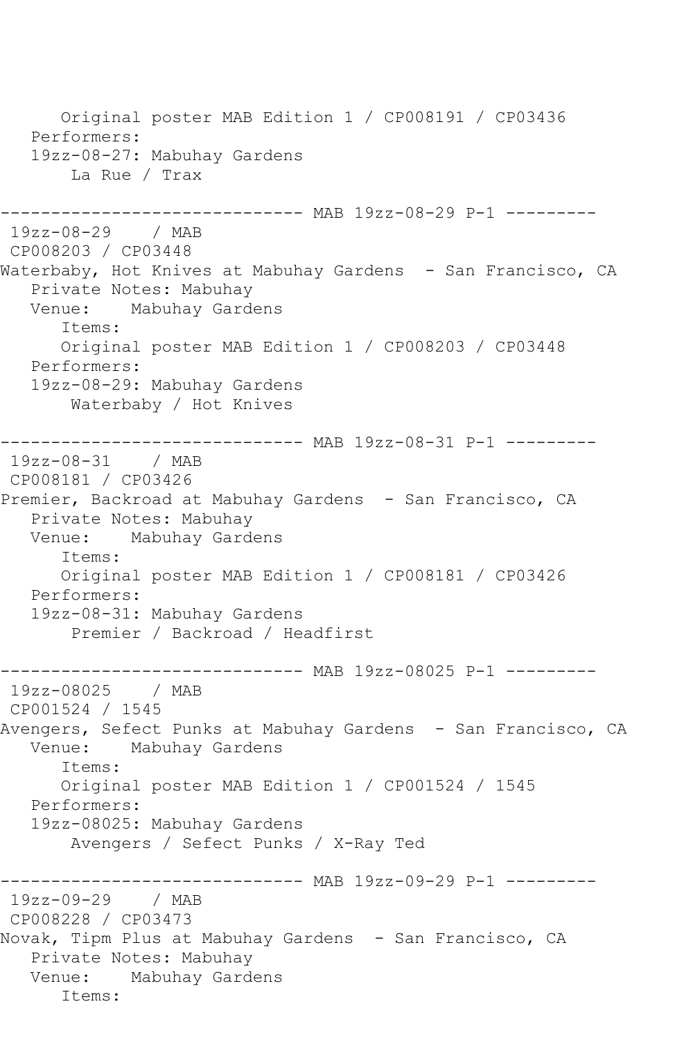```
      Original poster MAB Edition 1 / CP008191 / CP03436
   Performers:
   19zz-08-27: Mabuhay Gardens
       La Rue / Trax

------------------------------ MAB 19zz-08-29 P-1 ---------
 19zz-08-29    / MAB
 CP008203 / CP03448
Waterbaby, Hot Knives at Mabuhay Gardens  - San Francisco, CA
   Private Notes: Mabuhay
   Venue:    Mabuhay Gardens
      Items:
      Original poster MAB Edition 1 / CP008203 / CP03448
   Performers:
   19zz-08-29: Mabuhay Gardens
       Waterbaby / Hot Knives

------------------------------ MAB 19zz-08-31 P-1 ---------
 19zz-08-31    / MAB
 CP008181 / CP03426
Premier, Backroad at Mabuhay Gardens  - San Francisco, CA
   Private Notes: Mabuhay
   Venue:    Mabuhay Gardens
      Items:
      Original poster MAB Edition 1 / CP008181 / CP03426
   Performers:
   19zz-08-31: Mabuhay Gardens
       Premier / Backroad / Headfirst

------------------------------ MAB 19zz-08025 P-1 ---------
 19zz-08025    / MAB
 CP001524 / 1545
Avengers, Sefect Punks at Mabuhay Gardens  - San Francisco, CA
   Venue:    Mabuhay Gardens
      Items:
      Original poster MAB Edition 1 / CP001524 / 1545
   Performers:
   19zz-08025: Mabuhay Gardens
       Avengers / Sefect Punks / X-Ray Ted

------------------------------ MAB 19zz-09-29 P-1 ---------
 19zz-09-29    / MAB
 CP008228 / CP03473
Novak, Tipm Plus at Mabuhay Gardens  - San Francisco, CA
   Private Notes: Mabuhay
   Venue:    Mabuhay Gardens
      Items:
```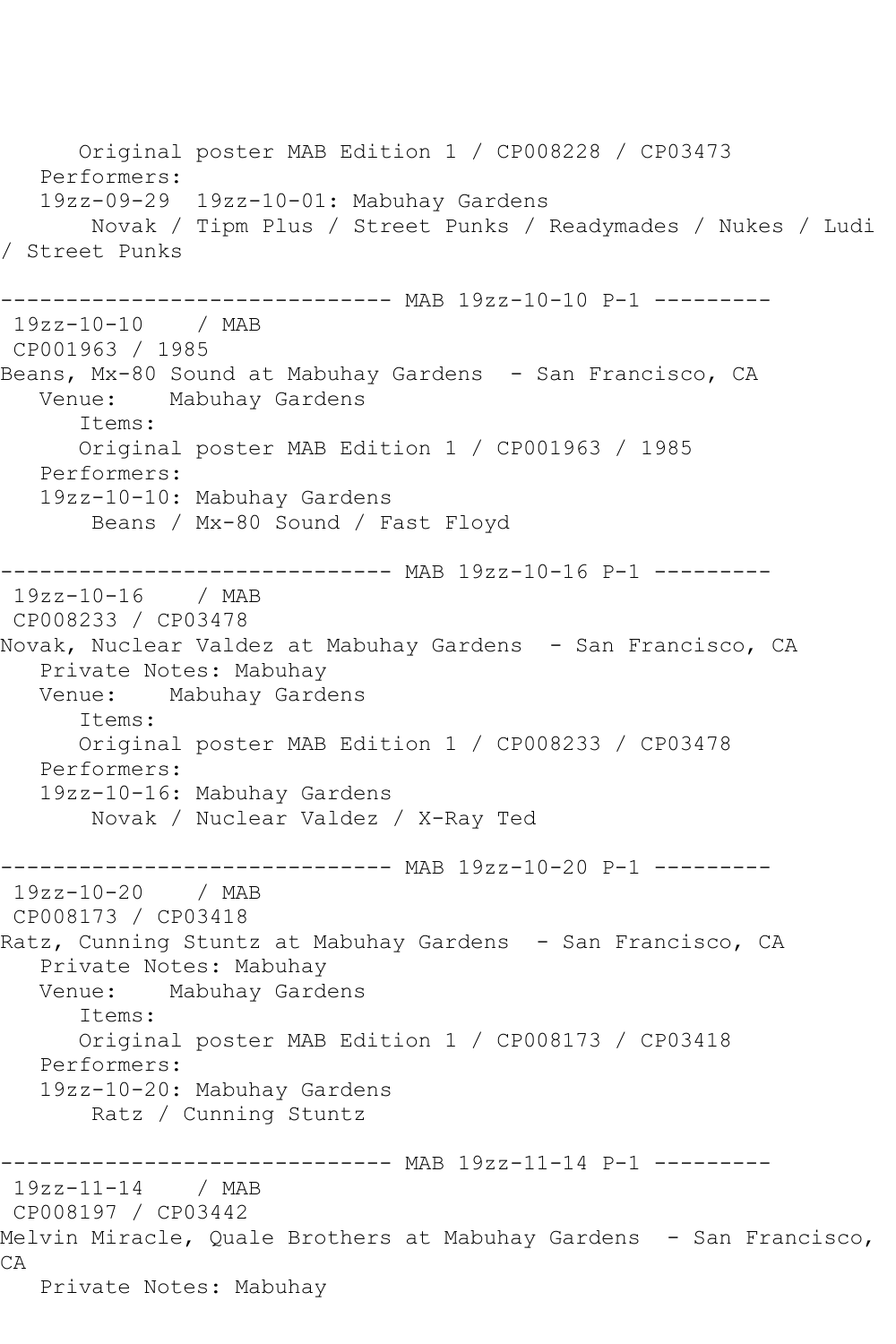Original poster MAB Edition 1 / CP008228 / CP03473

Performers:

19zz-09-29 19zz-10-01: Mabuhay Gardens

Novak / Tipm Plus / Street Punks / Readymades / Nukes / Ludi / Street Punks

------------------------------ MAB 19zz-10-10 P-1 ---------

19zz-10-10 / MAB

CP001963 / 1985

Beans, Mx-80 Sound at Mabuhay Gardens - San Francisco, CA

Venue: Mabuhay Gardens

Items:

Original poster MAB Edition 1 / CP001963 / 1985

Performers:

19zz-10-10: Mabuhay Gardens

Beans / Mx-80 Sound / Fast Floyd

------------------------------ MAB 19zz-10-16 P-1 ---------

19zz-10-16 / MAB

CP008233 / CP03478

Novak, Nuclear Valdez at Mabuhay Gardens - San Francisco, CA

Private Notes: Mabuhay

Venue: Mabuhay Gardens

Items:

Original poster MAB Edition 1 / CP008233 / CP03478

Performers:

19zz-10-16: Mabuhay Gardens

Novak / Nuclear Valdez / X-Ray Ted

------------------------------ MAB 19zz-10-20 P-1 ---------

19zz-10-20 / MAB

CP008173 / CP03418

Ratz, Cunning Stuntz at Mabuhay Gardens - San Francisco, CA

Private Notes: Mabuhay

Venue: Mabuhay Gardens

Items:

Original poster MAB Edition 1 / CP008173 / CP03418

Performers:

19zz-10-20: Mabuhay Gardens

Ratz / Cunning Stuntz

------------------------------ MAB 19zz-11-14 P-1 ---------

19zz-11-14 / MAB

CP008197 / CP03442

Melvin Miracle, Quale Brothers at Mabuhay Gardens - San Francisco, CA

Private Notes: Mabuhay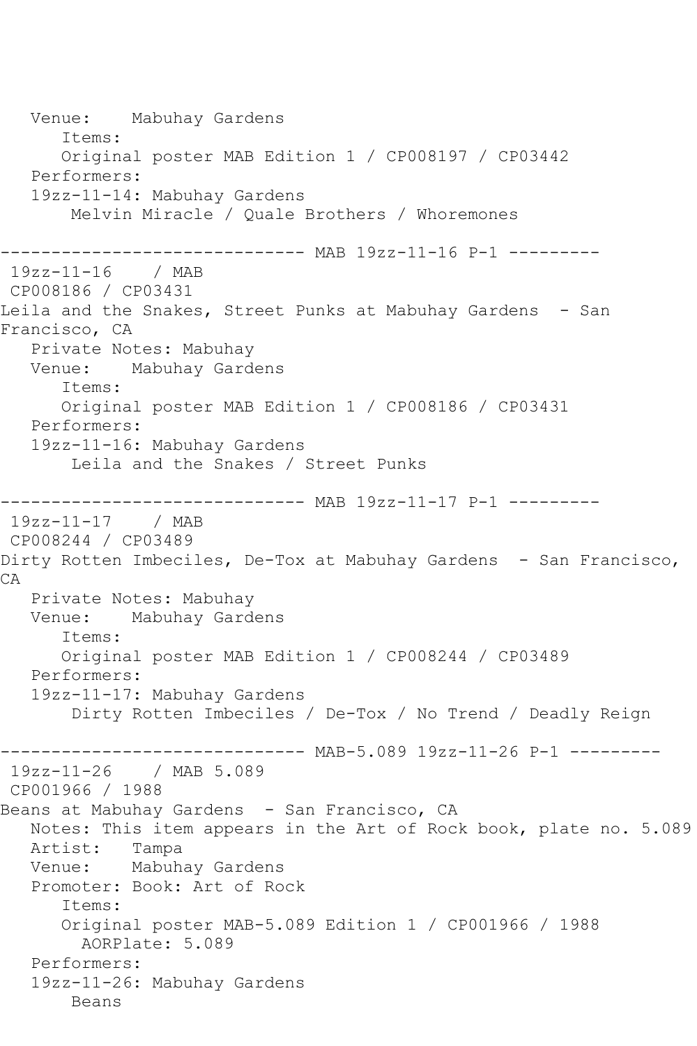Venue: Mabuhay Gardens
Items:
Original poster MAB Edition 1 / CP008197 / CP03442
Performers:
19zz-11-14: Mabuhay Gardens
Melvin Miracle / Quale Brothers / Whoremones

------------------------------ MAB 19zz-11-16 P-1 ---------

19zz-11-16 / MAB
CP008186 / CP03431
Leila and the Snakes, Street Punks at Mabuhay Gardens - San Francisco, CA
Private Notes: Mabuhay
Venue: Mabuhay Gardens
Items:
Original poster MAB Edition 1 / CP008186 / CP03431
Performers:
19zz-11-16: Mabuhay Gardens
Leila and the Snakes / Street Punks

------------------------------ MAB 19zz-11-17 P-1 ---------

19zz-11-17 / MAB
CP008244 / CP03489
Dirty Rotten Imbeciles, De-Tox at Mabuhay Gardens - San Francisco, CA
Private Notes: Mabuhay
Venue: Mabuhay Gardens
Items:
Original poster MAB Edition 1 / CP008244 / CP03489
Performers:
19zz-11-17: Mabuhay Gardens
Dirty Rotten Imbeciles / De-Tox / No Trend / Deadly Reign

------------------------------ MAB-5.089 19zz-11-26 P-1 ---------

19zz-11-26 / MAB 5.089
CP001966 / 1988
Beans at Mabuhay Gardens - San Francisco, CA
Notes: This item appears in the Art of Rock book, plate no. 5.089
Artist: Tampa
Venue: Mabuhay Gardens
Promoter: Book: Art of Rock
Items:
Original poster MAB-5.089 Edition 1 / CP001966 / 1988
AORPlate: 5.089
Performers:
19zz-11-26: Mabuhay Gardens
Beans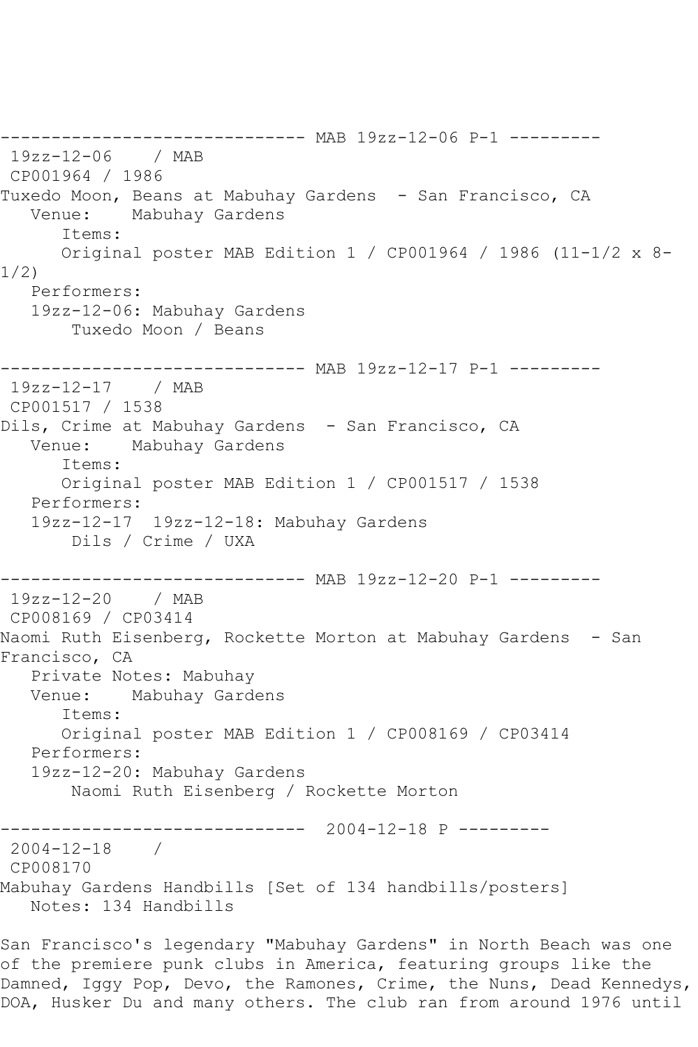------------------------------ MAB 19zz-12-06 P-1 ---------

19zz-12-06    / MAB

CP001964 / 1986

Tuxedo Moon, Beans at Mabuhay Gardens  - San Francisco, CA

Venue:    Mabuhay Gardens

Items:

Original poster MAB Edition 1 / CP001964 / 1986 (11-1/2 x 8-1/2)

Performers:

19zz-12-06: Mabuhay Gardens

Tuxedo Moon / Beans

------------------------------ MAB 19zz-12-17 P-1 ---------

19zz-12-17    / MAB

CP001517 / 1538

Dils, Crime at Mabuhay Gardens  - San Francisco, CA

Venue:    Mabuhay Gardens

Items:

Original poster MAB Edition 1 / CP001517 / 1538

Performers:

19zz-12-17  19zz-12-18: Mabuhay Gardens

Dils / Crime / UXA

------------------------------ MAB 19zz-12-20 P-1 ---------

19zz-12-20    / MAB

CP008169 / CP03414

Naomi Ruth Eisenberg, Rockette Morton at Mabuhay Gardens  - San Francisco, CA

Private Notes: Mabuhay

Venue:    Mabuhay Gardens

Items:

Original poster MAB Edition 1 / CP008169 / CP03414

Performers:

19zz-12-20: Mabuhay Gardens

Naomi Ruth Eisenberg / Rockette Morton

------------------------------  2004-12-18 P ---------

2004-12-18    /

CP008170

Mabuhay Gardens Handbills [Set of 134 handbills/posters]

Notes: 134 Handbills

San Francisco's legendary "Mabuhay Gardens" in North Beach was one of the premiere punk clubs in America, featuring groups like the Damned, Iggy Pop, Devo, the Ramones, Crime, the Nuns, Dead Kennedys, DOA, Husker Du and many others. The club ran from around 1976 until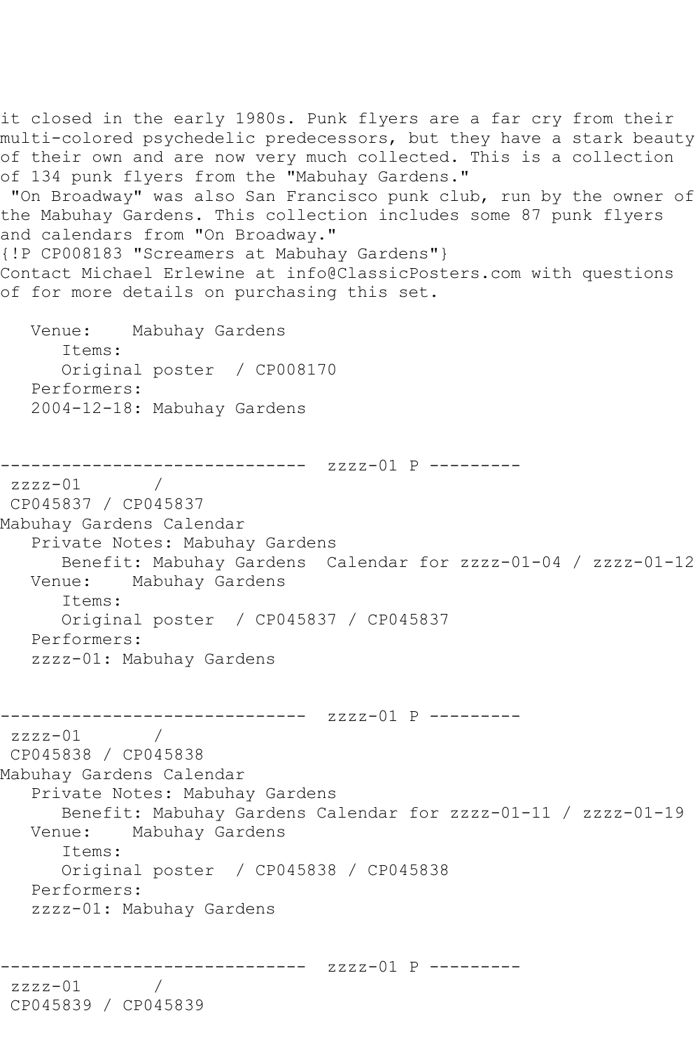it closed in the early 1980s. Punk flyers are a far cry from their multi-colored psychedelic predecessors, but they have a stark beauty of their own and are now very much collected. This is a collection of 134 punk flyers from the "Mabuhay Gardens."
 "On Broadway" was also San Francisco punk club, run by the owner of the Mabuhay Gardens. This collection includes some 87 punk flyers and calendars from "On Broadway."
{!P CP008183 "Screamers at Mabuhay Gardens"}
Contact Michael Erlewine at info@ClassicPosters.com with questions of for more details on purchasing this set.

```
   Venue:    Mabuhay Gardens
      Items:
      Original poster  / CP008170
   Performers:
   2004-12-18: Mabuhay Gardens


------------------------------  zzzz-01 P ---------
 zzzz-01       /
 CP045837 / CP045837
Mabuhay Gardens Calendar
   Private Notes: Mabuhay Gardens
      Benefit: Mabuhay Gardens  Calendar for zzzz-01-04 / zzzz-01-12
   Venue:    Mabuhay Gardens
      Items:
      Original poster  / CP045837 / CP045837
   Performers:
   zzzz-01: Mabuhay Gardens


------------------------------  zzzz-01 P ---------
 zzzz-01       /
 CP045838 / CP045838
Mabuhay Gardens Calendar
   Private Notes: Mabuhay Gardens
      Benefit: Mabuhay Gardens Calendar for zzzz-01-11 / zzzz-01-19
   Venue:    Mabuhay Gardens
      Items:
      Original poster  / CP045838 / CP045838
   Performers:
   zzzz-01: Mabuhay Gardens


------------------------------  zzzz-01 P ---------
 zzzz-01       /
 CP045839 / CP045839
```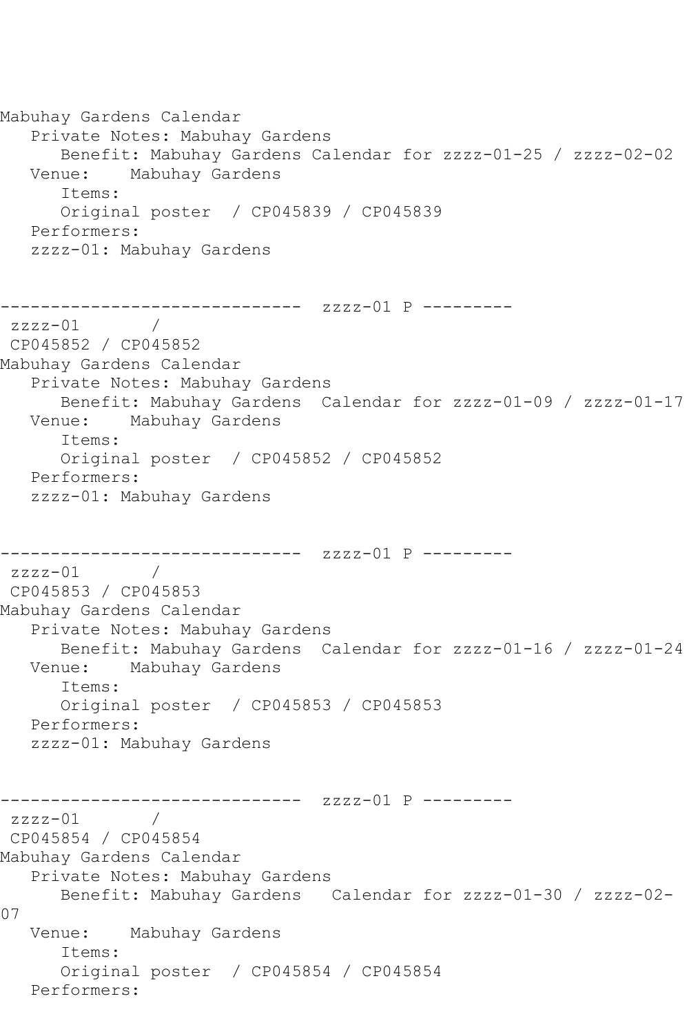```
Mabuhay Gardens Calendar
   Private Notes: Mabuhay Gardens
      Benefit: Mabuhay Gardens Calendar for zzzz-01-25 / zzzz-02-02
   Venue:    Mabuhay Gardens
      Items:
      Original poster  / CP045839 / CP045839
   Performers:
   zzzz-01: Mabuhay Gardens


------------------------------  zzzz-01 P ---------
 zzzz-01       /
 CP045852 / CP045852
Mabuhay Gardens Calendar
   Private Notes: Mabuhay Gardens
      Benefit: Mabuhay Gardens  Calendar for zzzz-01-09 / zzzz-01-17
   Venue:    Mabuhay Gardens
      Items:
      Original poster  / CP045852 / CP045852
   Performers:
   zzzz-01: Mabuhay Gardens


------------------------------  zzzz-01 P ---------
 zzzz-01       /
 CP045853 / CP045853
Mabuhay Gardens Calendar
   Private Notes: Mabuhay Gardens
      Benefit: Mabuhay Gardens  Calendar for zzzz-01-16 / zzzz-01-24
   Venue:    Mabuhay Gardens
      Items:
      Original poster  / CP045853 / CP045853
   Performers:
   zzzz-01: Mabuhay Gardens


------------------------------  zzzz-01 P ---------
 zzzz-01       /
 CP045854 / CP045854
Mabuhay Gardens Calendar
   Private Notes: Mabuhay Gardens
      Benefit: Mabuhay Gardens   Calendar for zzzz-01-30 / zzzz-02-
07
   Venue:    Mabuhay Gardens
      Items:
      Original poster  / CP045854 / CP045854
   Performers:
```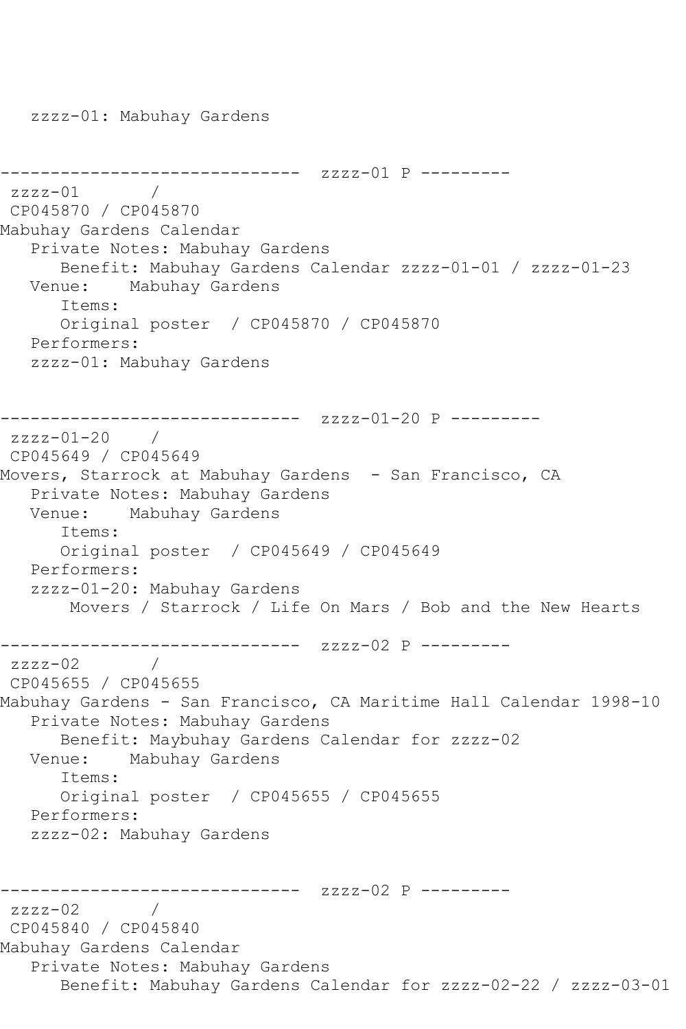zzzz-01: Mabuhay Gardens

------------------------------ zzzz-01 P ---------
zzzz-01 /
CP045870 / CP045870
Mabuhay Gardens Calendar
Private Notes: Mabuhay Gardens
Benefit: Mabuhay Gardens Calendar zzzz-01-01 / zzzz-01-23
Venue: Mabuhay Gardens
Items:
Original poster / CP045870 / CP045870
Performers:
zzzz-01: Mabuhay Gardens

------------------------------ zzzz-01-20 P ---------
zzzz-01-20 /
CP045649 / CP045649
Movers, Starrock at Mabuhay Gardens - San Francisco, CA
Private Notes: Mabuhay Gardens
Venue: Mabuhay Gardens
Items:
Original poster / CP045649 / CP045649
Performers:
zzzz-01-20: Mabuhay Gardens
Movers / Starrock / Life On Mars / Bob and the New Hearts

------------------------------ zzzz-02 P ---------
zzzz-02 /
CP045655 / CP045655
Mabuhay Gardens - San Francisco, CA Maritime Hall Calendar 1998-10
Private Notes: Mabuhay Gardens
Benefit: Maybuhay Gardens Calendar for zzzz-02
Venue: Mabuhay Gardens
Items:
Original poster / CP045655 / CP045655
Performers:
zzzz-02: Mabuhay Gardens

------------------------------ zzzz-02 P ---------
zzzz-02 /
CP045840 / CP045840
Mabuhay Gardens Calendar
Private Notes: Mabuhay Gardens
Benefit: Mabuhay Gardens Calendar for zzzz-02-22 / zzzz-03-01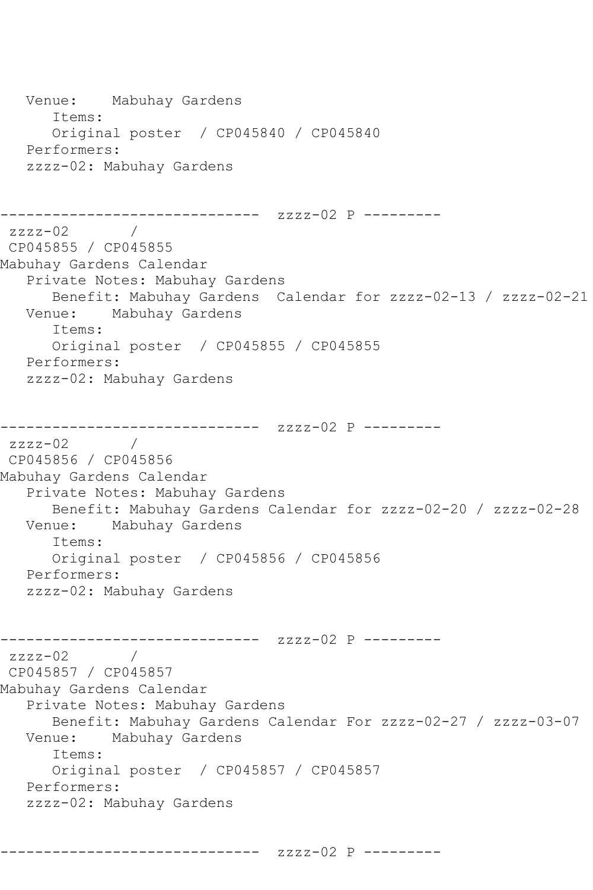```
   Venue:    Mabuhay Gardens
      Items:
      Original poster  / CP045840 / CP045840
   Performers:
   zzzz-02: Mabuhay Gardens


------------------------------  zzzz-02 P ---------
 zzzz-02       /
 CP045855 / CP045855
Mabuhay Gardens Calendar
   Private Notes: Mabuhay Gardens
      Benefit: Mabuhay Gardens  Calendar for zzzz-02-13 / zzzz-02-21
   Venue:    Mabuhay Gardens
      Items:
      Original poster  / CP045855 / CP045855
   Performers:
   zzzz-02: Mabuhay Gardens


------------------------------  zzzz-02 P ---------
 zzzz-02       /
 CP045856 / CP045856
Mabuhay Gardens Calendar
   Private Notes: Mabuhay Gardens
      Benefit: Mabuhay Gardens Calendar for zzzz-02-20 / zzzz-02-28
   Venue:    Mabuhay Gardens
      Items:
      Original poster  / CP045856 / CP045856
   Performers:
   zzzz-02: Mabuhay Gardens


------------------------------  zzzz-02 P ---------
 zzzz-02       /
 CP045857 / CP045857
Mabuhay Gardens Calendar
   Private Notes: Mabuhay Gardens
      Benefit: Mabuhay Gardens Calendar For zzzz-02-27 / zzzz-03-07
   Venue:    Mabuhay Gardens
      Items:
      Original poster  / CP045857 / CP045857
   Performers:
   zzzz-02: Mabuhay Gardens


------------------------------  zzzz-02 P ---------
```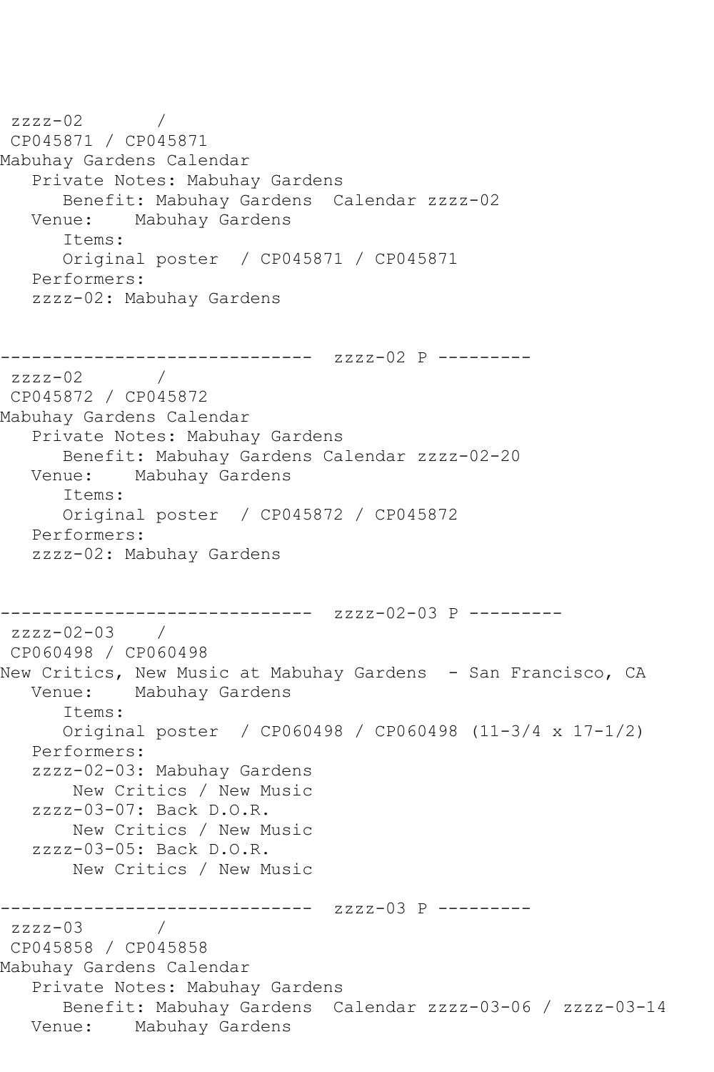```
 zzzz-02       /
 CP045871 / CP045871
Mabuhay Gardens Calendar
   Private Notes: Mabuhay Gardens
      Benefit: Mabuhay Gardens  Calendar zzzz-02
   Venue:    Mabuhay Gardens
      Items:
      Original poster  / CP045871 / CP045871
   Performers:
   zzzz-02: Mabuhay Gardens


------------------------------  zzzz-02 P ---------
 zzzz-02       /
 CP045872 / CP045872
Mabuhay Gardens Calendar
   Private Notes: Mabuhay Gardens
      Benefit: Mabuhay Gardens Calendar zzzz-02-20
   Venue:    Mabuhay Gardens
      Items:
      Original poster  / CP045872 / CP045872
   Performers:
   zzzz-02: Mabuhay Gardens


------------------------------  zzzz-02-03 P ---------
 zzzz-02-03    /
 CP060498 / CP060498
New Critics, New Music at Mabuhay Gardens  - San Francisco, CA
   Venue:    Mabuhay Gardens
      Items:
      Original poster  / CP060498 / CP060498 (11-3/4 x 17-1/2)
   Performers:
   zzzz-02-03: Mabuhay Gardens
       New Critics / New Music
   zzzz-03-07: Back D.O.R.
       New Critics / New Music
   zzzz-03-05: Back D.O.R.
       New Critics / New Music

------------------------------  zzzz-03 P ---------
 zzzz-03       /
 CP045858 / CP045858
Mabuhay Gardens Calendar
   Private Notes: Mabuhay Gardens
      Benefit: Mabuhay Gardens  Calendar zzzz-03-06 / zzzz-03-14
   Venue:    Mabuhay Gardens
```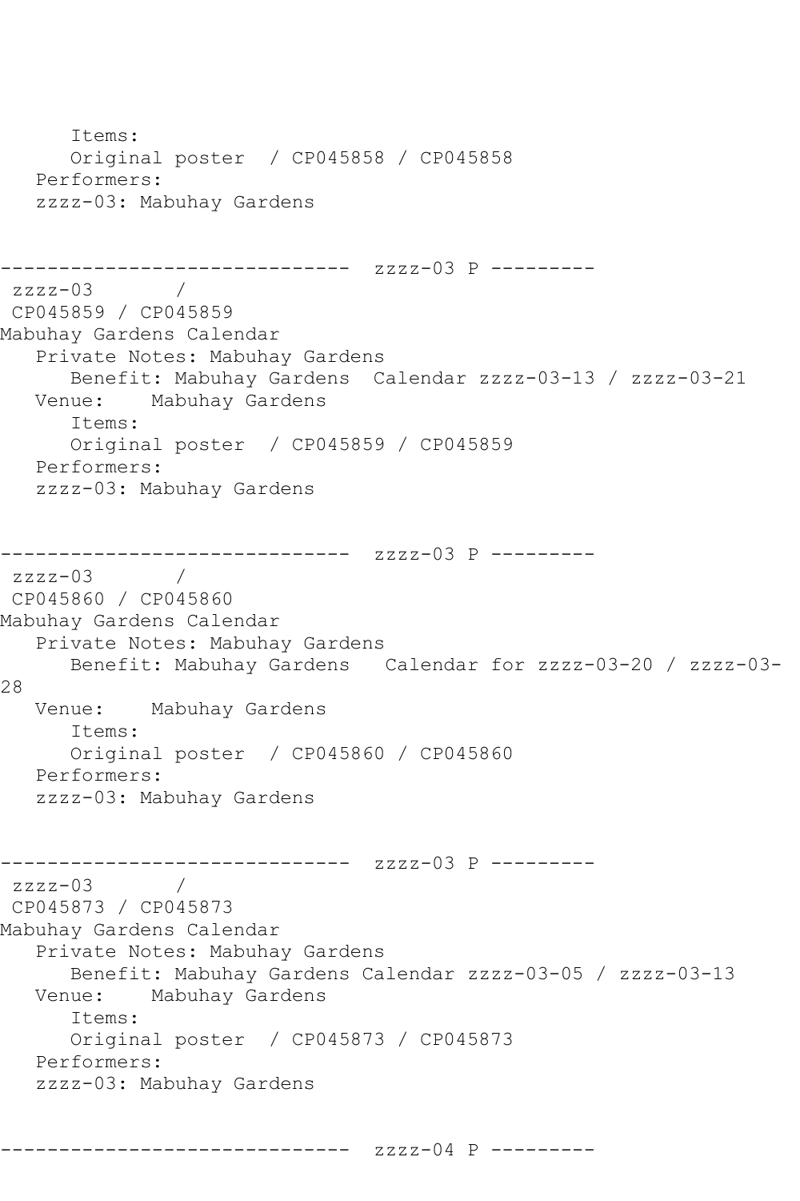```
      Items:
      Original poster  / CP045858 / CP045858
   Performers:
   zzzz-03: Mabuhay Gardens


------------------------------  zzzz-03 P ---------
 zzzz-03       /
 CP045859 / CP045859
Mabuhay Gardens Calendar
   Private Notes: Mabuhay Gardens
      Benefit: Mabuhay Gardens  Calendar zzzz-03-13 / zzzz-03-21
   Venue:    Mabuhay Gardens
      Items:
      Original poster  / CP045859 / CP045859
   Performers:
   zzzz-03: Mabuhay Gardens


------------------------------  zzzz-03 P ---------
 zzzz-03       /
 CP045860 / CP045860
Mabuhay Gardens Calendar
   Private Notes: Mabuhay Gardens
      Benefit: Mabuhay Gardens   Calendar for zzzz-03-20 / zzzz-03-
28
   Venue:    Mabuhay Gardens
      Items:
      Original poster  / CP045860 / CP045860
   Performers:
   zzzz-03: Mabuhay Gardens


------------------------------  zzzz-03 P ---------
 zzzz-03       /
 CP045873 / CP045873
Mabuhay Gardens Calendar
   Private Notes: Mabuhay Gardens
      Benefit: Mabuhay Gardens Calendar zzzz-03-05 / zzzz-03-13
   Venue:    Mabuhay Gardens
      Items:
      Original poster  / CP045873 / CP045873
   Performers:
   zzzz-03: Mabuhay Gardens


------------------------------  zzzz-04 P ---------
```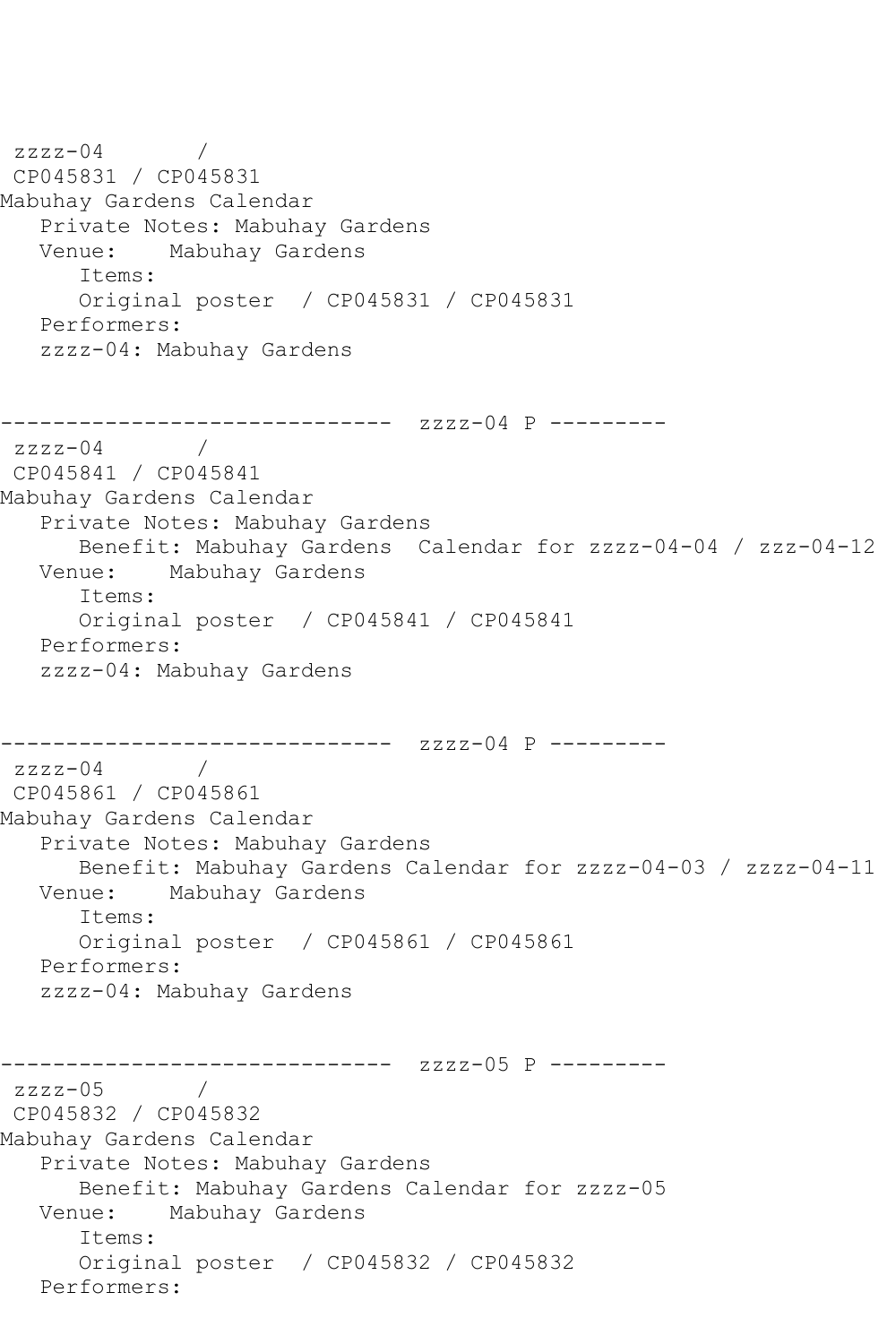```
 zzzz-04       /
 CP045831 / CP045831
Mabuhay Gardens Calendar
   Private Notes: Mabuhay Gardens
   Venue:    Mabuhay Gardens
      Items:
      Original poster  / CP045831 / CP045831
   Performers:
   zzzz-04: Mabuhay Gardens


------------------------------  zzzz-04 P ---------
 zzzz-04       /
 CP045841 / CP045841
Mabuhay Gardens Calendar
   Private Notes: Mabuhay Gardens
      Benefit: Mabuhay Gardens  Calendar for zzzz-04-04 / zzz-04-12
   Venue:    Mabuhay Gardens
      Items:
      Original poster  / CP045841 / CP045841
   Performers:
   zzzz-04: Mabuhay Gardens


------------------------------  zzzz-04 P ---------
 zzzz-04       /
 CP045861 / CP045861
Mabuhay Gardens Calendar
   Private Notes: Mabuhay Gardens
      Benefit: Mabuhay Gardens Calendar for zzzz-04-03 / zzzz-04-11
   Venue:    Mabuhay Gardens
      Items:
      Original poster  / CP045861 / CP045861
   Performers:
   zzzz-04: Mabuhay Gardens


------------------------------  zzzz-05 P ---------
 zzzz-05       /
 CP045832 / CP045832
Mabuhay Gardens Calendar
   Private Notes: Mabuhay Gardens
      Benefit: Mabuhay Gardens Calendar for zzzz-05
   Venue:    Mabuhay Gardens
      Items:
      Original poster  / CP045832 / CP045832
   Performers:
```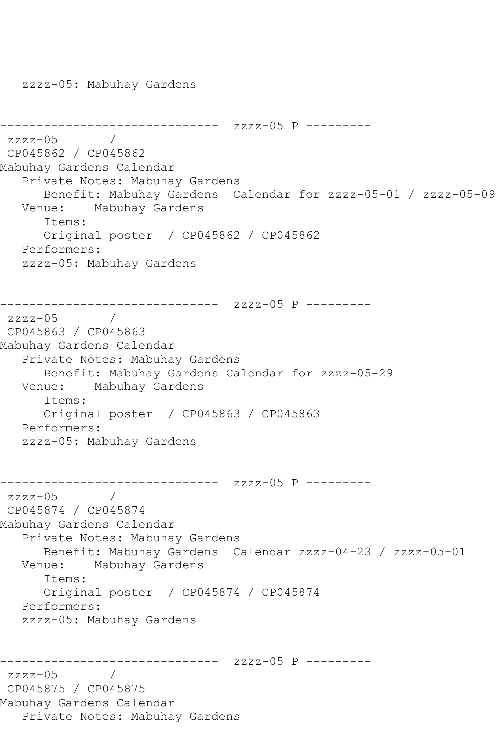```
   zzzz-05: Mabuhay Gardens


------------------------------  zzzz-05 P ---------
 zzzz-05       /
 CP045862 / CP045862
Mabuhay Gardens Calendar
   Private Notes: Mabuhay Gardens
      Benefit: Mabuhay Gardens  Calendar for zzzz-05-01 / zzzz-05-09
   Venue:    Mabuhay Gardens
      Items:
      Original poster  / CP045862 / CP045862
   Performers:
   zzzz-05: Mabuhay Gardens


------------------------------  zzzz-05 P ---------
 zzzz-05       /
 CP045863 / CP045863
Mabuhay Gardens Calendar
   Private Notes: Mabuhay Gardens
      Benefit: Mabuhay Gardens Calendar for zzzz-05-29
   Venue:    Mabuhay Gardens
      Items:
      Original poster  / CP045863 / CP045863
   Performers:
   zzzz-05: Mabuhay Gardens


------------------------------  zzzz-05 P ---------
 zzzz-05       /
 CP045874 / CP045874
Mabuhay Gardens Calendar
   Private Notes: Mabuhay Gardens
      Benefit: Mabuhay Gardens  Calendar zzzz-04-23 / zzzz-05-01
   Venue:    Mabuhay Gardens
      Items:
      Original poster  / CP045874 / CP045874
   Performers:
   zzzz-05: Mabuhay Gardens


------------------------------  zzzz-05 P ---------
 zzzz-05       /
 CP045875 / CP045875
Mabuhay Gardens Calendar
   Private Notes: Mabuhay Gardens
```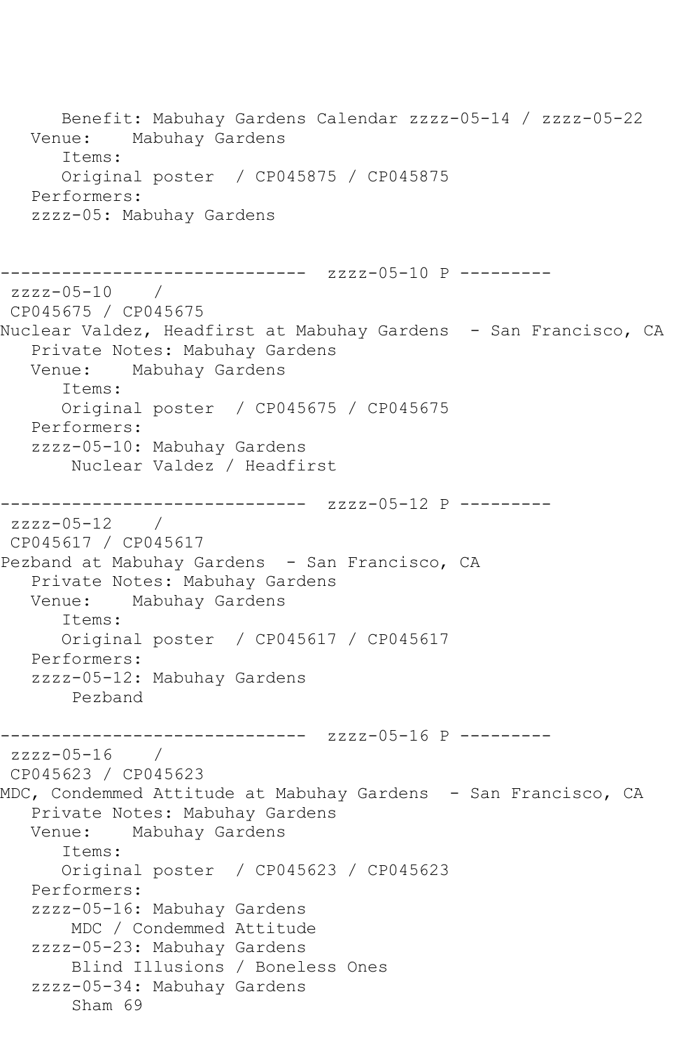```
      Benefit: Mabuhay Gardens Calendar zzzz-05-14 / zzzz-05-22
   Venue:    Mabuhay Gardens
      Items:
      Original poster  / CP045875 / CP045875
   Performers:
   zzzz-05: Mabuhay Gardens


------------------------------  zzzz-05-10 P ---------
 zzzz-05-10    /
 CP045675 / CP045675
Nuclear Valdez, Headfirst at Mabuhay Gardens  - San Francisco, CA
   Private Notes: Mabuhay Gardens
   Venue:    Mabuhay Gardens
      Items:
      Original poster  / CP045675 / CP045675
   Performers:
   zzzz-05-10: Mabuhay Gardens
       Nuclear Valdez / Headfirst

------------------------------  zzzz-05-12 P ---------
 zzzz-05-12    /
 CP045617 / CP045617
Pezband at Mabuhay Gardens  - San Francisco, CA
   Private Notes: Mabuhay Gardens
   Venue:    Mabuhay Gardens
      Items:
      Original poster  / CP045617 / CP045617
   Performers:
   zzzz-05-12: Mabuhay Gardens
       Pezband

------------------------------  zzzz-05-16 P ---------
 zzzz-05-16    /
 CP045623 / CP045623
MDC, Condemmed Attitude at Mabuhay Gardens  - San Francisco, CA
   Private Notes: Mabuhay Gardens
   Venue:    Mabuhay Gardens
      Items:
      Original poster  / CP045623 / CP045623
   Performers:
   zzzz-05-16: Mabuhay Gardens
       MDC / Condemmed Attitude
   zzzz-05-23: Mabuhay Gardens
       Blind Illusions / Boneless Ones
   zzzz-05-34: Mabuhay Gardens
       Sham 69
```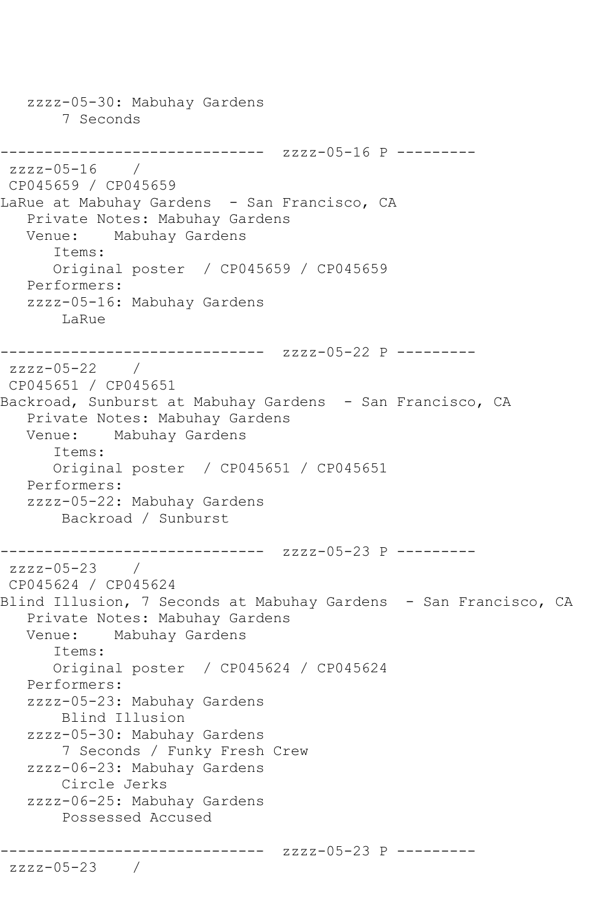```
   zzzz-05-30: Mabuhay Gardens
       7 Seconds

------------------------------  zzzz-05-16 P ---------
 zzzz-05-16    /
 CP045659 / CP045659
LaRue at Mabuhay Gardens  - San Francisco, CA
   Private Notes: Mabuhay Gardens
   Venue:    Mabuhay Gardens
      Items:
      Original poster  / CP045659 / CP045659
   Performers:
   zzzz-05-16: Mabuhay Gardens
       LaRue

------------------------------  zzzz-05-22 P ---------
 zzzz-05-22    /
 CP045651 / CP045651
Backroad, Sunburst at Mabuhay Gardens  - San Francisco, CA
   Private Notes: Mabuhay Gardens
   Venue:    Mabuhay Gardens
      Items:
      Original poster  / CP045651 / CP045651
   Performers:
   zzzz-05-22: Mabuhay Gardens
       Backroad / Sunburst

------------------------------  zzzz-05-23 P ---------
 zzzz-05-23    /
 CP045624 / CP045624
Blind Illusion, 7 Seconds at Mabuhay Gardens  - San Francisco, CA
   Private Notes: Mabuhay Gardens
   Venue:    Mabuhay Gardens
      Items:
      Original poster  / CP045624 / CP045624
   Performers:
   zzzz-05-23: Mabuhay Gardens
       Blind Illusion
   zzzz-05-30: Mabuhay Gardens
       7 Seconds / Funky Fresh Crew
   zzzz-06-23: Mabuhay Gardens
       Circle Jerks
   zzzz-06-25: Mabuhay Gardens
       Possessed Accused

------------------------------  zzzz-05-23 P ---------
 zzzz-05-23    /
```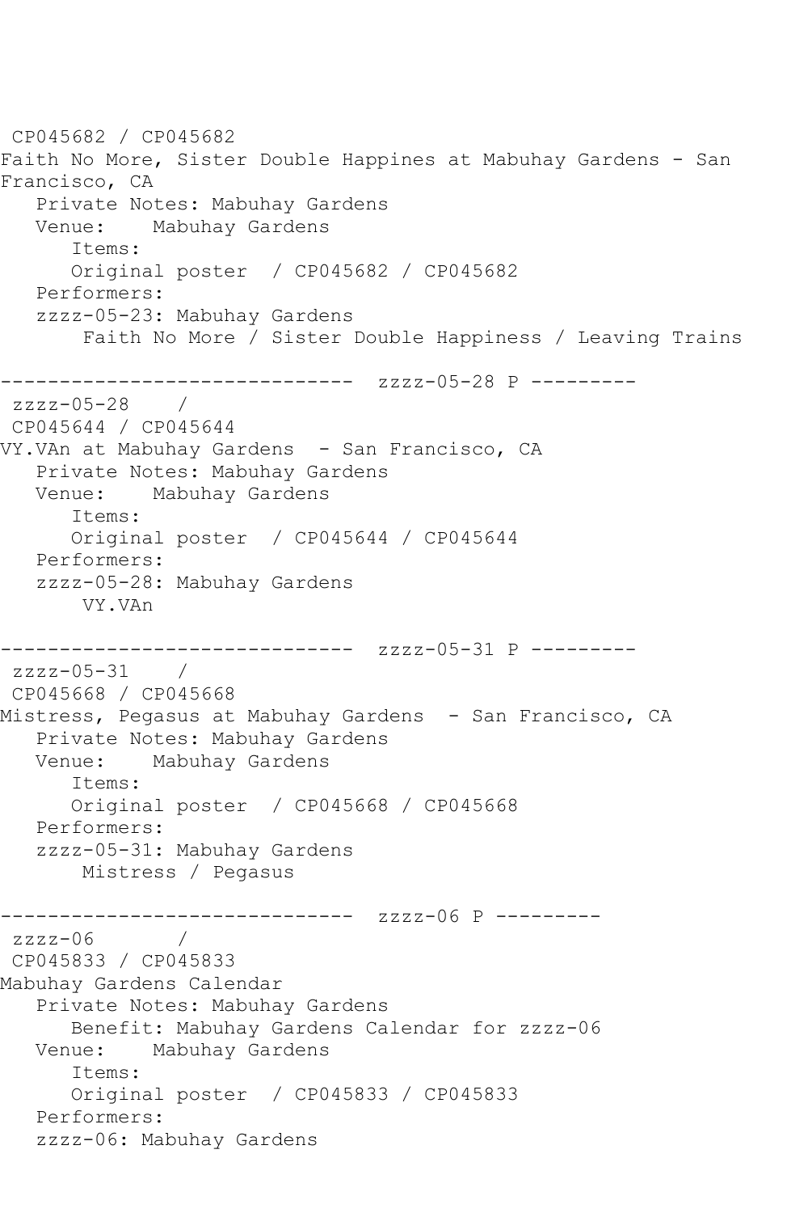CP045682 / CP045682
Faith No More, Sister Double Happines at Mabuhay Gardens - San Francisco, CA
   Private Notes: Mabuhay Gardens
   Venue:    Mabuhay Gardens
      Items:
      Original poster  / CP045682 / CP045682
   Performers:
   zzzz-05-23: Mabuhay Gardens
       Faith No More / Sister Double Happiness / Leaving Trains

------------------------------  zzzz-05-28 P ---------
zzzz-05-28    /
CP045644 / CP045644
VY.VAn at Mabuhay Gardens  - San Francisco, CA
   Private Notes: Mabuhay Gardens
   Venue:    Mabuhay Gardens
      Items:
      Original poster  / CP045644 / CP045644
   Performers:
   zzzz-05-28: Mabuhay Gardens
       VY.VAn

------------------------------  zzzz-05-31 P ---------
zzzz-05-31    /
CP045668 / CP045668
Mistress, Pegasus at Mabuhay Gardens  - San Francisco, CA
   Private Notes: Mabuhay Gardens
   Venue:    Mabuhay Gardens
      Items:
      Original poster  / CP045668 / CP045668
   Performers:
   zzzz-05-31: Mabuhay Gardens
       Mistress / Pegasus

------------------------------  zzzz-06 P ---------
zzzz-06       /
CP045833 / CP045833
Mabuhay Gardens Calendar
   Private Notes: Mabuhay Gardens
      Benefit: Mabuhay Gardens Calendar for zzzz-06
   Venue:    Mabuhay Gardens
      Items:
      Original poster  / CP045833 / CP045833
   Performers:
   zzzz-06: Mabuhay Gardens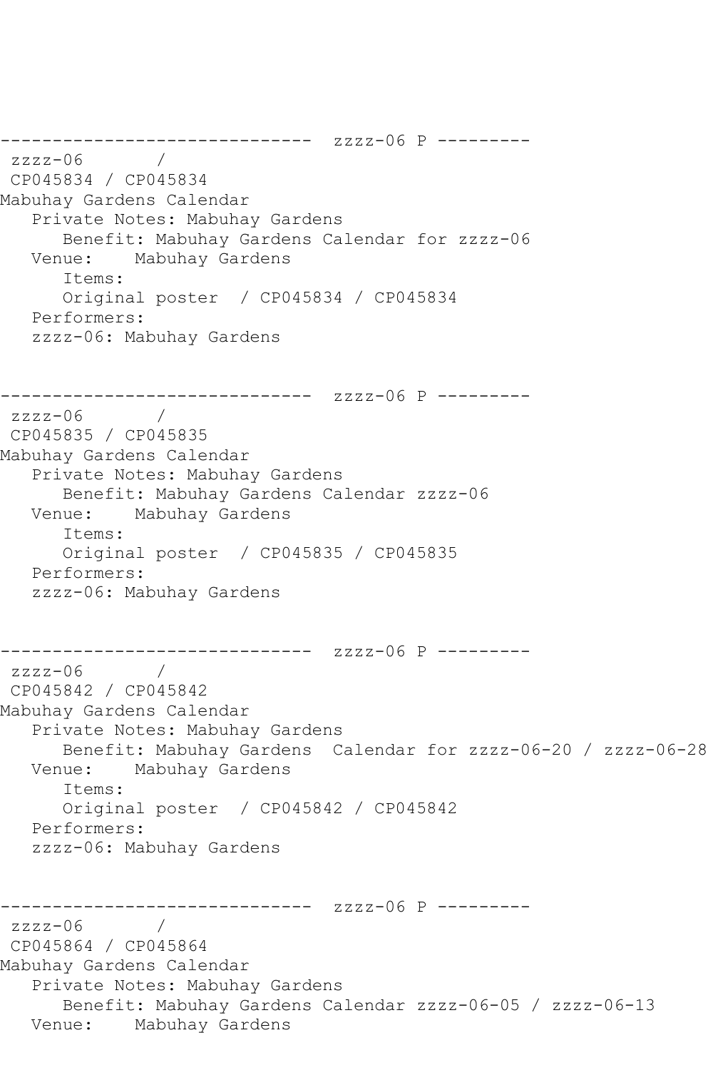------------------------------ zzzz-06 P ---------
 zzzz-06 /
 CP045834 / CP045834
Mabuhay Gardens Calendar
   Private Notes: Mabuhay Gardens
      Benefit: Mabuhay Gardens Calendar for zzzz-06
   Venue: Mabuhay Gardens
      Items:
      Original poster / CP045834 / CP045834
   Performers:
   zzzz-06: Mabuhay Gardens

------------------------------ zzzz-06 P ---------
 zzzz-06 /
 CP045835 / CP045835
Mabuhay Gardens Calendar
   Private Notes: Mabuhay Gardens
      Benefit: Mabuhay Gardens Calendar zzzz-06
   Venue: Mabuhay Gardens
      Items:
      Original poster / CP045835 / CP045835
   Performers:
   zzzz-06: Mabuhay Gardens

------------------------------ zzzz-06 P ---------
 zzzz-06 /
 CP045842 / CP045842
Mabuhay Gardens Calendar
   Private Notes: Mabuhay Gardens
      Benefit: Mabuhay Gardens Calendar for zzzz-06-20 / zzzz-06-28
   Venue: Mabuhay Gardens
      Items:
      Original poster / CP045842 / CP045842
   Performers:
   zzzz-06: Mabuhay Gardens

------------------------------ zzzz-06 P ---------
 zzzz-06 /
 CP045864 / CP045864
Mabuhay Gardens Calendar
   Private Notes: Mabuhay Gardens
      Benefit: Mabuhay Gardens Calendar zzzz-06-05 / zzzz-06-13
   Venue: Mabuhay Gardens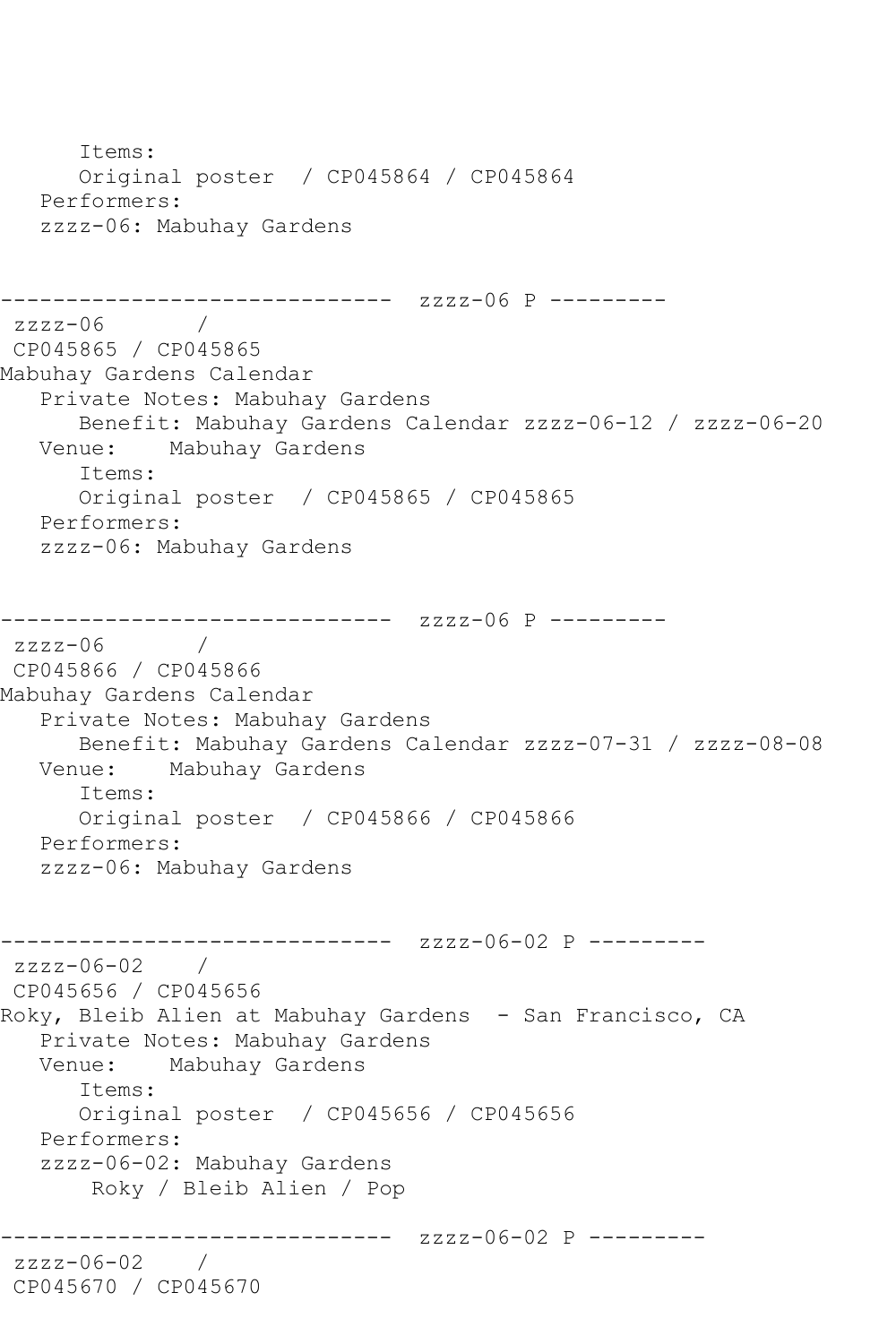```
      Items:
      Original poster  / CP045864 / CP045864
   Performers:
   zzzz-06: Mabuhay Gardens


------------------------------  zzzz-06 P ---------
 zzzz-06       /
 CP045865 / CP045865
Mabuhay Gardens Calendar
   Private Notes: Mabuhay Gardens
      Benefit: Mabuhay Gardens Calendar zzzz-06-12 / zzzz-06-20
   Venue:    Mabuhay Gardens
      Items:
      Original poster  / CP045865 / CP045865
   Performers:
   zzzz-06: Mabuhay Gardens


------------------------------  zzzz-06 P ---------
 zzzz-06       /
 CP045866 / CP045866
Mabuhay Gardens Calendar
   Private Notes: Mabuhay Gardens
      Benefit: Mabuhay Gardens Calendar zzzz-07-31 / zzzz-08-08
   Venue:    Mabuhay Gardens
      Items:
      Original poster  / CP045866 / CP045866
   Performers:
   zzzz-06: Mabuhay Gardens


------------------------------  zzzz-06-02 P ---------
 zzzz-06-02    /
 CP045656 / CP045656
Roky, Bleib Alien at Mabuhay Gardens  - San Francisco, CA
   Private Notes: Mabuhay Gardens
   Venue:    Mabuhay Gardens
      Items:
      Original poster  / CP045656 / CP045656
   Performers:
   zzzz-06-02: Mabuhay Gardens
       Roky / Bleib Alien / Pop

------------------------------  zzzz-06-02 P ---------
 zzzz-06-02    /
 CP045670 / CP045670
```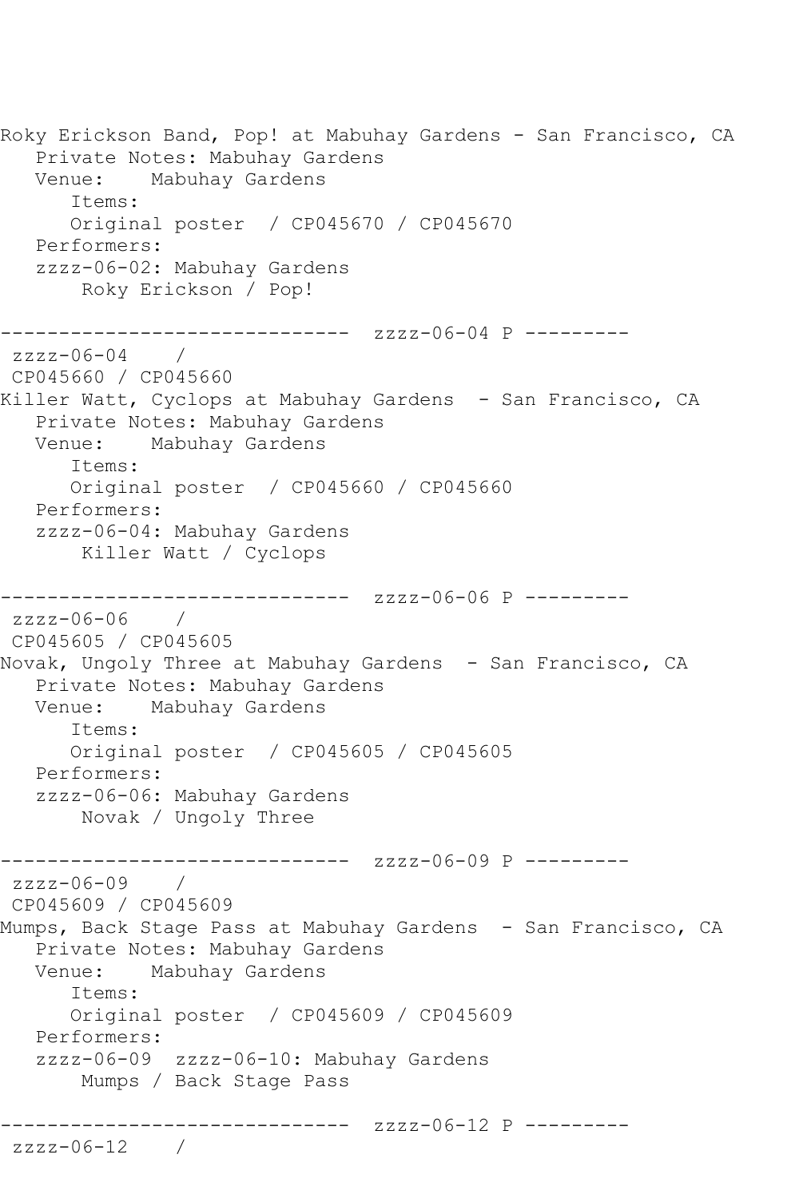```
Roky Erickson Band, Pop! at Mabuhay Gardens - San Francisco, CA
   Private Notes: Mabuhay Gardens
   Venue:    Mabuhay Gardens
      Items:
      Original poster  / CP045670 / CP045670
   Performers:
   zzzz-06-02: Mabuhay Gardens
       Roky Erickson / Pop!

------------------------------  zzzz-06-04 P ---------
 zzzz-06-04    /
 CP045660 / CP045660
Killer Watt, Cyclops at Mabuhay Gardens  - San Francisco, CA
   Private Notes: Mabuhay Gardens
   Venue:    Mabuhay Gardens
      Items:
      Original poster  / CP045660 / CP045660
   Performers:
   zzzz-06-04: Mabuhay Gardens
       Killer Watt / Cyclops

------------------------------  zzzz-06-06 P ---------
 zzzz-06-06    /
 CP045605 / CP045605
Novak, Ungoly Three at Mabuhay Gardens  - San Francisco, CA
   Private Notes: Mabuhay Gardens
   Venue:    Mabuhay Gardens
      Items:
      Original poster  / CP045605 / CP045605
   Performers:
   zzzz-06-06: Mabuhay Gardens
       Novak / Ungoly Three

------------------------------  zzzz-06-09 P ---------
 zzzz-06-09    /
 CP045609 / CP045609
Mumps, Back Stage Pass at Mabuhay Gardens  - San Francisco, CA
   Private Notes: Mabuhay Gardens
   Venue:    Mabuhay Gardens
      Items:
      Original poster  / CP045609 / CP045609
   Performers:
   zzzz-06-09  zzzz-06-10: Mabuhay Gardens
       Mumps / Back Stage Pass

------------------------------  zzzz-06-12 P ---------
 zzzz-06-12    /
```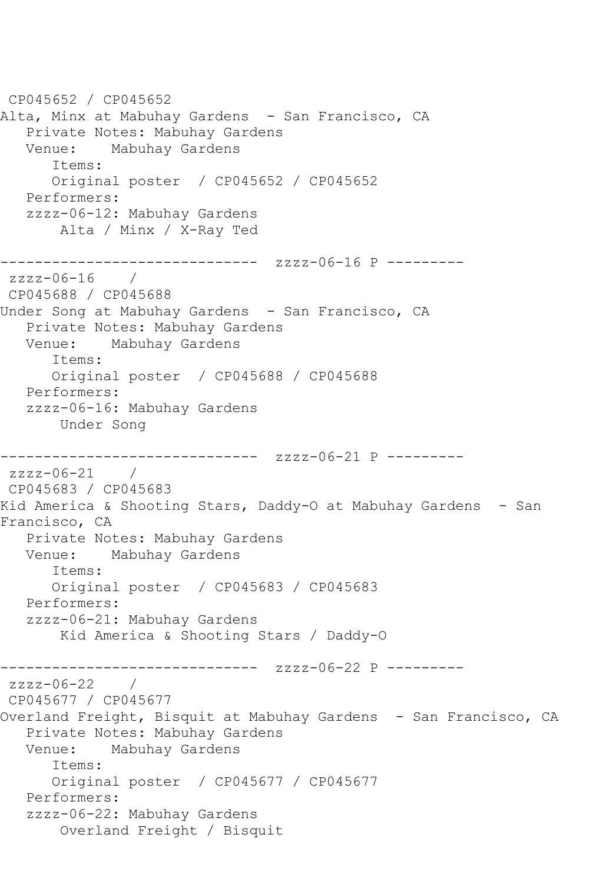CP045652 / CP045652
Alta, Minx at Mabuhay Gardens - San Francisco, CA
Private Notes: Mabuhay Gardens
Venue: Mabuhay Gardens
Items:
Original poster / CP045652 / CP045652
Performers:
zzzz-06-12: Mabuhay Gardens
Alta / Minx / X-Ray Ted

------------------------------ zzzz-06-16 P ---------
zzzz-06-16 /
CP045688 / CP045688
Under Song at Mabuhay Gardens - San Francisco, CA
Private Notes: Mabuhay Gardens
Venue: Mabuhay Gardens
Items:
Original poster / CP045688 / CP045688
Performers:
zzzz-06-16: Mabuhay Gardens
Under Song

------------------------------ zzzz-06-21 P ---------
zzzz-06-21 /
CP045683 / CP045683
Kid America & Shooting Stars, Daddy-O at Mabuhay Gardens - San Francisco, CA
Private Notes: Mabuhay Gardens
Venue: Mabuhay Gardens
Items:
Original poster / CP045683 / CP045683
Performers:
zzzz-06-21: Mabuhay Gardens
Kid America & Shooting Stars / Daddy-O

------------------------------ zzzz-06-22 P ---------
zzzz-06-22 /
CP045677 / CP045677
Overland Freight, Bisquit at Mabuhay Gardens - San Francisco, CA
Private Notes: Mabuhay Gardens
Venue: Mabuhay Gardens
Items:
Original poster / CP045677 / CP045677
Performers:
zzzz-06-22: Mabuhay Gardens
Overland Freight / Bisquit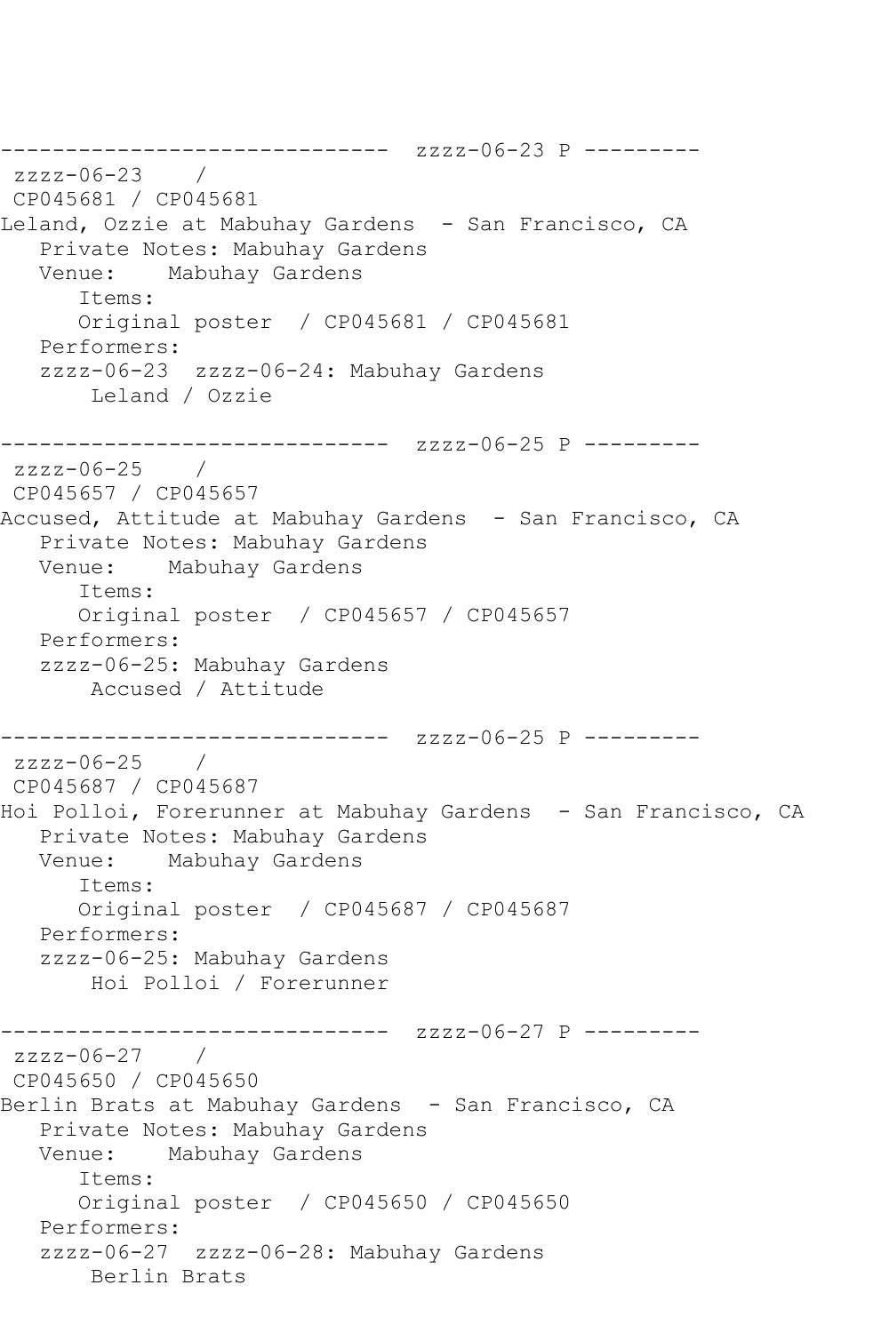```
------------------------------  zzzz-06-23 P ---------
 zzzz-06-23    /
 CP045681 / CP045681
Leland, Ozzie at Mabuhay Gardens  - San Francisco, CA
   Private Notes: Mabuhay Gardens
   Venue:    Mabuhay Gardens
      Items:
      Original poster  / CP045681 / CP045681
   Performers:
   zzzz-06-23  zzzz-06-24: Mabuhay Gardens
       Leland / Ozzie

------------------------------  zzzz-06-25 P ---------
 zzzz-06-25    /
 CP045657 / CP045657
Accused, Attitude at Mabuhay Gardens  - San Francisco, CA
   Private Notes: Mabuhay Gardens
   Venue:    Mabuhay Gardens
      Items:
      Original poster  / CP045657 / CP045657
   Performers:
   zzzz-06-25: Mabuhay Gardens
       Accused / Attitude

------------------------------  zzzz-06-25 P ---------
 zzzz-06-25    /
 CP045687 / CP045687
Hoi Polloi, Forerunner at Mabuhay Gardens  - San Francisco, CA
   Private Notes: Mabuhay Gardens
   Venue:    Mabuhay Gardens
      Items:
      Original poster  / CP045687 / CP045687
   Performers:
   zzzz-06-25: Mabuhay Gardens
       Hoi Polloi / Forerunner

------------------------------  zzzz-06-27 P ---------
 zzzz-06-27    /
 CP045650 / CP045650
Berlin Brats at Mabuhay Gardens  - San Francisco, CA
   Private Notes: Mabuhay Gardens
   Venue:    Mabuhay Gardens
      Items:
      Original poster  / CP045650 / CP045650
   Performers:
   zzzz-06-27  zzzz-06-28: Mabuhay Gardens
       Berlin Brats
```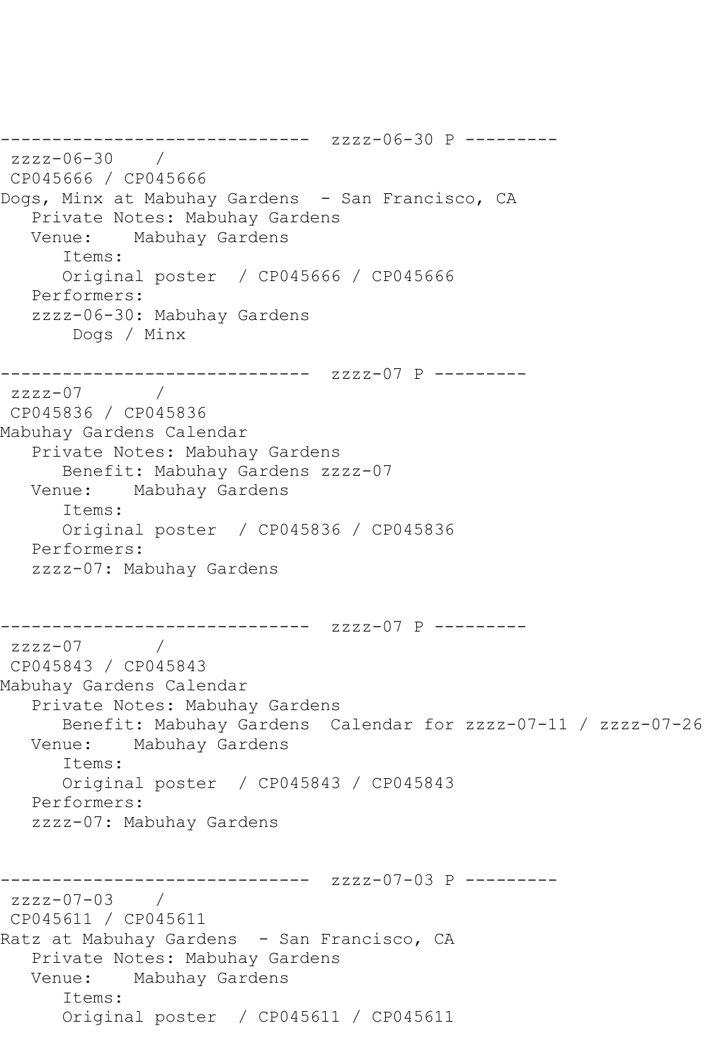```
------------------------------  zzzz-06-30 P ---------
 zzzz-06-30    /
 CP045666 / CP045666
Dogs, Minx at Mabuhay Gardens  - San Francisco, CA
   Private Notes: Mabuhay Gardens
   Venue:    Mabuhay Gardens
      Items:
      Original poster  / CP045666 / CP045666
   Performers:
   zzzz-06-30: Mabuhay Gardens
       Dogs / Minx

------------------------------  zzzz-07 P ---------
 zzzz-07       /
 CP045836 / CP045836
Mabuhay Gardens Calendar
   Private Notes: Mabuhay Gardens
      Benefit: Mabuhay Gardens zzzz-07
   Venue:    Mabuhay Gardens
      Items:
      Original poster  / CP045836 / CP045836
   Performers:
   zzzz-07: Mabuhay Gardens


------------------------------  zzzz-07 P ---------
 zzzz-07       /
 CP045843 / CP045843
Mabuhay Gardens Calendar
   Private Notes: Mabuhay Gardens
      Benefit: Mabuhay Gardens  Calendar for zzzz-07-11 / zzzz-07-26
   Venue:    Mabuhay Gardens
      Items:
      Original poster  / CP045843 / CP045843
   Performers:
   zzzz-07: Mabuhay Gardens


------------------------------  zzzz-07-03 P ---------
 zzzz-07-03    /
 CP045611 / CP045611
Ratz at Mabuhay Gardens  - San Francisco, CA
   Private Notes: Mabuhay Gardens
   Venue:    Mabuhay Gardens
      Items:
      Original poster  / CP045611 / CP045611
```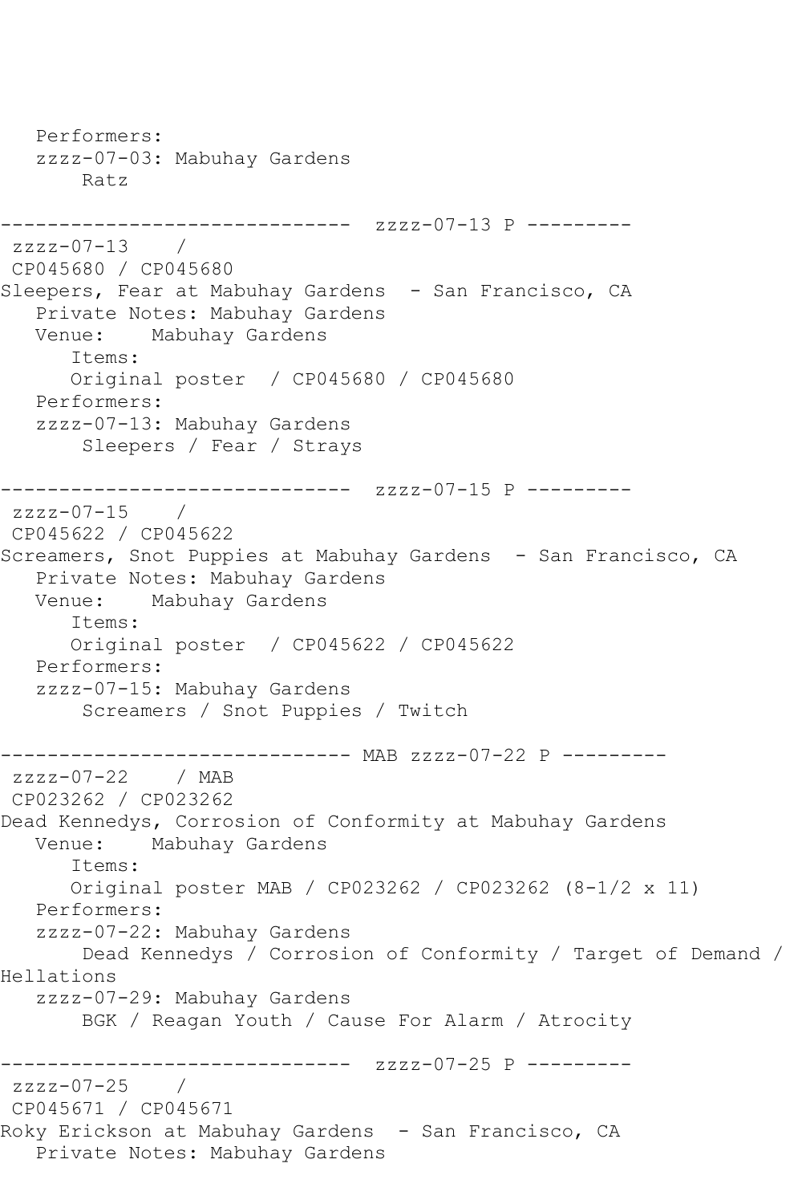```
   Performers:
   zzzz-07-03: Mabuhay Gardens
        Ratz

------------------------------  zzzz-07-13 P ---------
 zzzz-07-13    /
 CP045680 / CP045680
Sleepers, Fear at Mabuhay Gardens  - San Francisco, CA
   Private Notes: Mabuhay Gardens
   Venue:    Mabuhay Gardens
      Items:
      Original poster  / CP045680 / CP045680
   Performers:
   zzzz-07-13: Mabuhay Gardens
        Sleepers / Fear / Strays

------------------------------  zzzz-07-15 P ---------
 zzzz-07-15    /
 CP045622 / CP045622
Screamers, Snot Puppies at Mabuhay Gardens  - San Francisco, CA
   Private Notes: Mabuhay Gardens
   Venue:    Mabuhay Gardens
      Items:
      Original poster  / CP045622 / CP045622
   Performers:
   zzzz-07-15: Mabuhay Gardens
        Screamers / Snot Puppies / Twitch

------------------------------ MAB zzzz-07-22 P ---------
 zzzz-07-22    / MAB
 CP023262 / CP023262
Dead Kennedys, Corrosion of Conformity at Mabuhay Gardens
   Venue:    Mabuhay Gardens
      Items:
      Original poster MAB / CP023262 / CP023262 (8-1/2 x 11)
   Performers:
   zzzz-07-22: Mabuhay Gardens
        Dead Kennedys / Corrosion of Conformity / Target of Demand /
Hellations
   zzzz-07-29: Mabuhay Gardens
        BGK / Reagan Youth / Cause For Alarm / Atrocity

------------------------------  zzzz-07-25 P ---------
 zzzz-07-25    /
 CP045671 / CP045671
Roky Erickson at Mabuhay Gardens  - San Francisco, CA
   Private Notes: Mabuhay Gardens
```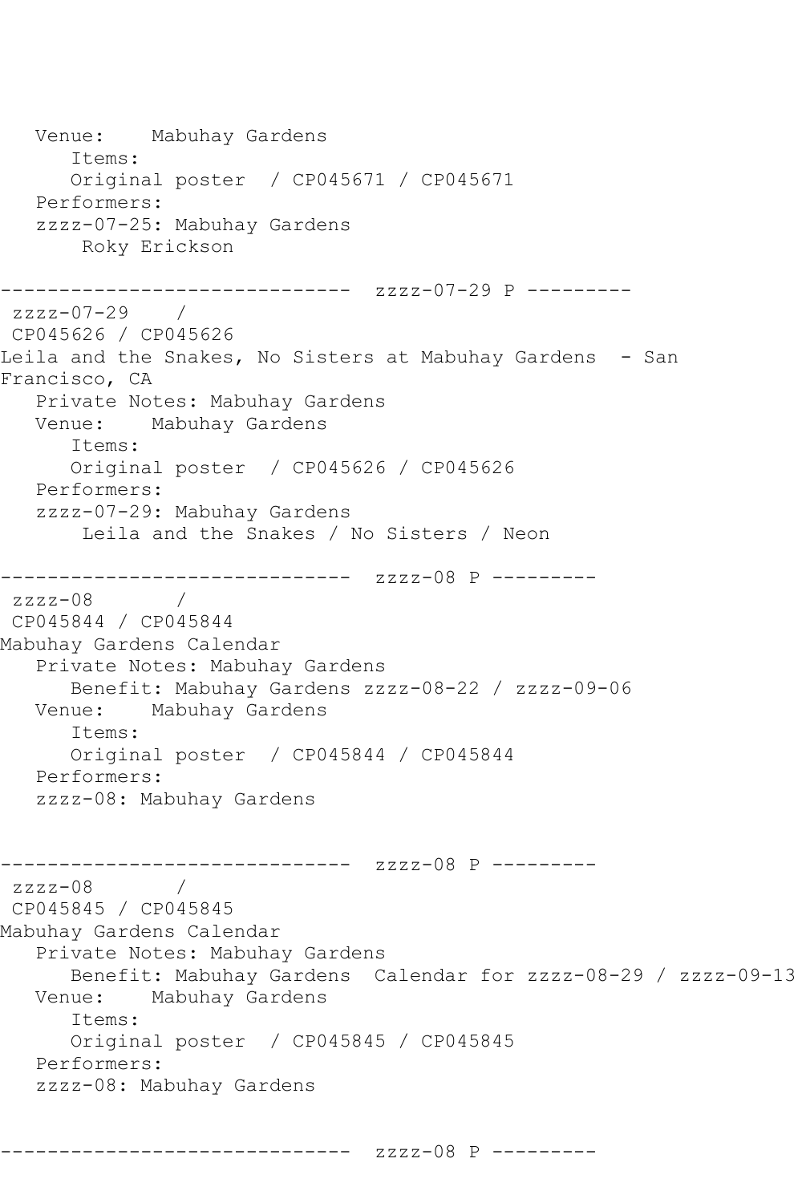```
   Venue:    Mabuhay Gardens
      Items:
      Original poster  / CP045671 / CP045671
   Performers:
   zzzz-07-25: Mabuhay Gardens
       Roky Erickson

------------------------------  zzzz-07-29 P ---------
 zzzz-07-29    /
 CP045626 / CP045626
Leila and the Snakes, No Sisters at Mabuhay Gardens  - San
Francisco, CA
   Private Notes: Mabuhay Gardens
   Venue:    Mabuhay Gardens
      Items:
      Original poster  / CP045626 / CP045626
   Performers:
   zzzz-07-29: Mabuhay Gardens
       Leila and the Snakes / No Sisters / Neon

------------------------------  zzzz-08 P ---------
 zzzz-08       /
 CP045844 / CP045844
Mabuhay Gardens Calendar
   Private Notes: Mabuhay Gardens
      Benefit: Mabuhay Gardens zzzz-08-22 / zzzz-09-06
   Venue:    Mabuhay Gardens
      Items:
      Original poster  / CP045844 / CP045844
   Performers:
   zzzz-08: Mabuhay Gardens


------------------------------  zzzz-08 P ---------
 zzzz-08       /
 CP045845 / CP045845
Mabuhay Gardens Calendar
   Private Notes: Mabuhay Gardens
      Benefit: Mabuhay Gardens  Calendar for zzzz-08-29 / zzzz-09-13
   Venue:    Mabuhay Gardens
      Items:
      Original poster  / CP045845 / CP045845
   Performers:
   zzzz-08: Mabuhay Gardens


------------------------------  zzzz-08 P ---------
```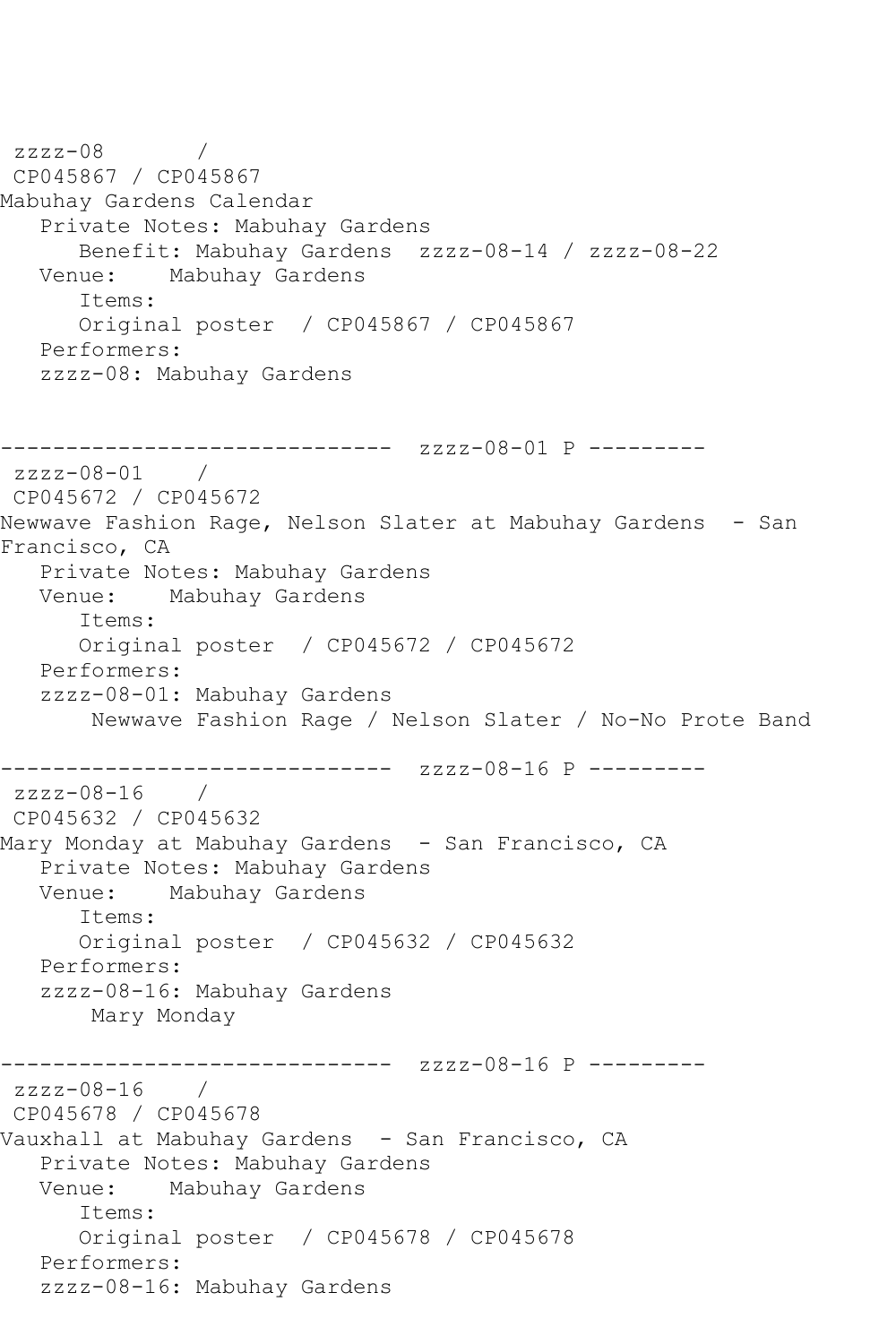```
 zzzz-08       /  
 CP045867 / CP045867
Mabuhay Gardens Calendar
   Private Notes: Mabuhay Gardens
      Benefit: Mabuhay Gardens  zzzz-08-14 / zzzz-08-22
   Venue:    Mabuhay Gardens
      Items:
      Original poster  / CP045867 / CP045867
   Performers:
   zzzz-08: Mabuhay Gardens


------------------------------  zzzz-08-01 P ---------
 zzzz-08-01    /  
 CP045672 / CP045672
Newwave Fashion Rage, Nelson Slater at Mabuhay Gardens  - San 
Francisco, CA
   Private Notes: Mabuhay Gardens
   Venue:    Mabuhay Gardens
      Items:
      Original poster  / CP045672 / CP045672
   Performers:
   zzzz-08-01: Mabuhay Gardens
       Newwave Fashion Rage / Nelson Slater / No-No Prote Band

------------------------------  zzzz-08-16 P ---------
 zzzz-08-16    /  
 CP045632 / CP045632
Mary Monday at Mabuhay Gardens  - San Francisco, CA
   Private Notes: Mabuhay Gardens
   Venue:    Mabuhay Gardens
      Items:
      Original poster  / CP045632 / CP045632
   Performers:
   zzzz-08-16: Mabuhay Gardens
       Mary Monday

------------------------------  zzzz-08-16 P ---------
 zzzz-08-16    /  
 CP045678 / CP045678
Vauxhall at Mabuhay Gardens  - San Francisco, CA
   Private Notes: Mabuhay Gardens
   Venue:    Mabuhay Gardens
      Items:
      Original poster  / CP045678 / CP045678
   Performers:
   zzzz-08-16: Mabuhay Gardens
```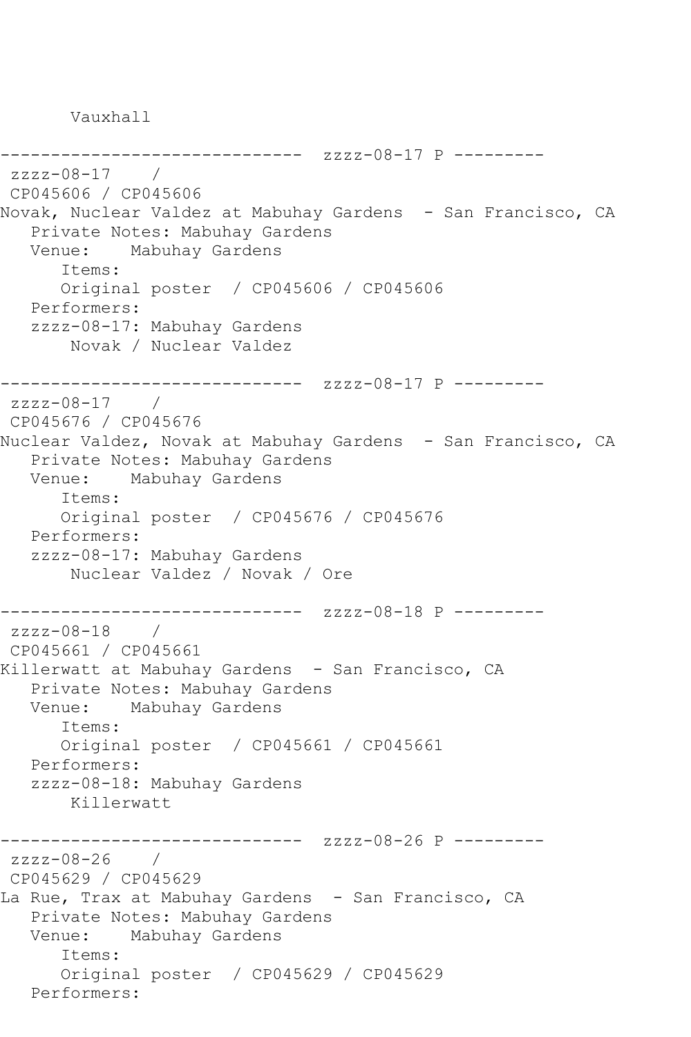Vauxhall

------------------------------ zzzz-08-17 P ---------
zzzz-08-17 /
CP045606 / CP045606
Novak, Nuclear Valdez at Mabuhay Gardens - San Francisco, CA
Private Notes: Mabuhay Gardens
Venue: Mabuhay Gardens
Items:
Original poster / CP045606 / CP045606
Performers:
zzzz-08-17: Mabuhay Gardens
Novak / Nuclear Valdez

------------------------------ zzzz-08-17 P ---------
zzzz-08-17 /
CP045676 / CP045676
Nuclear Valdez, Novak at Mabuhay Gardens - San Francisco, CA
Private Notes: Mabuhay Gardens
Venue: Mabuhay Gardens
Items:
Original poster / CP045676 / CP045676
Performers:
zzzz-08-17: Mabuhay Gardens
Nuclear Valdez / Novak / Ore

------------------------------ zzzz-08-18 P ---------
zzzz-08-18 /
CP045661 / CP045661
Killerwatt at Mabuhay Gardens - San Francisco, CA
Private Notes: Mabuhay Gardens
Venue: Mabuhay Gardens
Items:
Original poster / CP045661 / CP045661
Performers:
zzzz-08-18: Mabuhay Gardens
Killerwatt

------------------------------ zzzz-08-26 P ---------
zzzz-08-26 /
CP045629 / CP045629
La Rue, Trax at Mabuhay Gardens - San Francisco, CA
Private Notes: Mabuhay Gardens
Venue: Mabuhay Gardens
Items:
Original poster / CP045629 / CP045629
Performers: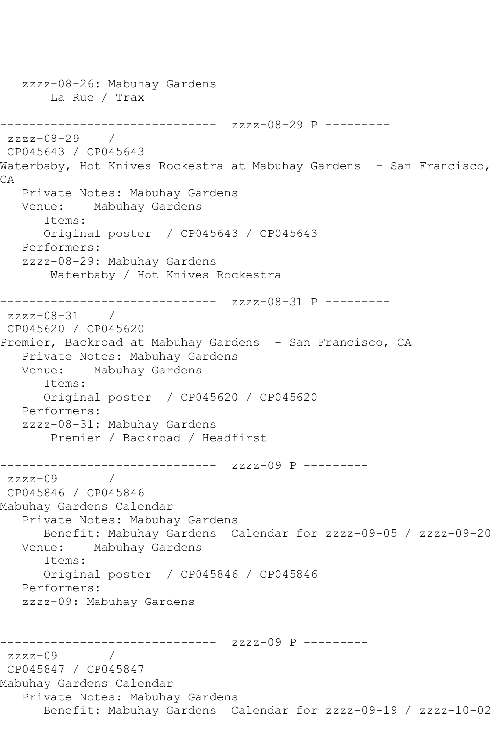```
   zzzz-08-26: Mabuhay Gardens
       La Rue / Trax

------------------------------  zzzz-08-29 P ---------
 zzzz-08-29    /
 CP045643 / CP045643
Waterbaby, Hot Knives Rockestra at Mabuhay Gardens  - San Francisco, CA
   Private Notes: Mabuhay Gardens
   Venue:    Mabuhay Gardens
      Items:
      Original poster  / CP045643 / CP045643
   Performers:
   zzzz-08-29: Mabuhay Gardens
       Waterbaby / Hot Knives Rockestra

------------------------------  zzzz-08-31 P ---------
 zzzz-08-31    /
 CP045620 / CP045620
Premier, Backroad at Mabuhay Gardens  - San Francisco, CA
   Private Notes: Mabuhay Gardens
   Venue:    Mabuhay Gardens
      Items:
      Original poster  / CP045620 / CP045620
   Performers:
   zzzz-08-31: Mabuhay Gardens
       Premier / Backroad / Headfirst

------------------------------  zzzz-09 P ---------
 zzzz-09       /
 CP045846 / CP045846
Mabuhay Gardens Calendar
   Private Notes: Mabuhay Gardens
      Benefit: Mabuhay Gardens  Calendar for zzzz-09-05 / zzzz-09-20
   Venue:    Mabuhay Gardens
      Items:
      Original poster  / CP045846 / CP045846
   Performers:
   zzzz-09: Mabuhay Gardens


------------------------------  zzzz-09 P ---------
 zzzz-09       /
 CP045847 / CP045847
Mabuhay Gardens Calendar
   Private Notes: Mabuhay Gardens
      Benefit: Mabuhay Gardens  Calendar for zzzz-09-19 / zzzz-10-02
```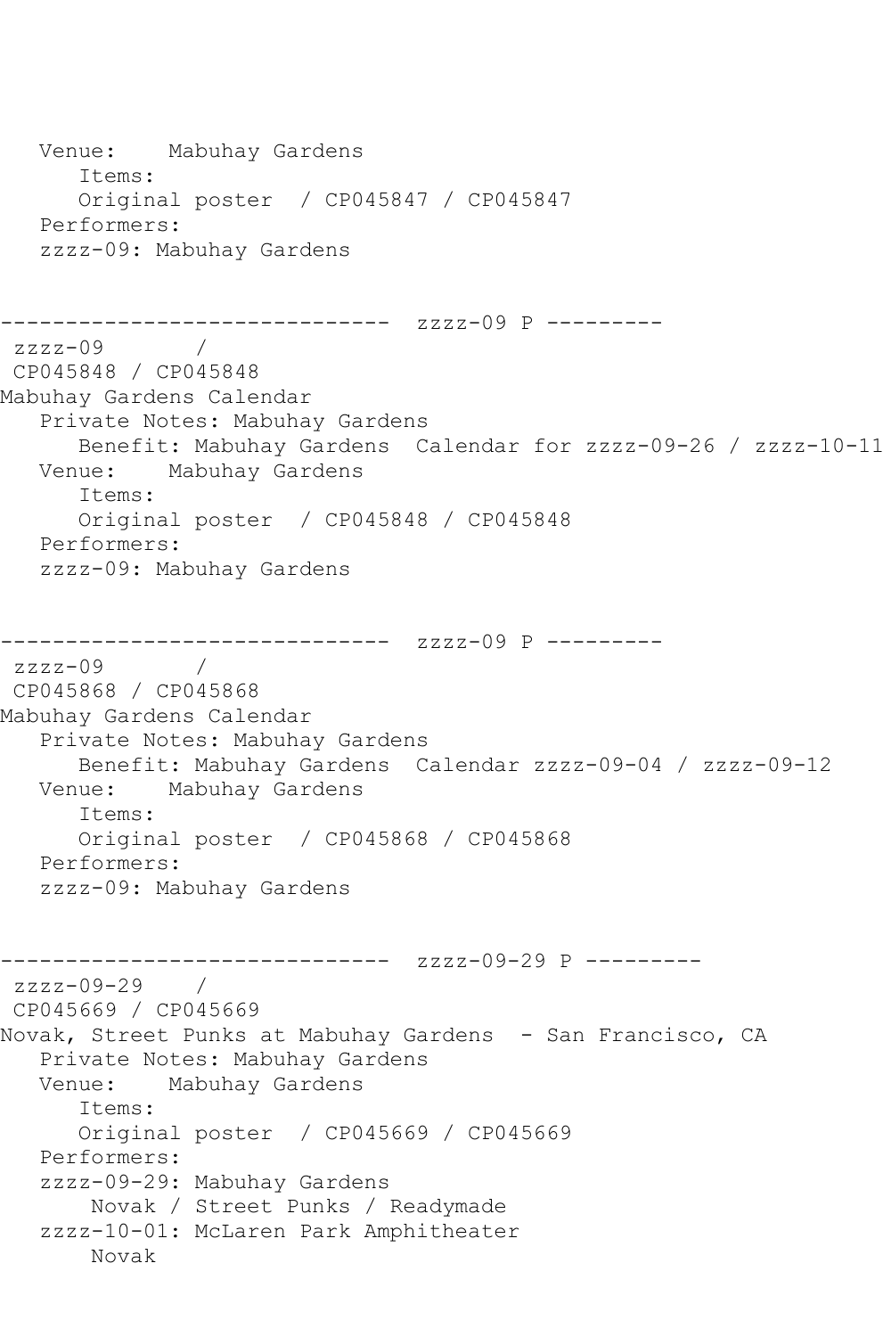```
   Venue:    Mabuhay Gardens
      Items:
      Original poster  / CP045847 / CP045847
   Performers:
   zzzz-09: Mabuhay Gardens


------------------------------  zzzz-09 P ---------
 zzzz-09       /
 CP045848 / CP045848
Mabuhay Gardens Calendar
   Private Notes: Mabuhay Gardens
      Benefit: Mabuhay Gardens  Calendar for zzzz-09-26 / zzzz-10-11
   Venue:    Mabuhay Gardens
      Items:
      Original poster  / CP045848 / CP045848
   Performers:
   zzzz-09: Mabuhay Gardens


------------------------------  zzzz-09 P ---------
 zzzz-09       /
 CP045868 / CP045868
Mabuhay Gardens Calendar
   Private Notes: Mabuhay Gardens
      Benefit: Mabuhay Gardens  Calendar zzzz-09-04 / zzzz-09-12
   Venue:    Mabuhay Gardens
      Items:
      Original poster  / CP045868 / CP045868
   Performers:
   zzzz-09: Mabuhay Gardens


------------------------------  zzzz-09-29 P ---------
 zzzz-09-29    /
 CP045669 / CP045669
Novak, Street Punks at Mabuhay Gardens  - San Francisco, CA
   Private Notes: Mabuhay Gardens
   Venue:    Mabuhay Gardens
      Items:
      Original poster  / CP045669 / CP045669
   Performers:
   zzzz-09-29: Mabuhay Gardens
       Novak / Street Punks / Readymade
   zzzz-10-01: McLaren Park Amphitheater
       Novak
```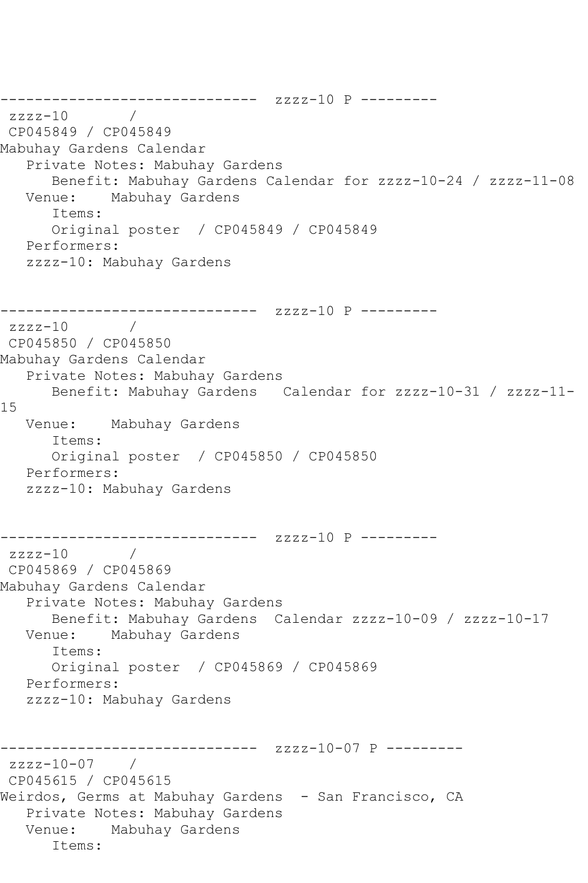```
------------------------------  zzzz-10 P ---------
 zzzz-10       /
 CP045849 / CP045849
Mabuhay Gardens Calendar
   Private Notes: Mabuhay Gardens
      Benefit: Mabuhay Gardens Calendar for zzzz-10-24 / zzzz-11-08
   Venue:    Mabuhay Gardens
      Items:
      Original poster  / CP045849 / CP045849
   Performers:
   zzzz-10: Mabuhay Gardens


------------------------------  zzzz-10 P ---------
 zzzz-10       /
 CP045850 / CP045850
Mabuhay Gardens Calendar
   Private Notes: Mabuhay Gardens
      Benefit: Mabuhay Gardens   Calendar for zzzz-10-31 / zzzz-11-
15
   Venue:    Mabuhay Gardens
      Items:
      Original poster  / CP045850 / CP045850
   Performers:
   zzzz-10: Mabuhay Gardens


------------------------------  zzzz-10 P ---------
 zzzz-10       /
 CP045869 / CP045869
Mabuhay Gardens Calendar
   Private Notes: Mabuhay Gardens
      Benefit: Mabuhay Gardens  Calendar zzzz-10-09 / zzzz-10-17
   Venue:    Mabuhay Gardens
      Items:
      Original poster  / CP045869 / CP045869
   Performers:
   zzzz-10: Mabuhay Gardens


------------------------------  zzzz-10-07 P ---------
 zzzz-10-07    /
 CP045615 / CP045615
Weirdos, Germs at Mabuhay Gardens  - San Francisco, CA
   Private Notes: Mabuhay Gardens
   Venue:    Mabuhay Gardens
      Items:
```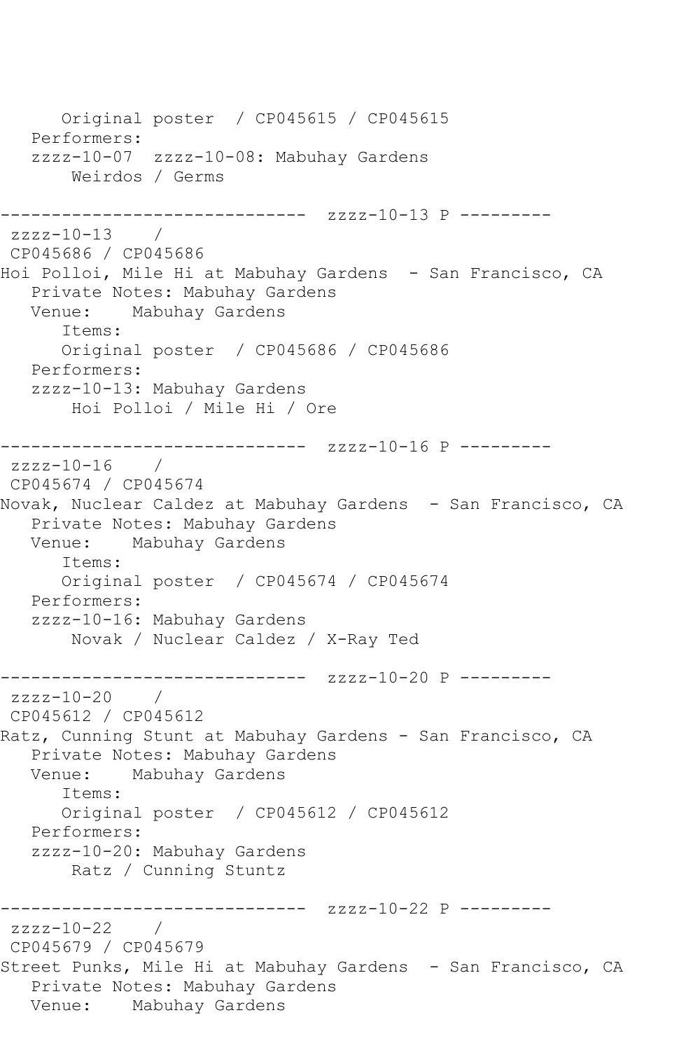```
      Original poster  / CP045615 / CP045615
   Performers:
   zzzz-10-07  zzzz-10-08: Mabuhay Gardens
       Weirdos / Germs

------------------------------  zzzz-10-13 P ---------
 zzzz-10-13    / 
 CP045686 / CP045686
Hoi Polloi, Mile Hi at Mabuhay Gardens  - San Francisco, CA
   Private Notes: Mabuhay Gardens
   Venue:    Mabuhay Gardens
      Items:
      Original poster  / CP045686 / CP045686
   Performers:
   zzzz-10-13: Mabuhay Gardens
       Hoi Polloi / Mile Hi / Ore

------------------------------  zzzz-10-16 P ---------
 zzzz-10-16    / 
 CP045674 / CP045674
Novak, Nuclear Caldez at Mabuhay Gardens  - San Francisco, CA
   Private Notes: Mabuhay Gardens
   Venue:    Mabuhay Gardens
      Items:
      Original poster  / CP045674 / CP045674
   Performers:
   zzzz-10-16: Mabuhay Gardens
       Novak / Nuclear Caldez / X-Ray Ted

------------------------------  zzzz-10-20 P ---------
 zzzz-10-20    / 
 CP045612 / CP045612
Ratz, Cunning Stunt at Mabuhay Gardens - San Francisco, CA
   Private Notes: Mabuhay Gardens
   Venue:    Mabuhay Gardens
      Items:
      Original poster  / CP045612 / CP045612
   Performers:
   zzzz-10-20: Mabuhay Gardens
       Ratz / Cunning Stuntz

------------------------------  zzzz-10-22 P ---------
 zzzz-10-22    / 
 CP045679 / CP045679
Street Punks, Mile Hi at Mabuhay Gardens  - San Francisco, CA
   Private Notes: Mabuhay Gardens
   Venue:    Mabuhay Gardens
```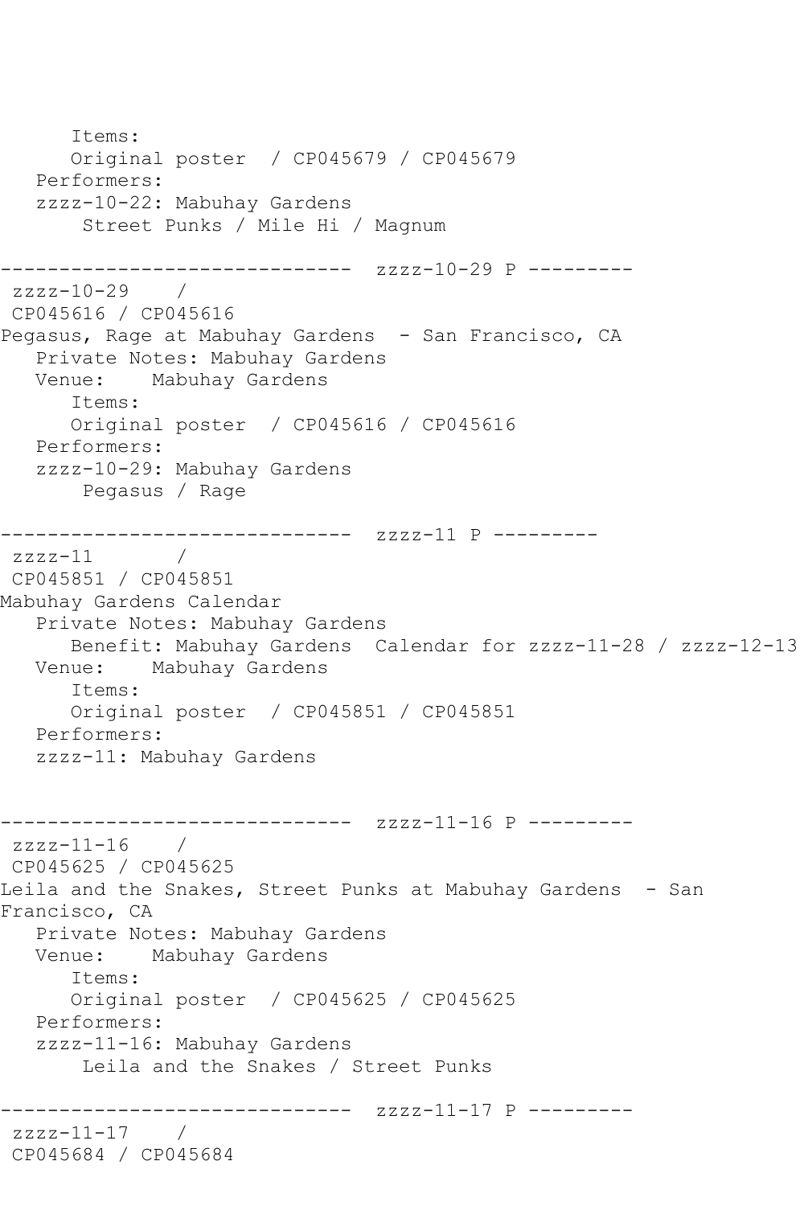```
      Items:
      Original poster  / CP045679 / CP045679
   Performers:
   zzzz-10-22: Mabuhay Gardens
       Street Punks / Mile Hi / Magnum

------------------------------  zzzz-10-29 P ---------
 zzzz-10-29    /
 CP045616 / CP045616
Pegasus, Rage at Mabuhay Gardens  - San Francisco, CA
   Private Notes: Mabuhay Gardens
   Venue:    Mabuhay Gardens
      Items:
      Original poster  / CP045616 / CP045616
   Performers:
   zzzz-10-29: Mabuhay Gardens
       Pegasus / Rage

------------------------------  zzzz-11 P ---------
 zzzz-11       /
 CP045851 / CP045851
Mabuhay Gardens Calendar
   Private Notes: Mabuhay Gardens
      Benefit: Mabuhay Gardens  Calendar for zzzz-11-28 / zzzz-12-13
   Venue:    Mabuhay Gardens
      Items:
      Original poster  / CP045851 / CP045851
   Performers:
   zzzz-11: Mabuhay Gardens


------------------------------  zzzz-11-16 P ---------
 zzzz-11-16    /
 CP045625 / CP045625
Leila and the Snakes, Street Punks at Mabuhay Gardens  - San
Francisco, CA
   Private Notes: Mabuhay Gardens
   Venue:    Mabuhay Gardens
      Items:
      Original poster  / CP045625 / CP045625
   Performers:
   zzzz-11-16: Mabuhay Gardens
       Leila and the Snakes / Street Punks

------------------------------  zzzz-11-17 P ---------
 zzzz-11-17    /
 CP045684 / CP045684
```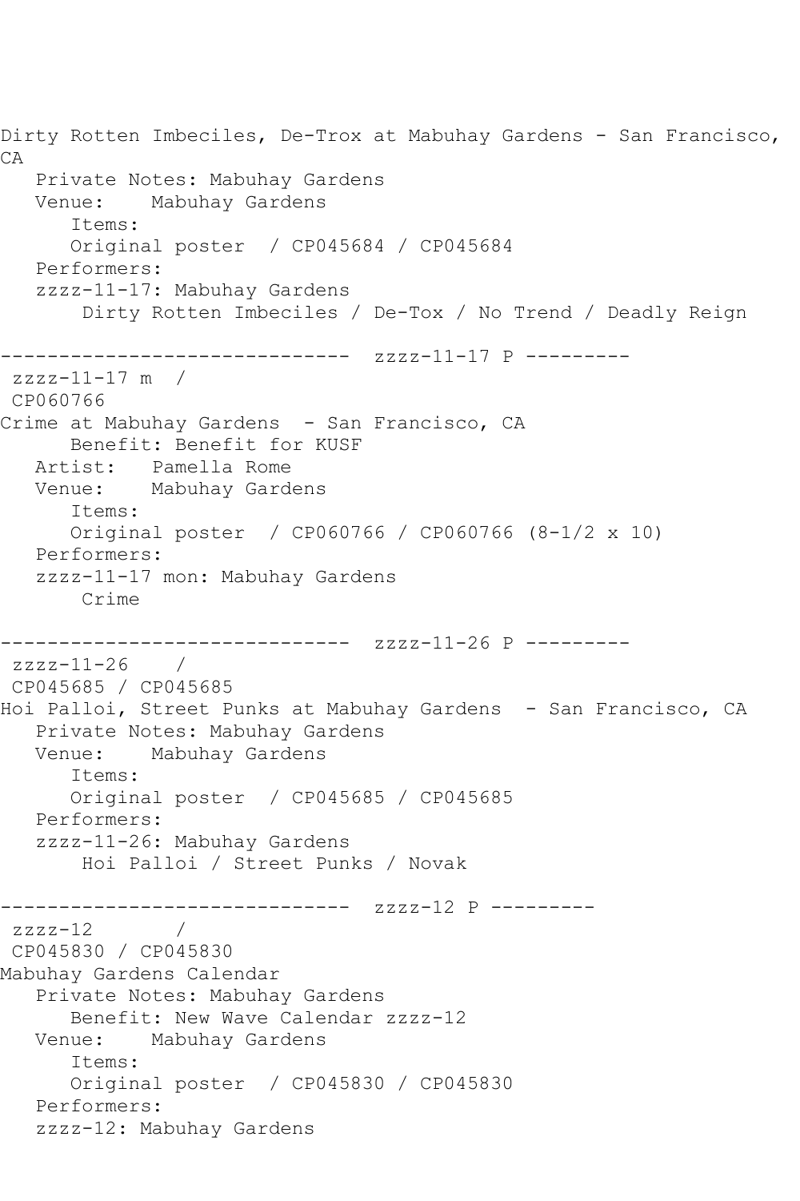Dirty Rotten Imbeciles, De-Trox at Mabuhay Gardens - San Francisco, CA
   Private Notes: Mabuhay Gardens
   Venue:    Mabuhay Gardens
      Items:
      Original poster  / CP045684 / CP045684
   Performers:
   zzzz-11-17: Mabuhay Gardens
       Dirty Rotten Imbeciles / De-Tox / No Trend / Deadly Reign

------------------------------  zzzz-11-17 P ---------
 zzzz-11-17 m  /
 CP060766
Crime at Mabuhay Gardens  - San Francisco, CA
      Benefit: Benefit for KUSF
   Artist:   Pamella Rome
   Venue:    Mabuhay Gardens
      Items:
      Original poster  / CP060766 / CP060766 (8-1/2 x 10)
   Performers:
   zzzz-11-17 mon: Mabuhay Gardens
       Crime

------------------------------  zzzz-11-26 P ---------
 zzzz-11-26    /
 CP045685 / CP045685
Hoi Palloi, Street Punks at Mabuhay Gardens  - San Francisco, CA
   Private Notes: Mabuhay Gardens
   Venue:    Mabuhay Gardens
      Items:
      Original poster  / CP045685 / CP045685
   Performers:
   zzzz-11-26: Mabuhay Gardens
       Hoi Palloi / Street Punks / Novak

------------------------------  zzzz-12 P ---------
 zzzz-12       /
 CP045830 / CP045830
Mabuhay Gardens Calendar
   Private Notes: Mabuhay Gardens
      Benefit: New Wave Calendar zzzz-12
   Venue:    Mabuhay Gardens
      Items:
      Original poster  / CP045830 / CP045830
   Performers:
   zzzz-12: Mabuhay Gardens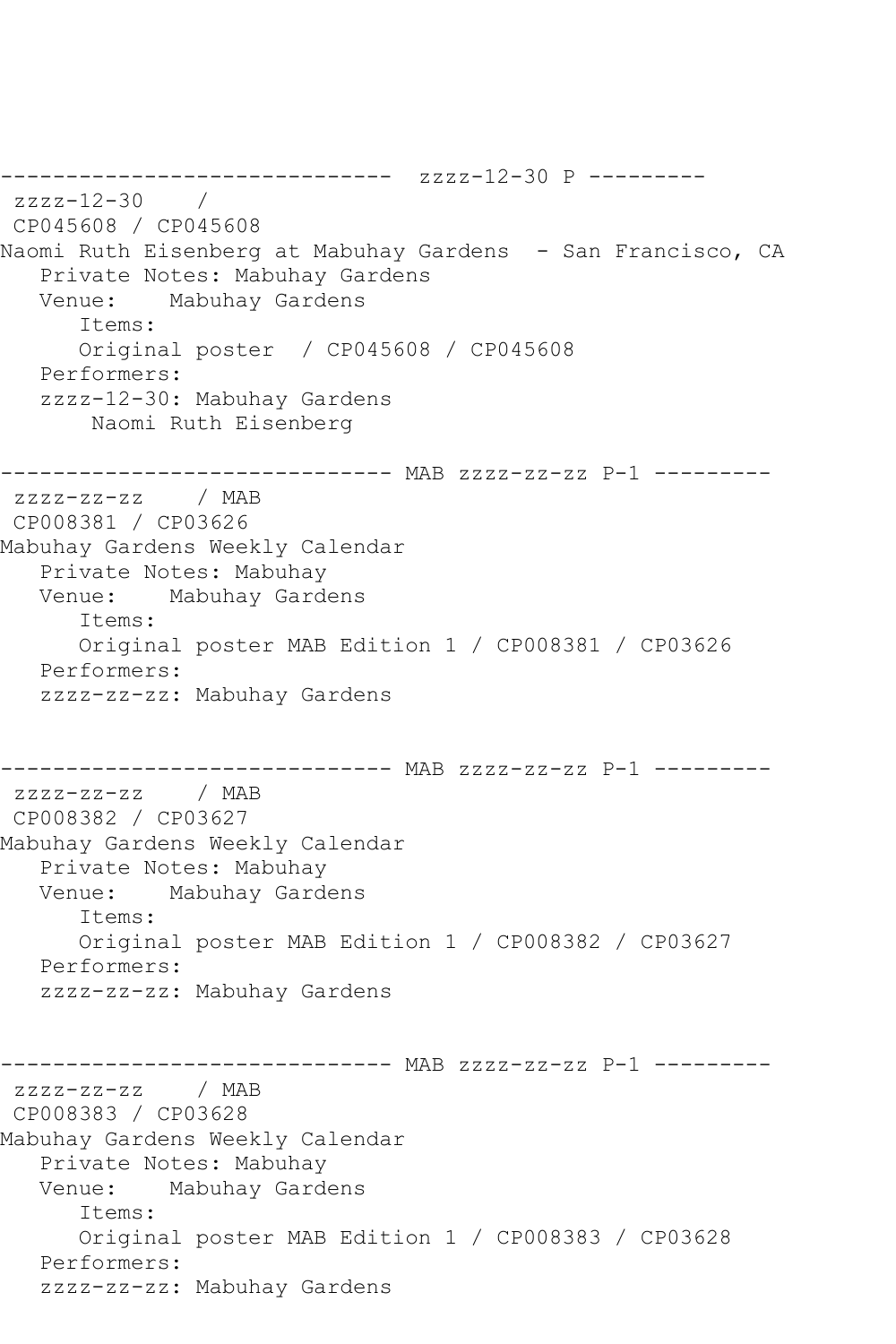```
------------------------------  zzzz-12-30 P ---------
 zzzz-12-30    /
 CP045608 / CP045608
Naomi Ruth Eisenberg at Mabuhay Gardens  - San Francisco, CA
   Private Notes: Mabuhay Gardens
   Venue:    Mabuhay Gardens
      Items:
      Original poster  / CP045608 / CP045608
   Performers:
   zzzz-12-30: Mabuhay Gardens
       Naomi Ruth Eisenberg

------------------------------ MAB zzzz-zz-zz P-1 ---------
 zzzz-zz-zz    / MAB
 CP008381 / CP03626
Mabuhay Gardens Weekly Calendar
   Private Notes: Mabuhay
   Venue:    Mabuhay Gardens
      Items:
      Original poster MAB Edition 1 / CP008381 / CP03626
   Performers:
   zzzz-zz-zz: Mabuhay Gardens


------------------------------ MAB zzzz-zz-zz P-1 ---------
 zzzz-zz-zz    / MAB
 CP008382 / CP03627
Mabuhay Gardens Weekly Calendar
   Private Notes: Mabuhay
   Venue:    Mabuhay Gardens
      Items:
      Original poster MAB Edition 1 / CP008382 / CP03627
   Performers:
   zzzz-zz-zz: Mabuhay Gardens


------------------------------ MAB zzzz-zz-zz P-1 ---------
 zzzz-zz-zz    / MAB
 CP008383 / CP03628
Mabuhay Gardens Weekly Calendar
   Private Notes: Mabuhay
   Venue:    Mabuhay Gardens
      Items:
      Original poster MAB Edition 1 / CP008383 / CP03628
   Performers:
   zzzz-zz-zz: Mabuhay Gardens
```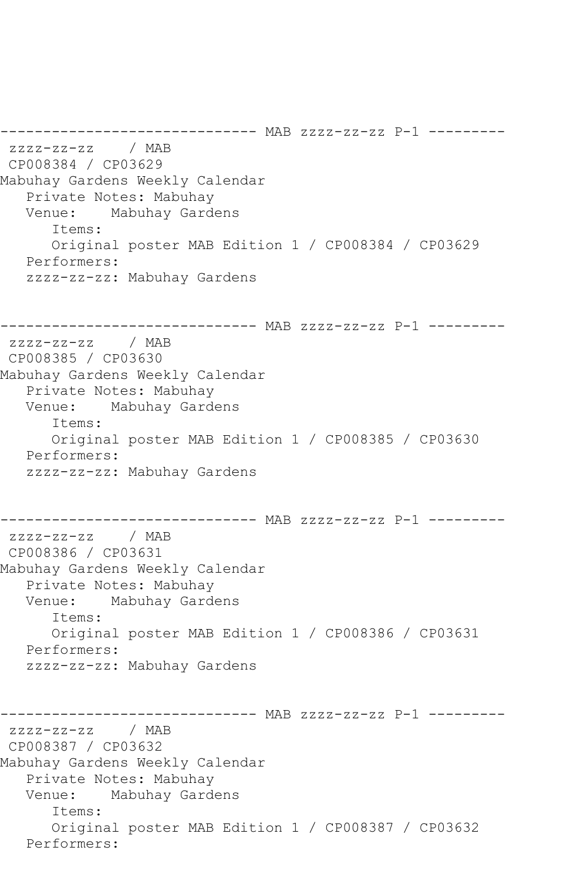```
------------------------------ MAB zzzz-zz-zz P-1 ---------
 zzzz-zz-zz    / MAB
 CP008384 / CP03629
Mabuhay Gardens Weekly Calendar
   Private Notes: Mabuhay
   Venue:    Mabuhay Gardens
      Items:
      Original poster MAB Edition 1 / CP008384 / CP03629
   Performers:
   zzzz-zz-zz: Mabuhay Gardens


------------------------------ MAB zzzz-zz-zz P-1 ---------
 zzzz-zz-zz    / MAB
 CP008385 / CP03630
Mabuhay Gardens Weekly Calendar
   Private Notes: Mabuhay
   Venue:    Mabuhay Gardens
      Items:
      Original poster MAB Edition 1 / CP008385 / CP03630
   Performers:
   zzzz-zz-zz: Mabuhay Gardens


------------------------------ MAB zzzz-zz-zz P-1 ---------
 zzzz-zz-zz    / MAB
 CP008386 / CP03631
Mabuhay Gardens Weekly Calendar
   Private Notes: Mabuhay
   Venue:    Mabuhay Gardens
      Items:
      Original poster MAB Edition 1 / CP008386 / CP03631
   Performers:
   zzzz-zz-zz: Mabuhay Gardens


------------------------------ MAB zzzz-zz-zz P-1 ---------
 zzzz-zz-zz    / MAB
 CP008387 / CP03632
Mabuhay Gardens Weekly Calendar
   Private Notes: Mabuhay
   Venue:    Mabuhay Gardens
      Items:
      Original poster MAB Edition 1 / CP008387 / CP03632
   Performers:
```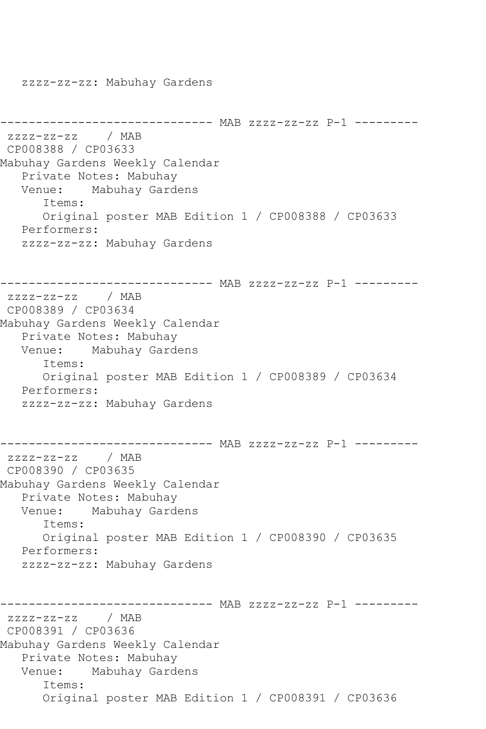zzzz-zz-zz: Mabuhay Gardens

------------------------------ MAB zzzz-zz-zz P-1 ---------

zzzz-zz-zz / MAB
CP008388 / CP03633
Mabuhay Gardens Weekly Calendar
Private Notes: Mabuhay
Venue: Mabuhay Gardens
Items:
Original poster MAB Edition 1 / CP008388 / CP03633
Performers:
zzzz-zz-zz: Mabuhay Gardens

------------------------------ MAB zzzz-zz-zz P-1 ---------

zzzz-zz-zz / MAB
CP008389 / CP03634
Mabuhay Gardens Weekly Calendar
Private Notes: Mabuhay
Venue: Mabuhay Gardens
Items:
Original poster MAB Edition 1 / CP008389 / CP03634
Performers:
zzzz-zz-zz: Mabuhay Gardens

------------------------------ MAB zzzz-zz-zz P-1 ---------

zzzz-zz-zz / MAB
CP008390 / CP03635
Mabuhay Gardens Weekly Calendar
Private Notes: Mabuhay
Venue: Mabuhay Gardens
Items:
Original poster MAB Edition 1 / CP008390 / CP03635
Performers:
zzzz-zz-zz: Mabuhay Gardens

------------------------------ MAB zzzz-zz-zz P-1 ---------

zzzz-zz-zz / MAB
CP008391 / CP03636
Mabuhay Gardens Weekly Calendar
Private Notes: Mabuhay
Venue: Mabuhay Gardens
Items:
Original poster MAB Edition 1 / CP008391 / CP03636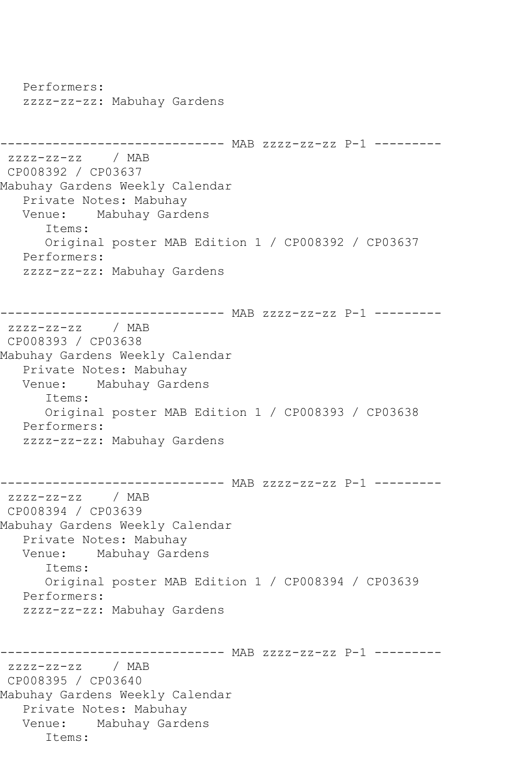```
   Performers:
   zzzz-zz-zz: Mabuhay Gardens


------------------------------ MAB zzzz-zz-zz P-1 ---------
 zzzz-zz-zz    / MAB
 CP008392 / CP03637
Mabuhay Gardens Weekly Calendar
   Private Notes: Mabuhay
   Venue:    Mabuhay Gardens
      Items:
      Original poster MAB Edition 1 / CP008392 / CP03637
   Performers:
   zzzz-zz-zz: Mabuhay Gardens


------------------------------ MAB zzzz-zz-zz P-1 ---------
 zzzz-zz-zz    / MAB
 CP008393 / CP03638
Mabuhay Gardens Weekly Calendar
   Private Notes: Mabuhay
   Venue:    Mabuhay Gardens
      Items:
      Original poster MAB Edition 1 / CP008393 / CP03638
   Performers:
   zzzz-zz-zz: Mabuhay Gardens


------------------------------ MAB zzzz-zz-zz P-1 ---------
 zzzz-zz-zz    / MAB
 CP008394 / CP03639
Mabuhay Gardens Weekly Calendar
   Private Notes: Mabuhay
   Venue:    Mabuhay Gardens
      Items:
      Original poster MAB Edition 1 / CP008394 / CP03639
   Performers:
   zzzz-zz-zz: Mabuhay Gardens


------------------------------ MAB zzzz-zz-zz P-1 ---------
 zzzz-zz-zz    / MAB
 CP008395 / CP03640
Mabuhay Gardens Weekly Calendar
   Private Notes: Mabuhay
   Venue:    Mabuhay Gardens
      Items:
```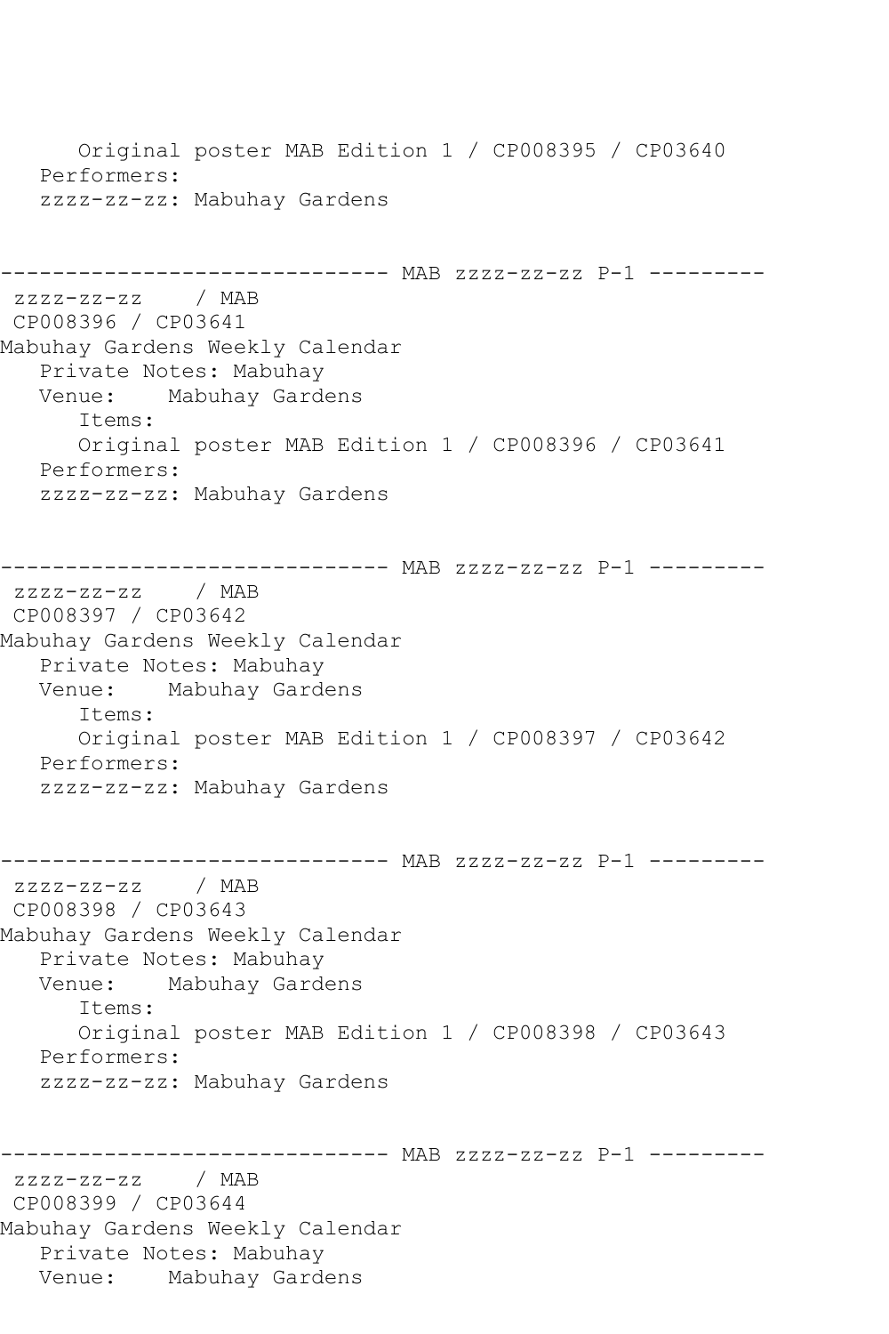```
      Original poster MAB Edition 1 / CP008395 / CP03640
   Performers:
   zzzz-zz-zz: Mabuhay Gardens


------------------------------ MAB zzzz-zz-zz P-1 ---------
 zzzz-zz-zz    / MAB
 CP008396 / CP03641
Mabuhay Gardens Weekly Calendar
   Private Notes: Mabuhay
   Venue:    Mabuhay Gardens
      Items:
      Original poster MAB Edition 1 / CP008396 / CP03641
   Performers:
   zzzz-zz-zz: Mabuhay Gardens


------------------------------ MAB zzzz-zz-zz P-1 ---------
 zzzz-zz-zz    / MAB
 CP008397 / CP03642
Mabuhay Gardens Weekly Calendar
   Private Notes: Mabuhay
   Venue:    Mabuhay Gardens
      Items:
      Original poster MAB Edition 1 / CP008397 / CP03642
   Performers:
   zzzz-zz-zz: Mabuhay Gardens


------------------------------ MAB zzzz-zz-zz P-1 ---------
 zzzz-zz-zz    / MAB
 CP008398 / CP03643
Mabuhay Gardens Weekly Calendar
   Private Notes: Mabuhay
   Venue:    Mabuhay Gardens
      Items:
      Original poster MAB Edition 1 / CP008398 / CP03643
   Performers:
   zzzz-zz-zz: Mabuhay Gardens


------------------------------ MAB zzzz-zz-zz P-1 ---------
 zzzz-zz-zz    / MAB
 CP008399 / CP03644
Mabuhay Gardens Weekly Calendar
   Private Notes: Mabuhay
   Venue:    Mabuhay Gardens
```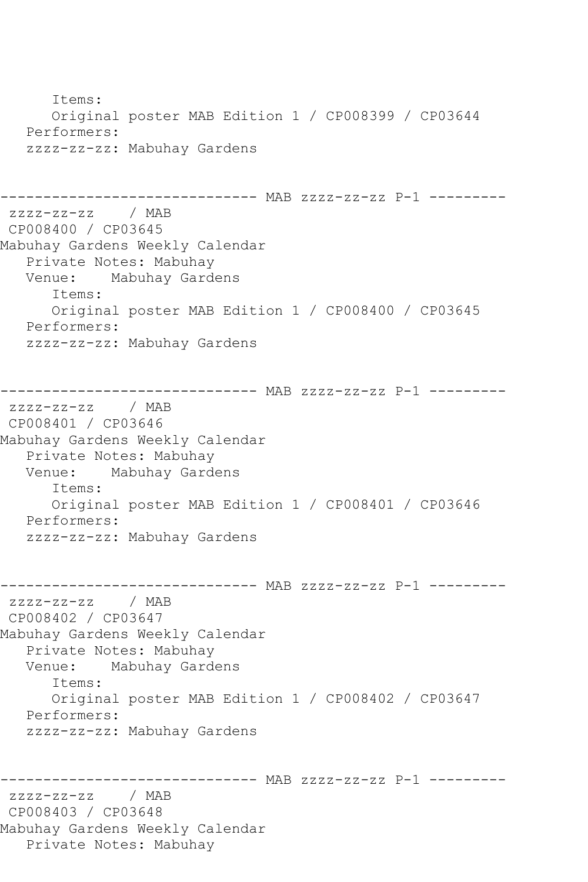```
      Items:
      Original poster MAB Edition 1 / CP008399 / CP03644
   Performers:
   zzzz-zz-zz: Mabuhay Gardens


------------------------------ MAB zzzz-zz-zz P-1 ---------
 zzzz-zz-zz    / MAB
 CP008400 / CP03645
Mabuhay Gardens Weekly Calendar
   Private Notes: Mabuhay
   Venue:    Mabuhay Gardens
      Items:
      Original poster MAB Edition 1 / CP008400 / CP03645
   Performers:
   zzzz-zz-zz: Mabuhay Gardens


------------------------------ MAB zzzz-zz-zz P-1 ---------
 zzzz-zz-zz    / MAB
 CP008401 / CP03646
Mabuhay Gardens Weekly Calendar
   Private Notes: Mabuhay
   Venue:    Mabuhay Gardens
      Items:
      Original poster MAB Edition 1 / CP008401 / CP03646
   Performers:
   zzzz-zz-zz: Mabuhay Gardens


------------------------------ MAB zzzz-zz-zz P-1 ---------
 zzzz-zz-zz    / MAB
 CP008402 / CP03647
Mabuhay Gardens Weekly Calendar
   Private Notes: Mabuhay
   Venue:    Mabuhay Gardens
      Items:
      Original poster MAB Edition 1 / CP008402 / CP03647
   Performers:
   zzzz-zz-zz: Mabuhay Gardens


------------------------------ MAB zzzz-zz-zz P-1 ---------
 zzzz-zz-zz    / MAB
 CP008403 / CP03648
Mabuhay Gardens Weekly Calendar
   Private Notes: Mabuhay
```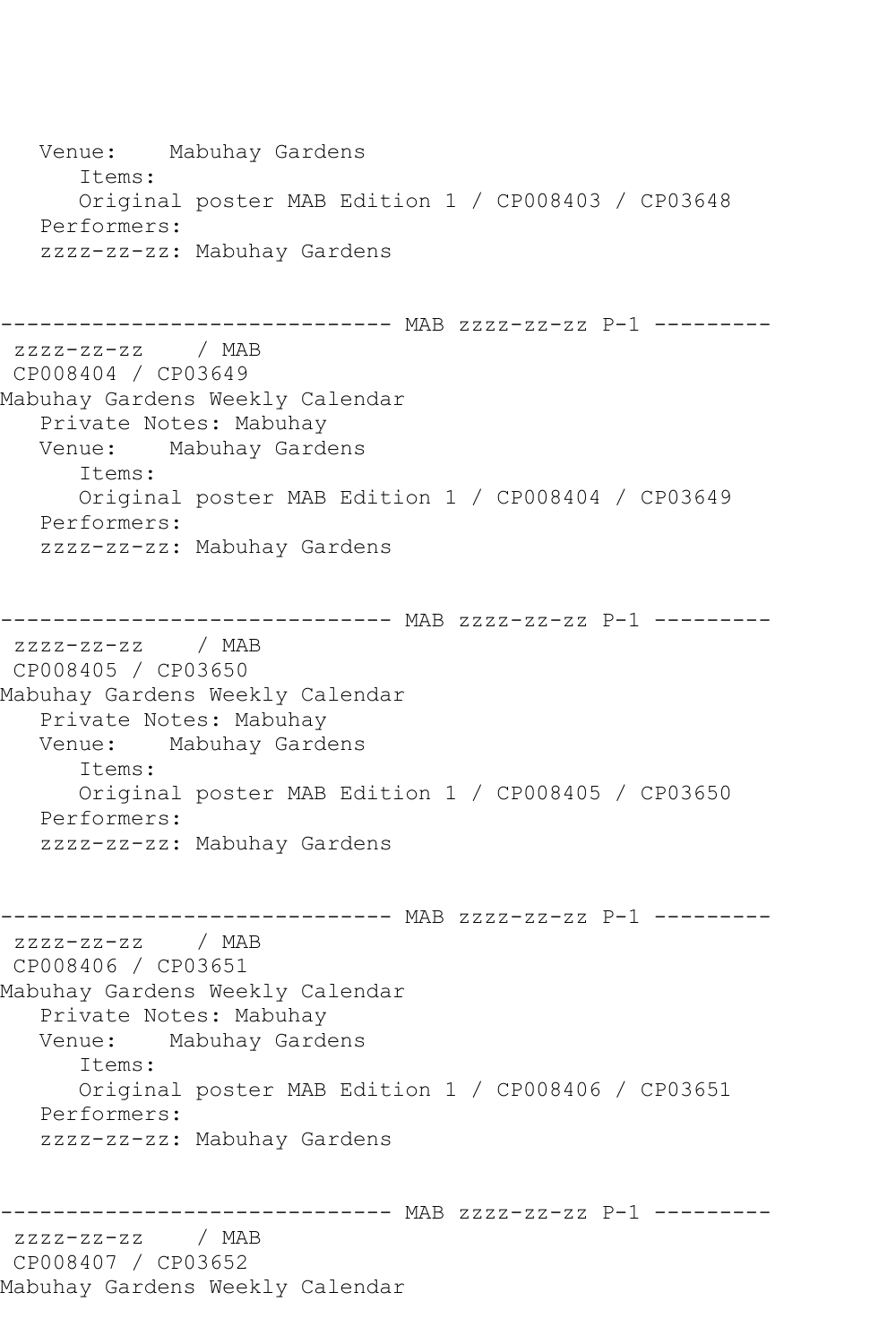```
   Venue:    Mabuhay Gardens
      Items:
      Original poster MAB Edition 1 / CP008403 / CP03648
   Performers:
   zzzz-zz-zz: Mabuhay Gardens


------------------------------ MAB zzzz-zz-zz P-1 ---------
 zzzz-zz-zz    / MAB
 CP008404 / CP03649
Mabuhay Gardens Weekly Calendar
   Private Notes: Mabuhay
   Venue:    Mabuhay Gardens
      Items:
      Original poster MAB Edition 1 / CP008404 / CP03649
   Performers:
   zzzz-zz-zz: Mabuhay Gardens


------------------------------ MAB zzzz-zz-zz P-1 ---------
 zzzz-zz-zz    / MAB
 CP008405 / CP03650
Mabuhay Gardens Weekly Calendar
   Private Notes: Mabuhay
   Venue:    Mabuhay Gardens
      Items:
      Original poster MAB Edition 1 / CP008405 / CP03650
   Performers:
   zzzz-zz-zz: Mabuhay Gardens


------------------------------ MAB zzzz-zz-zz P-1 ---------
 zzzz-zz-zz    / MAB
 CP008406 / CP03651
Mabuhay Gardens Weekly Calendar
   Private Notes: Mabuhay
   Venue:    Mabuhay Gardens
      Items:
      Original poster MAB Edition 1 / CP008406 / CP03651
   Performers:
   zzzz-zz-zz: Mabuhay Gardens


------------------------------ MAB zzzz-zz-zz P-1 ---------
 zzzz-zz-zz    / MAB
 CP008407 / CP03652
Mabuhay Gardens Weekly Calendar
```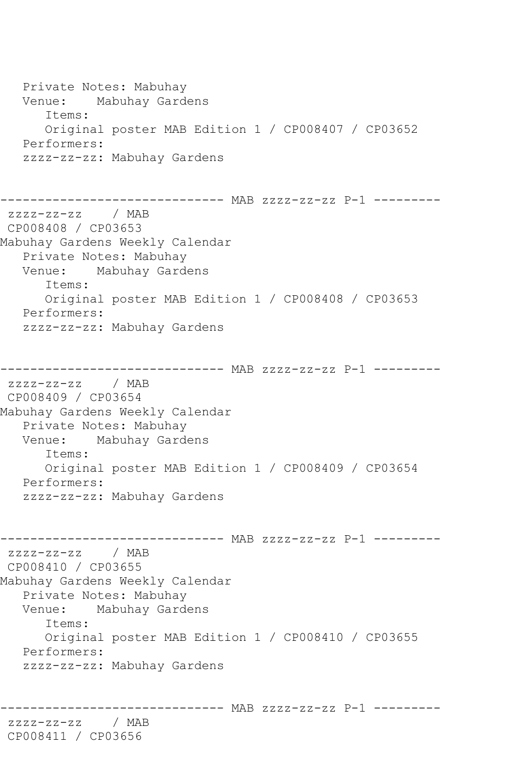```
   Private Notes: Mabuhay
   Venue:    Mabuhay Gardens
      Items:
      Original poster MAB Edition 1 / CP008407 / CP03652
   Performers:
   zzzz-zz-zz: Mabuhay Gardens


------------------------------ MAB zzzz-zz-zz P-1 ---------
 zzzz-zz-zz    / MAB
 CP008408 / CP03653
Mabuhay Gardens Weekly Calendar
   Private Notes: Mabuhay
   Venue:    Mabuhay Gardens
      Items:
      Original poster MAB Edition 1 / CP008408 / CP03653
   Performers:
   zzzz-zz-zz: Mabuhay Gardens


------------------------------ MAB zzzz-zz-zz P-1 ---------
 zzzz-zz-zz    / MAB
 CP008409 / CP03654
Mabuhay Gardens Weekly Calendar
   Private Notes: Mabuhay
   Venue:    Mabuhay Gardens
      Items:
      Original poster MAB Edition 1 / CP008409 / CP03654
   Performers:
   zzzz-zz-zz: Mabuhay Gardens


------------------------------ MAB zzzz-zz-zz P-1 ---------
 zzzz-zz-zz    / MAB
 CP008410 / CP03655
Mabuhay Gardens Weekly Calendar
   Private Notes: Mabuhay
   Venue:    Mabuhay Gardens
      Items:
      Original poster MAB Edition 1 / CP008410 / CP03655
   Performers:
   zzzz-zz-zz: Mabuhay Gardens


------------------------------ MAB zzzz-zz-zz P-1 ---------
 zzzz-zz-zz    / MAB
 CP008411 / CP03656
```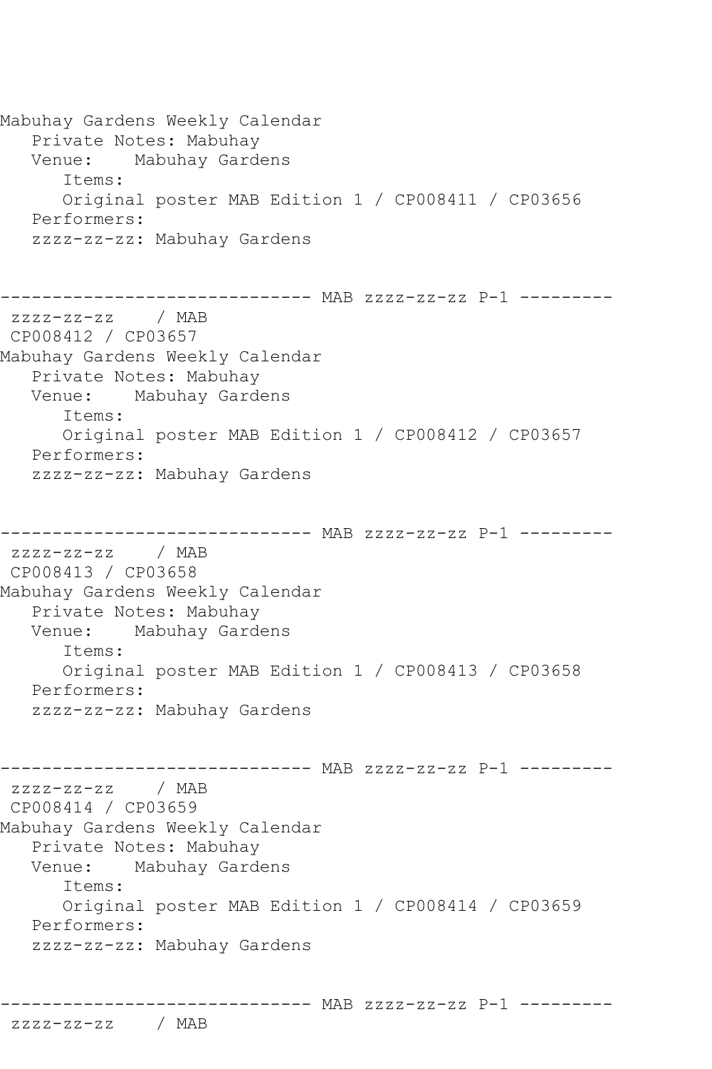Mabuhay Gardens Weekly Calendar
   Private Notes: Mabuhay
   Venue:    Mabuhay Gardens
      Items:
      Original poster MAB Edition 1 / CP008411 / CP03656
   Performers:
   zzzz-zz-zz: Mabuhay Gardens

------------------------------ MAB zzzz-zz-zz P-1 ---------
 zzzz-zz-zz    / MAB
 CP008412 / CP03657
Mabuhay Gardens Weekly Calendar
   Private Notes: Mabuhay
   Venue:    Mabuhay Gardens
      Items:
      Original poster MAB Edition 1 / CP008412 / CP03657
   Performers:
   zzzz-zz-zz: Mabuhay Gardens

------------------------------ MAB zzzz-zz-zz P-1 ---------
 zzzz-zz-zz    / MAB
 CP008413 / CP03658
Mabuhay Gardens Weekly Calendar
   Private Notes: Mabuhay
   Venue:    Mabuhay Gardens
      Items:
      Original poster MAB Edition 1 / CP008413 / CP03658
   Performers:
   zzzz-zz-zz: Mabuhay Gardens

------------------------------ MAB zzzz-zz-zz P-1 ---------
 zzzz-zz-zz    / MAB
 CP008414 / CP03659
Mabuhay Gardens Weekly Calendar
   Private Notes: Mabuhay
   Venue:    Mabuhay Gardens
      Items:
      Original poster MAB Edition 1 / CP008414 / CP03659
   Performers:
   zzzz-zz-zz: Mabuhay Gardens

------------------------------ MAB zzzz-zz-zz P-1 ---------
 zzzz-zz-zz    / MAB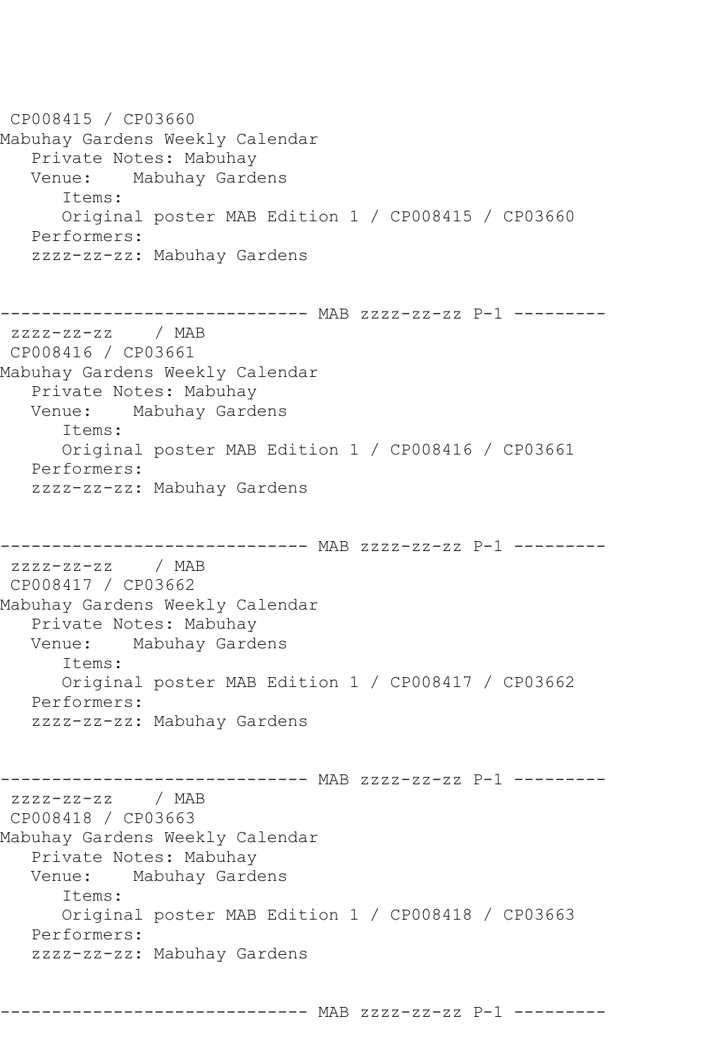```
 CP008415 / CP03660
Mabuhay Gardens Weekly Calendar
   Private Notes: Mabuhay
   Venue:    Mabuhay Gardens
      Items:
      Original poster MAB Edition 1 / CP008415 / CP03660
   Performers:
   zzzz-zz-zz: Mabuhay Gardens


------------------------------ MAB zzzz-zz-zz P-1 ---------
 zzzz-zz-zz    / MAB
 CP008416 / CP03661
Mabuhay Gardens Weekly Calendar
   Private Notes: Mabuhay
   Venue:    Mabuhay Gardens
      Items:
      Original poster MAB Edition 1 / CP008416 / CP03661
   Performers:
   zzzz-zz-zz: Mabuhay Gardens


------------------------------ MAB zzzz-zz-zz P-1 ---------
 zzzz-zz-zz    / MAB
 CP008417 / CP03662
Mabuhay Gardens Weekly Calendar
   Private Notes: Mabuhay
   Venue:    Mabuhay Gardens
      Items:
      Original poster MAB Edition 1 / CP008417 / CP03662
   Performers:
   zzzz-zz-zz: Mabuhay Gardens


------------------------------ MAB zzzz-zz-zz P-1 ---------
 zzzz-zz-zz    / MAB
 CP008418 / CP03663
Mabuhay Gardens Weekly Calendar
   Private Notes: Mabuhay
   Venue:    Mabuhay Gardens
      Items:
      Original poster MAB Edition 1 / CP008418 / CP03663
   Performers:
   zzzz-zz-zz: Mabuhay Gardens


------------------------------ MAB zzzz-zz-zz P-1 ---------
```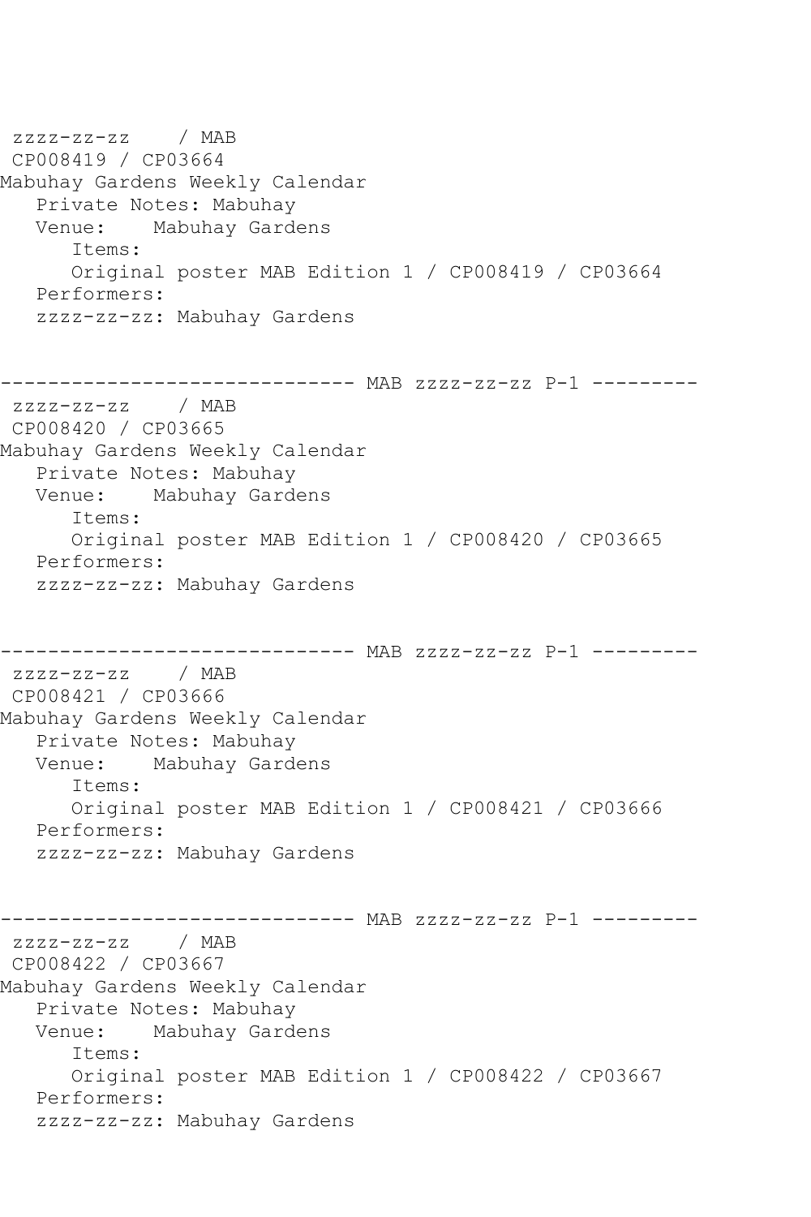```
 zzzz-zz-zz    / MAB
 CP008419 / CP03664
Mabuhay Gardens Weekly Calendar
   Private Notes: Mabuhay
   Venue:    Mabuhay Gardens
      Items:
      Original poster MAB Edition 1 / CP008419 / CP03664
   Performers:
   zzzz-zz-zz: Mabuhay Gardens


------------------------------ MAB zzzz-zz-zz P-1 ---------
 zzzz-zz-zz    / MAB
 CP008420 / CP03665
Mabuhay Gardens Weekly Calendar
   Private Notes: Mabuhay
   Venue:    Mabuhay Gardens
      Items:
      Original poster MAB Edition 1 / CP008420 / CP03665
   Performers:
   zzzz-zz-zz: Mabuhay Gardens


------------------------------ MAB zzzz-zz-zz P-1 ---------
 zzzz-zz-zz    / MAB
 CP008421 / CP03666
Mabuhay Gardens Weekly Calendar
   Private Notes: Mabuhay
   Venue:    Mabuhay Gardens
      Items:
      Original poster MAB Edition 1 / CP008421 / CP03666
   Performers:
   zzzz-zz-zz: Mabuhay Gardens


------------------------------ MAB zzzz-zz-zz P-1 ---------
 zzzz-zz-zz    / MAB
 CP008422 / CP03667
Mabuhay Gardens Weekly Calendar
   Private Notes: Mabuhay
   Venue:    Mabuhay Gardens
      Items:
      Original poster MAB Edition 1 / CP008422 / CP03667
   Performers:
   zzzz-zz-zz: Mabuhay Gardens
```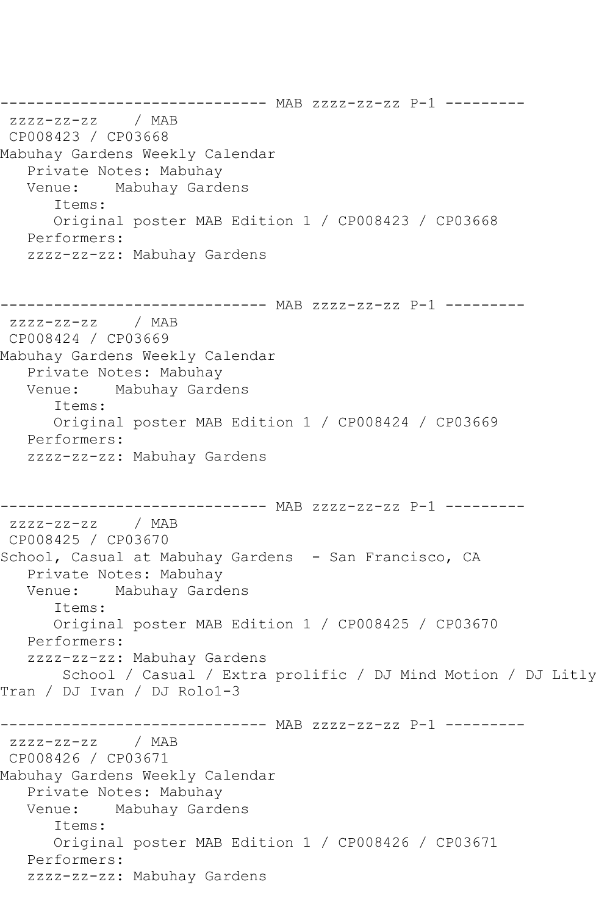------------------------------ MAB zzzz-zz-zz P-1 ---------
zzzz-zz-zz / MAB
CP008423 / CP03668
Mabuhay Gardens Weekly Calendar
Private Notes: Mabuhay
Venue: Mabuhay Gardens
Items:
Original poster MAB Edition 1 / CP008423 / CP03668
Performers:
zzzz-zz-zz: Mabuhay Gardens

------------------------------ MAB zzzz-zz-zz P-1 ---------
zzzz-zz-zz / MAB
CP008424 / CP03669
Mabuhay Gardens Weekly Calendar
Private Notes: Mabuhay
Venue: Mabuhay Gardens
Items:
Original poster MAB Edition 1 / CP008424 / CP03669
Performers:
zzzz-zz-zz: Mabuhay Gardens

------------------------------ MAB zzzz-zz-zz P-1 ---------
zzzz-zz-zz / MAB
CP008425 / CP03670
School, Casual at Mabuhay Gardens - San Francisco, CA
Private Notes: Mabuhay
Venue: Mabuhay Gardens
Items:
Original poster MAB Edition 1 / CP008425 / CP03670
Performers:
zzzz-zz-zz: Mabuhay Gardens
School / Casual / Extra prolific / DJ Mind Motion / DJ Litly Tran / DJ Ivan / DJ Rolo1-3

------------------------------ MAB zzzz-zz-zz P-1 ---------
zzzz-zz-zz / MAB
CP008426 / CP03671
Mabuhay Gardens Weekly Calendar
Private Notes: Mabuhay
Venue: Mabuhay Gardens
Items:
Original poster MAB Edition 1 / CP008426 / CP03671
Performers:
zzzz-zz-zz: Mabuhay Gardens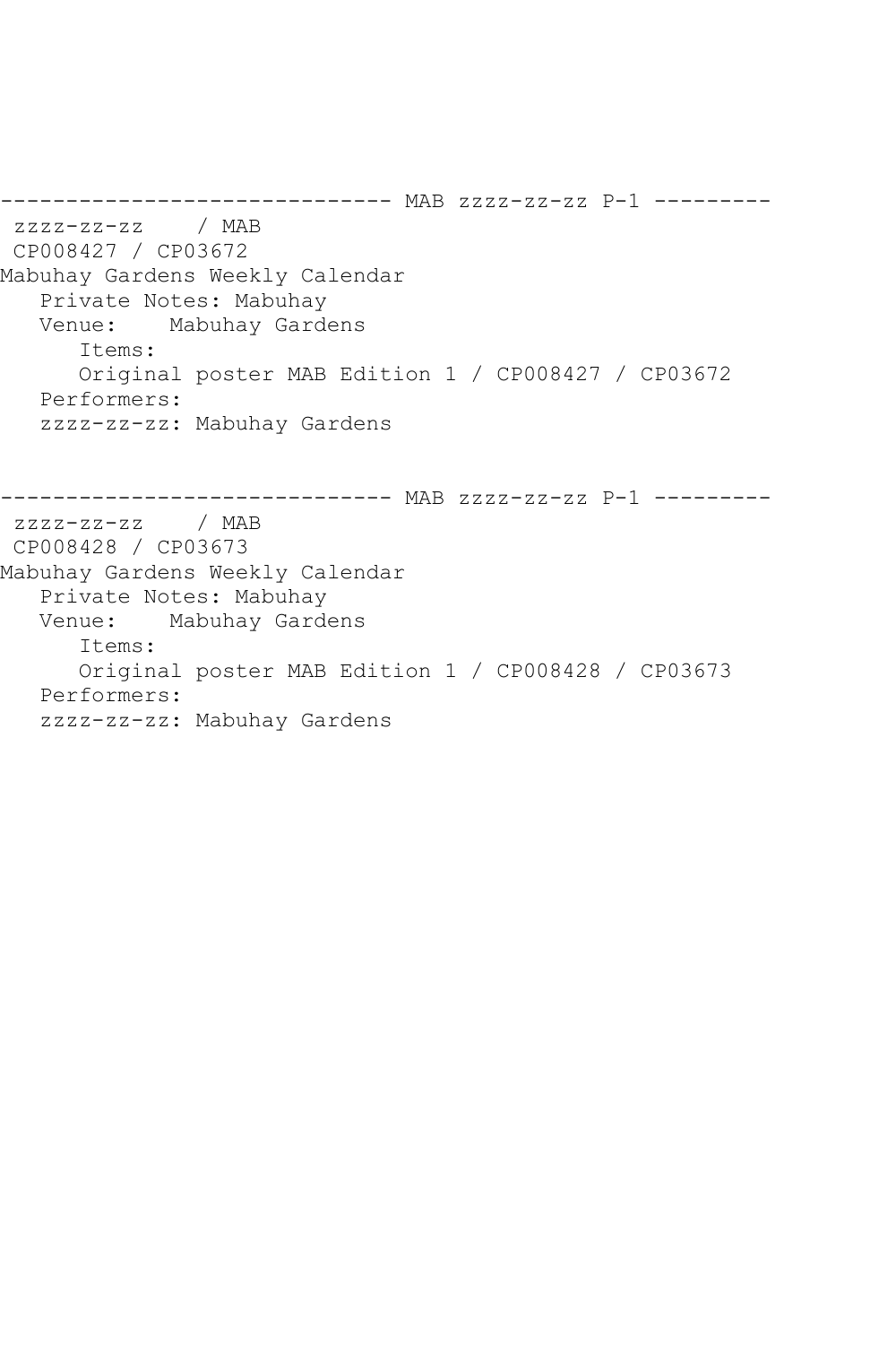```
------------------------------ MAB zzzz-zz-zz P-1 ---------
 zzzz-zz-zz    / MAB
 CP008427 / CP03672
Mabuhay Gardens Weekly Calendar
   Private Notes: Mabuhay
   Venue:    Mabuhay Gardens
      Items:
      Original poster MAB Edition 1 / CP008427 / CP03672
   Performers:
   zzzz-zz-zz: Mabuhay Gardens


------------------------------ MAB zzzz-zz-zz P-1 ---------
 zzzz-zz-zz    / MAB
 CP008428 / CP03673
Mabuhay Gardens Weekly Calendar
   Private Notes: Mabuhay
   Venue:    Mabuhay Gardens
      Items:
      Original poster MAB Edition 1 / CP008428 / CP03673
   Performers:
   zzzz-zz-zz: Mabuhay Gardens
```